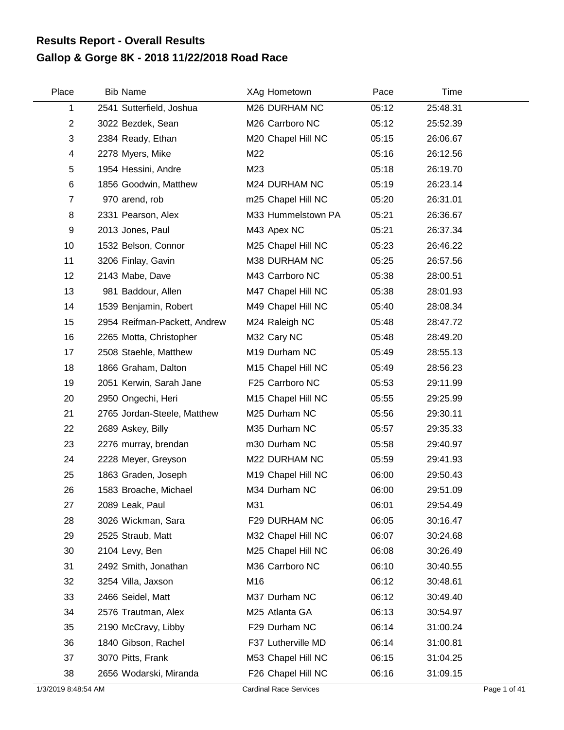# Results Report - Overall Results

## Gallop & Gorge 8K - 2018 11/22/2018 Road Race

| Place | Bib | Name | XAg | Hometown | Pace | Time |
|---|---|---|---|---|---|---|
| 1 | 2541 | Sutterfield, Joshua | M26 | DURHAM NC | 05:12 | 25:48.31 |
| 2 | 3022 | Bezdek, Sean | M26 | Carrboro NC | 05:12 | 25:52.39 |
| 3 | 2384 | Ready, Ethan | M20 | Chapel Hill NC | 05:15 | 26:06.67 |
| 4 | 2278 | Myers, Mike | M22 | | 05:16 | 26:12.56 |
| 5 | 1954 | Hessini, Andre | M23 | | 05:18 | 26:19.70 |
| 6 | 1856 | Goodwin, Matthew | M24 | DURHAM NC | 05:19 | 26:23.14 |
| 7 | 970 | arend, rob | m25 | Chapel Hill NC | 05:20 | 26:31.01 |
| 8 | 2331 | Pearson, Alex | M33 | Hummelstown PA | 05:21 | 26:36.67 |
| 9 | 2013 | Jones, Paul | M43 | Apex NC | 05:21 | 26:37.34 |
| 10 | 1532 | Belson, Connor | M25 | Chapel Hill NC | 05:23 | 26:46.22 |
| 11 | 3206 | Finlay, Gavin | M38 | DURHAM NC | 05:25 | 26:57.56 |
| 12 | 2143 | Mabe, Dave | M43 | Carrboro NC | 05:38 | 28:00.51 |
| 13 | 981 | Baddour, Allen | M47 | Chapel Hill NC | 05:38 | 28:01.93 |
| 14 | 1539 | Benjamin, Robert | M49 | Chapel Hill NC | 05:40 | 28:08.34 |
| 15 | 2954 | Reifman-Packett, Andrew | M24 | Raleigh NC | 05:48 | 28:47.72 |
| 16 | 2265 | Motta, Christopher | M32 | Cary NC | 05:48 | 28:49.20 |
| 17 | 2508 | Staehle, Matthew | M19 | Durham NC | 05:49 | 28:55.13 |
| 18 | 1866 | Graham, Dalton | M15 | Chapel Hill NC | 05:49 | 28:56.23 |
| 19 | 2051 | Kerwin, Sarah Jane | F25 | Carrboro NC | 05:53 | 29:11.99 |
| 20 | 2950 | Ongechi, Heri | M15 | Chapel Hill NC | 05:55 | 29:25.99 |
| 21 | 2765 | Jordan-Steele, Matthew | M25 | Durham NC | 05:56 | 29:30.11 |
| 22 | 2689 | Askey, Billy | M35 | Durham NC | 05:57 | 29:35.33 |
| 23 | 2276 | murray, brendan | m30 | Durham NC | 05:58 | 29:40.97 |
| 24 | 2228 | Meyer, Greyson | M22 | DURHAM NC | 05:59 | 29:41.93 |
| 25 | 1863 | Graden, Joseph | M19 | Chapel Hill NC | 06:00 | 29:50.43 |
| 26 | 1583 | Broache, Michael | M34 | Durham NC | 06:00 | 29:51.09 |
| 27 | 2089 | Leak, Paul | M31 | | 06:01 | 29:54.49 |
| 28 | 3026 | Wickman, Sara | F29 | DURHAM NC | 06:05 | 30:16.47 |
| 29 | 2525 | Straub, Matt | M32 | Chapel Hill NC | 06:07 | 30:24.68 |
| 30 | 2104 | Levy, Ben | M25 | Chapel Hill NC | 06:08 | 30:26.49 |
| 31 | 2492 | Smith, Jonathan | M36 | Carrboro NC | 06:10 | 30:40.55 |
| 32 | 3254 | Villa, Jaxson | M16 | | 06:12 | 30:48.61 |
| 33 | 2466 | Seidel, Matt | M37 | Durham NC | 06:12 | 30:49.40 |
| 34 | 2576 | Trautman, Alex | M25 | Atlanta GA | 06:13 | 30:54.97 |
| 35 | 2190 | McCravy, Libby | F29 | Durham NC | 06:14 | 31:00.24 |
| 36 | 1840 | Gibson, Rachel | F37 | Lutherville MD | 06:14 | 31:00.81 |
| 37 | 3070 | Pitts, Frank | M53 | Chapel Hill NC | 06:15 | 31:04.25 |
| 38 | 2656 | Wodarski, Miranda | F26 | Chapel Hill NC | 06:16 | 31:09.15 |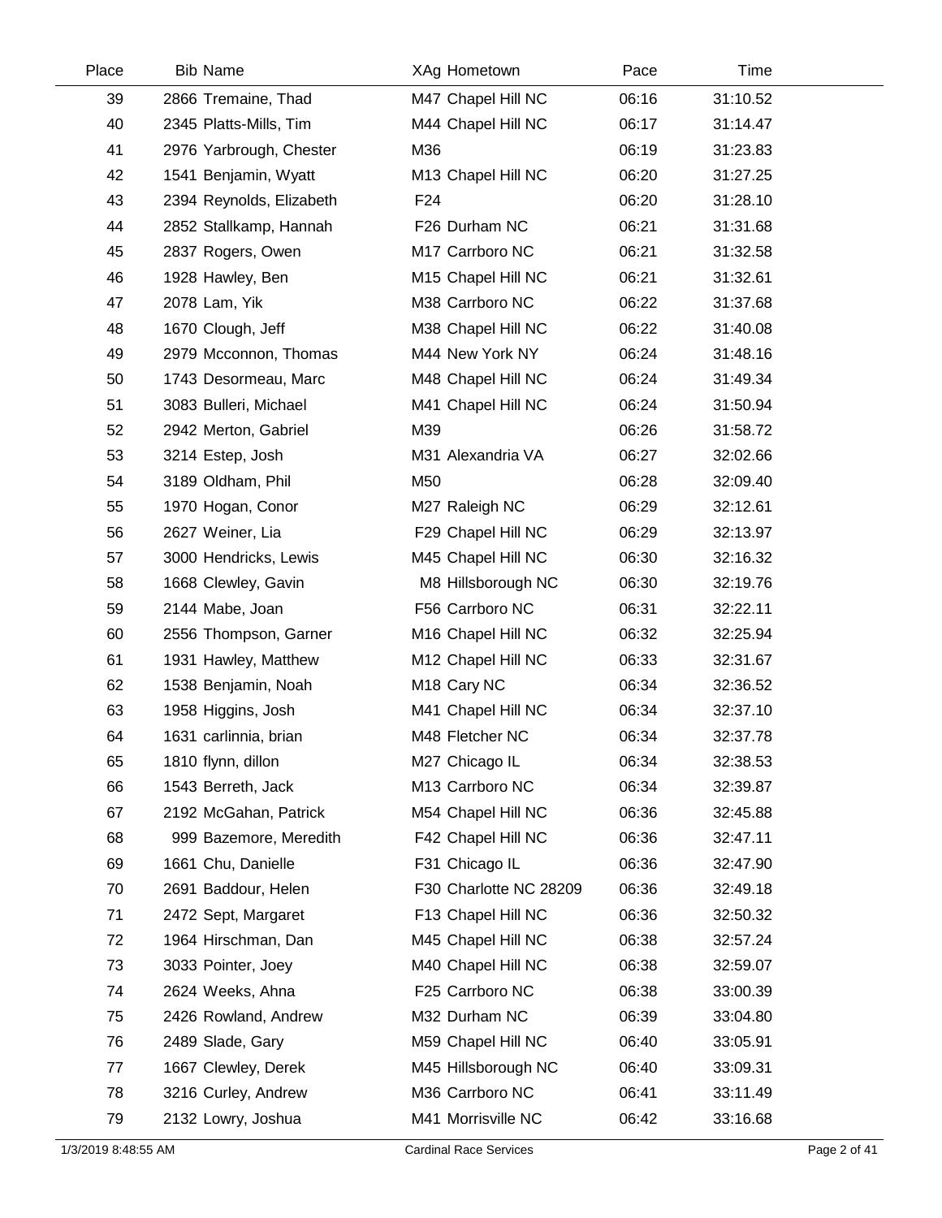| Place | Bib | Name | XAg | Hometown | Pace | Time |
|---|---|---|---|---|---|---|
| 39 | 2866 | Tremaine, Thad | M47 | Chapel Hill NC | 06:16 | 31:10.52 |
| 40 | 2345 | Platts-Mills, Tim | M44 | Chapel Hill NC | 06:17 | 31:14.47 |
| 41 | 2976 | Yarbrough, Chester | M36 | | 06:19 | 31:23.83 |
| 42 | 1541 | Benjamin, Wyatt | M13 | Chapel Hill NC | 06:20 | 31:27.25 |
| 43 | 2394 | Reynolds, Elizabeth | F24 | | 06:20 | 31:28.10 |
| 44 | 2852 | Stallkamp, Hannah | F26 | Durham NC | 06:21 | 31:31.68 |
| 45 | 2837 | Rogers, Owen | M17 | Carrboro NC | 06:21 | 31:32.58 |
| 46 | 1928 | Hawley, Ben | M15 | Chapel Hill NC | 06:21 | 31:32.61 |
| 47 | 2078 | Lam, Yik | M38 | Carrboro NC | 06:22 | 31:37.68 |
| 48 | 1670 | Clough, Jeff | M38 | Chapel Hill NC | 06:22 | 31:40.08 |
| 49 | 2979 | Mcconnon, Thomas | M44 | New York NY | 06:24 | 31:48.16 |
| 50 | 1743 | Desormeau, Marc | M48 | Chapel Hill NC | 06:24 | 31:49.34 |
| 51 | 3083 | Bulleri, Michael | M41 | Chapel Hill NC | 06:24 | 31:50.94 |
| 52 | 2942 | Merton, Gabriel | M39 | | 06:26 | 31:58.72 |
| 53 | 3214 | Estep, Josh | M31 | Alexandria VA | 06:27 | 32:02.66 |
| 54 | 3189 | Oldham, Phil | M50 | | 06:28 | 32:09.40 |
| 55 | 1970 | Hogan, Conor | M27 | Raleigh NC | 06:29 | 32:12.61 |
| 56 | 2627 | Weiner, Lia | F29 | Chapel Hill NC | 06:29 | 32:13.97 |
| 57 | 3000 | Hendricks, Lewis | M45 | Chapel Hill NC | 06:30 | 32:16.32 |
| 58 | 1668 | Clewley, Gavin | M8 | Hillsborough NC | 06:30 | 32:19.76 |
| 59 | 2144 | Mabe, Joan | F56 | Carrboro NC | 06:31 | 32:22.11 |
| 60 | 2556 | Thompson, Garner | M16 | Chapel Hill NC | 06:32 | 32:25.94 |
| 61 | 1931 | Hawley, Matthew | M12 | Chapel Hill NC | 06:33 | 32:31.67 |
| 62 | 1538 | Benjamin, Noah | M18 | Cary NC | 06:34 | 32:36.52 |
| 63 | 1958 | Higgins, Josh | M41 | Chapel Hill NC | 06:34 | 32:37.10 |
| 64 | 1631 | carlinnia, brian | M48 | Fletcher NC | 06:34 | 32:37.78 |
| 65 | 1810 | flynn, dillon | M27 | Chicago IL | 06:34 | 32:38.53 |
| 66 | 1543 | Berreth, Jack | M13 | Carrboro NC | 06:34 | 32:39.87 |
| 67 | 2192 | McGahan, Patrick | M54 | Chapel Hill NC | 06:36 | 32:45.88 |
| 68 | 999 | Bazemore, Meredith | F42 | Chapel Hill NC | 06:36 | 32:47.11 |
| 69 | 1661 | Chu, Danielle | F31 | Chicago IL | 06:36 | 32:47.90 |
| 70 | 2691 | Baddour, Helen | F30 | Charlotte NC 28209 | 06:36 | 32:49.18 |
| 71 | 2472 | Sept, Margaret | F13 | Chapel Hill NC | 06:36 | 32:50.32 |
| 72 | 1964 | Hirschman, Dan | M45 | Chapel Hill NC | 06:38 | 32:57.24 |
| 73 | 3033 | Pointer, Joey | M40 | Chapel Hill NC | 06:38 | 32:59.07 |
| 74 | 2624 | Weeks, Ahna | F25 | Carrboro NC | 06:38 | 33:00.39 |
| 75 | 2426 | Rowland, Andrew | M32 | Durham NC | 06:39 | 33:04.80 |
| 76 | 2489 | Slade, Gary | M59 | Chapel Hill NC | 06:40 | 33:05.91 |
| 77 | 1667 | Clewley, Derek | M45 | Hillsborough NC | 06:40 | 33:09.31 |
| 78 | 3216 | Curley, Andrew | M36 | Carrboro NC | 06:41 | 33:11.49 |
| 79 | 2132 | Lowry, Joshua | M41 | Morrisville NC | 06:42 | 33:16.68 |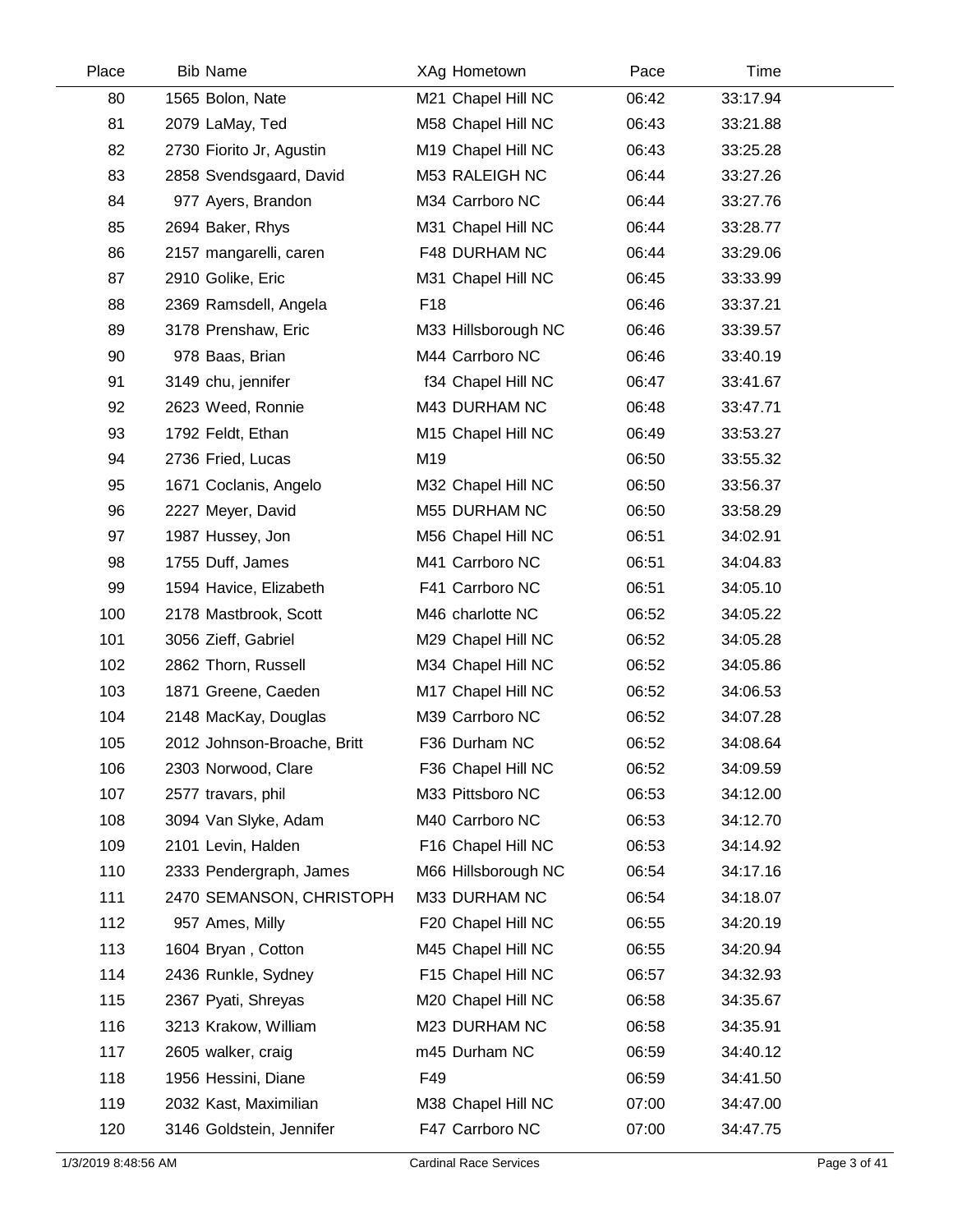| Place | Bib | Name | XAg | Hometown | Pace | Time |
|---|---|---|---|---|---|---|
| 80 | 1565 | Bolon, Nate | M21 | Chapel Hill NC | 06:42 | 33:17.94 |
| 81 | 2079 | LaMay, Ted | M58 | Chapel Hill NC | 06:43 | 33:21.88 |
| 82 | 2730 | Fiorito Jr, Agustin | M19 | Chapel Hill NC | 06:43 | 33:25.28 |
| 83 | 2858 | Svendsgaard, David | M53 | RALEIGH NC | 06:44 | 33:27.26 |
| 84 | 977 | Ayers, Brandon | M34 | Carrboro NC | 06:44 | 33:27.76 |
| 85 | 2694 | Baker, Rhys | M31 | Chapel Hill NC | 06:44 | 33:28.77 |
| 86 | 2157 | mangarelli, caren | F48 | DURHAM NC | 06:44 | 33:29.06 |
| 87 | 2910 | Golike, Eric | M31 | Chapel Hill NC | 06:45 | 33:33.99 |
| 88 | 2369 | Ramsdell, Angela | F18 | | 06:46 | 33:37.21 |
| 89 | 3178 | Prenshaw, Eric | M33 | Hillsborough NC | 06:46 | 33:39.57 |
| 90 | 978 | Baas, Brian | M44 | Carrboro NC | 06:46 | 33:40.19 |
| 91 | 3149 | chu, jennifer | f34 | Chapel Hill NC | 06:47 | 33:41.67 |
| 92 | 2623 | Weed, Ronnie | M43 | DURHAM NC | 06:48 | 33:47.71 |
| 93 | 1792 | Feldt, Ethan | M15 | Chapel Hill NC | 06:49 | 33:53.27 |
| 94 | 2736 | Fried, Lucas | M19 | | 06:50 | 33:55.32 |
| 95 | 1671 | Coclanis, Angelo | M32 | Chapel Hill NC | 06:50 | 33:56.37 |
| 96 | 2227 | Meyer, David | M55 | DURHAM NC | 06:50 | 33:58.29 |
| 97 | 1987 | Hussey, Jon | M56 | Chapel Hill NC | 06:51 | 34:02.91 |
| 98 | 1755 | Duff, James | M41 | Carrboro NC | 06:51 | 34:04.83 |
| 99 | 1594 | Havice, Elizabeth | F41 | Carrboro NC | 06:51 | 34:05.10 |
| 100 | 2178 | Mastbrook, Scott | M46 | charlotte NC | 06:52 | 34:05.22 |
| 101 | 3056 | Zieff, Gabriel | M29 | Chapel Hill NC | 06:52 | 34:05.28 |
| 102 | 2862 | Thorn, Russell | M34 | Chapel Hill NC | 06:52 | 34:05.86 |
| 103 | 1871 | Greene, Caeden | M17 | Chapel Hill NC | 06:52 | 34:06.53 |
| 104 | 2148 | MacKay, Douglas | M39 | Carrboro NC | 06:52 | 34:07.28 |
| 105 | 2012 | Johnson-Broache, Britt | F36 | Durham NC | 06:52 | 34:08.64 |
| 106 | 2303 | Norwood, Clare | F36 | Chapel Hill NC | 06:52 | 34:09.59 |
| 107 | 2577 | travars, phil | M33 | Pittsboro NC | 06:53 | 34:12.00 |
| 108 | 3094 | Van Slyke, Adam | M40 | Carrboro NC | 06:53 | 34:12.70 |
| 109 | 2101 | Levin, Halden | F16 | Chapel Hill NC | 06:53 | 34:14.92 |
| 110 | 2333 | Pendergraph, James | M66 | Hillsborough NC | 06:54 | 34:17.16 |
| 111 | 2470 | SEMANSON, CHRISTOPH | M33 | DURHAM NC | 06:54 | 34:18.07 |
| 112 | 957 | Ames, Milly | F20 | Chapel Hill NC | 06:55 | 34:20.19 |
| 113 | 1604 | Bryan , Cotton | M45 | Chapel Hill NC | 06:55 | 34:20.94 |
| 114 | 2436 | Runkle, Sydney | F15 | Chapel Hill NC | 06:57 | 34:32.93 |
| 115 | 2367 | Pyati, Shreyas | M20 | Chapel Hill NC | 06:58 | 34:35.67 |
| 116 | 3213 | Krakow, William | M23 | DURHAM NC | 06:58 | 34:35.91 |
| 117 | 2605 | walker, craig | m45 | Durham NC | 06:59 | 34:40.12 |
| 118 | 1956 | Hessini, Diane | F49 | | 06:59 | 34:41.50 |
| 119 | 2032 | Kast, Maximilian | M38 | Chapel Hill NC | 07:00 | 34:47.00 |
| 120 | 3146 | Goldstein, Jennifer | F47 | Carrboro NC | 07:00 | 34:47.75 |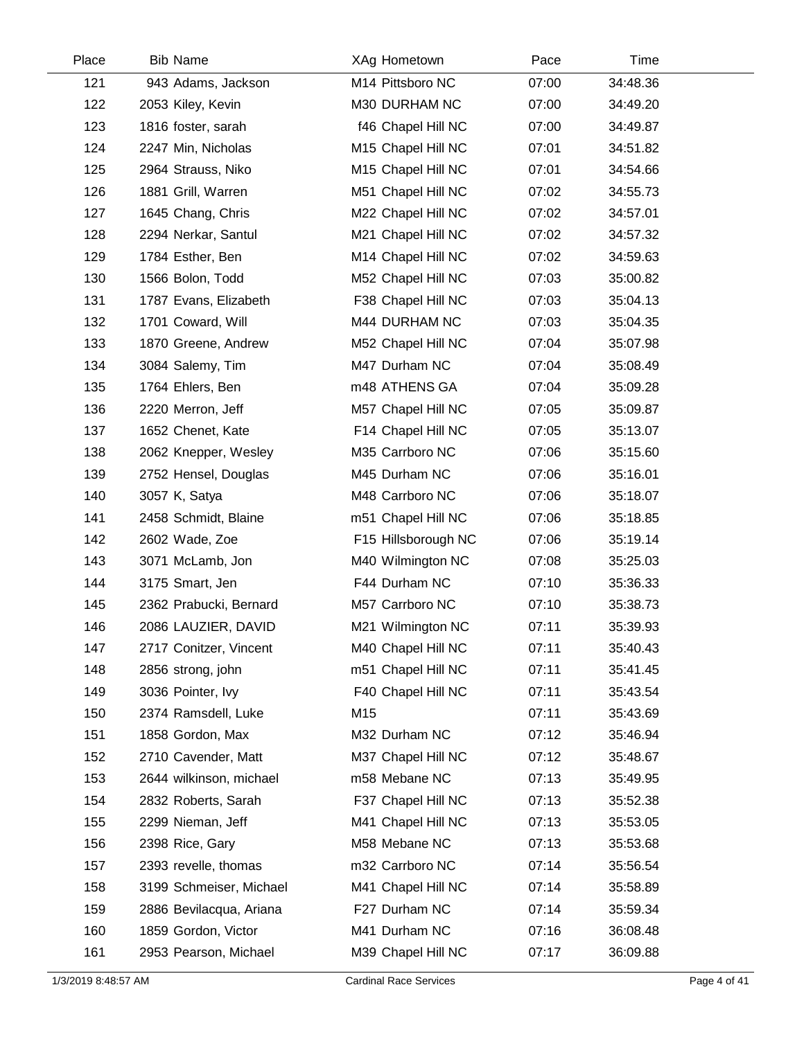| Place | Bib | Name | XAg | Hometown | Pace | Time |
|---|---|---|---|---|---|---|
| 121 | 943 | Adams, Jackson | M14 | Pittsboro NC | 07:00 | 34:48.36 |
| 122 | 2053 | Kiley, Kevin | M30 | DURHAM NC | 07:00 | 34:49.20 |
| 123 | 1816 | foster, sarah | f46 | Chapel Hill NC | 07:00 | 34:49.87 |
| 124 | 2247 | Min, Nicholas | M15 | Chapel Hill NC | 07:01 | 34:51.82 |
| 125 | 2964 | Strauss, Niko | M15 | Chapel Hill NC | 07:01 | 34:54.66 |
| 126 | 1881 | Grill, Warren | M51 | Chapel Hill NC | 07:02 | 34:55.73 |
| 127 | 1645 | Chang, Chris | M22 | Chapel Hill NC | 07:02 | 34:57.01 |
| 128 | 2294 | Nerkar, Santul | M21 | Chapel Hill NC | 07:02 | 34:57.32 |
| 129 | 1784 | Esther, Ben | M14 | Chapel Hill NC | 07:02 | 34:59.63 |
| 130 | 1566 | Bolon, Todd | M52 | Chapel Hill NC | 07:03 | 35:00.82 |
| 131 | 1787 | Evans, Elizabeth | F38 | Chapel Hill NC | 07:03 | 35:04.13 |
| 132 | 1701 | Coward, Will | M44 | DURHAM NC | 07:03 | 35:04.35 |
| 133 | 1870 | Greene, Andrew | M52 | Chapel Hill NC | 07:04 | 35:07.98 |
| 134 | 3084 | Salemy, Tim | M47 | Durham NC | 07:04 | 35:08.49 |
| 135 | 1764 | Ehlers, Ben | m48 | ATHENS GA | 07:04 | 35:09.28 |
| 136 | 2220 | Merron, Jeff | M57 | Chapel Hill NC | 07:05 | 35:09.87 |
| 137 | 1652 | Chenet, Kate | F14 | Chapel Hill NC | 07:05 | 35:13.07 |
| 138 | 2062 | Knepper, Wesley | M35 | Carrboro NC | 07:06 | 35:15.60 |
| 139 | 2752 | Hensel, Douglas | M45 | Durham NC | 07:06 | 35:16.01 |
| 140 | 3057 | K, Satya | M48 | Carrboro NC | 07:06 | 35:18.07 |
| 141 | 2458 | Schmidt, Blaine | m51 | Chapel Hill NC | 07:06 | 35:18.85 |
| 142 | 2602 | Wade, Zoe | F15 | Hillsborough NC | 07:06 | 35:19.14 |
| 143 | 3071 | McLamb, Jon | M40 | Wilmington NC | 07:08 | 35:25.03 |
| 144 | 3175 | Smart, Jen | F44 | Durham NC | 07:10 | 35:36.33 |
| 145 | 2362 | Prabucki, Bernard | M57 | Carrboro NC | 07:10 | 35:38.73 |
| 146 | 2086 | LAUZIER, DAVID | M21 | Wilmington NC | 07:11 | 35:39.93 |
| 147 | 2717 | Conitzer, Vincent | M40 | Chapel Hill NC | 07:11 | 35:40.43 |
| 148 | 2856 | strong, john | m51 | Chapel Hill NC | 07:11 | 35:41.45 |
| 149 | 3036 | Pointer, Ivy | F40 | Chapel Hill NC | 07:11 | 35:43.54 |
| 150 | 2374 | Ramsdell, Luke | M15 | | 07:11 | 35:43.69 |
| 151 | 1858 | Gordon, Max | M32 | Durham NC | 07:12 | 35:46.94 |
| 152 | 2710 | Cavender, Matt | M37 | Chapel Hill NC | 07:12 | 35:48.67 |
| 153 | 2644 | wilkinson, michael | m58 | Mebane NC | 07:13 | 35:49.95 |
| 154 | 2832 | Roberts, Sarah | F37 | Chapel Hill NC | 07:13 | 35:52.38 |
| 155 | 2299 | Nieman, Jeff | M41 | Chapel Hill NC | 07:13 | 35:53.05 |
| 156 | 2398 | Rice, Gary | M58 | Mebane NC | 07:13 | 35:53.68 |
| 157 | 2393 | revelle, thomas | m32 | Carrboro NC | 07:14 | 35:56.54 |
| 158 | 3199 | Schmeiser, Michael | M41 | Chapel Hill NC | 07:14 | 35:58.89 |
| 159 | 2886 | Bevilacqua, Ariana | F27 | Durham NC | 07:14 | 35:59.34 |
| 160 | 1859 | Gordon, Victor | M41 | Durham NC | 07:16 | 36:08.48 |
| 161 | 2953 | Pearson, Michael | M39 | Chapel Hill NC | 07:17 | 36:09.88 |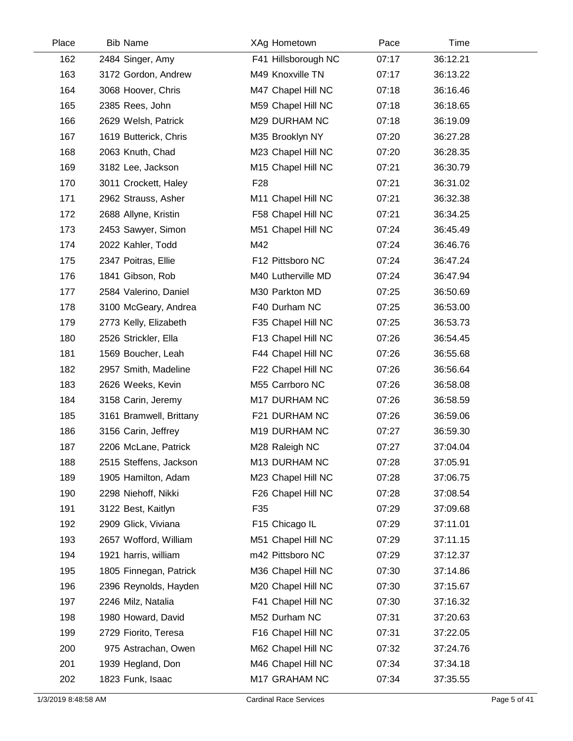| Place | Bib | Name | XAg | Hometown | Pace | Time |
|---|---|---|---|---|---|---|
| 162 | 2484 | Singer, Amy | F41 | Hillsborough NC | 07:17 | 36:12.21 |
| 163 | 3172 | Gordon, Andrew | M49 | Knoxville TN | 07:17 | 36:13.22 |
| 164 | 3068 | Hoover, Chris | M47 | Chapel Hill NC | 07:18 | 36:16.46 |
| 165 | 2385 | Rees, John | M59 | Chapel Hill NC | 07:18 | 36:18.65 |
| 166 | 2629 | Welsh, Patrick | M29 | DURHAM NC | 07:18 | 36:19.09 |
| 167 | 1619 | Butterick, Chris | M35 | Brooklyn NY | 07:20 | 36:27.28 |
| 168 | 2063 | Knuth, Chad | M23 | Chapel Hill NC | 07:20 | 36:28.35 |
| 169 | 3182 | Lee, Jackson | M15 | Chapel Hill NC | 07:21 | 36:30.79 |
| 170 | 3011 | Crockett, Haley | F28 | | 07:21 | 36:31.02 |
| 171 | 2962 | Strauss, Asher | M11 | Chapel Hill NC | 07:21 | 36:32.38 |
| 172 | 2688 | Allyne, Kristin | F58 | Chapel Hill NC | 07:21 | 36:34.25 |
| 173 | 2453 | Sawyer, Simon | M51 | Chapel Hill NC | 07:24 | 36:45.49 |
| 174 | 2022 | Kahler, Todd | M42 | | 07:24 | 36:46.76 |
| 175 | 2347 | Poitras, Ellie | F12 | Pittsboro NC | 07:24 | 36:47.24 |
| 176 | 1841 | Gibson, Rob | M40 | Lutherville MD | 07:24 | 36:47.94 |
| 177 | 2584 | Valerino, Daniel | M30 | Parkton MD | 07:25 | 36:50.69 |
| 178 | 3100 | McGeary, Andrea | F40 | Durham NC | 07:25 | 36:53.00 |
| 179 | 2773 | Kelly, Elizabeth | F35 | Chapel Hill NC | 07:25 | 36:53.73 |
| 180 | 2526 | Strickler, Ella | F13 | Chapel Hill NC | 07:26 | 36:54.45 |
| 181 | 1569 | Boucher, Leah | F44 | Chapel Hill NC | 07:26 | 36:55.68 |
| 182 | 2957 | Smith, Madeline | F22 | Chapel Hill NC | 07:26 | 36:56.64 |
| 183 | 2626 | Weeks, Kevin | M55 | Carrboro NC | 07:26 | 36:58.08 |
| 184 | 3158 | Carin, Jeremy | M17 | DURHAM NC | 07:26 | 36:58.59 |
| 185 | 3161 | Bramwell, Brittany | F21 | DURHAM NC | 07:26 | 36:59.06 |
| 186 | 3156 | Carin, Jeffrey | M19 | DURHAM NC | 07:27 | 36:59.30 |
| 187 | 2206 | McLane, Patrick | M28 | Raleigh NC | 07:27 | 37:04.04 |
| 188 | 2515 | Steffens, Jackson | M13 | DURHAM NC | 07:28 | 37:05.91 |
| 189 | 1905 | Hamilton, Adam | M23 | Chapel Hill NC | 07:28 | 37:06.75 |
| 190 | 2298 | Niehoff, Nikki | F26 | Chapel Hill NC | 07:28 | 37:08.54 |
| 191 | 3122 | Best, Kaitlyn | F35 | | 07:29 | 37:09.68 |
| 192 | 2909 | Glick, Viviana | F15 | Chicago IL | 07:29 | 37:11.01 |
| 193 | 2657 | Wofford, William | M51 | Chapel Hill NC | 07:29 | 37:11.15 |
| 194 | 1921 | harris, william | m42 | Pittsboro NC | 07:29 | 37:12.37 |
| 195 | 1805 | Finnegan, Patrick | M36 | Chapel Hill NC | 07:30 | 37:14.86 |
| 196 | 2396 | Reynolds, Hayden | M20 | Chapel Hill NC | 07:30 | 37:15.67 |
| 197 | 2246 | Milz, Natalia | F41 | Chapel Hill NC | 07:30 | 37:16.32 |
| 198 | 1980 | Howard, David | M52 | Durham NC | 07:31 | 37:20.63 |
| 199 | 2729 | Fiorito, Teresa | F16 | Chapel Hill NC | 07:31 | 37:22.05 |
| 200 | 975 | Astrachan, Owen | M62 | Chapel Hill NC | 07:32 | 37:24.76 |
| 201 | 1939 | Hegland, Don | M46 | Chapel Hill NC | 07:34 | 37:34.18 |
| 202 | 1823 | Funk, Isaac | M17 | GRAHAM NC | 07:34 | 37:35.55 |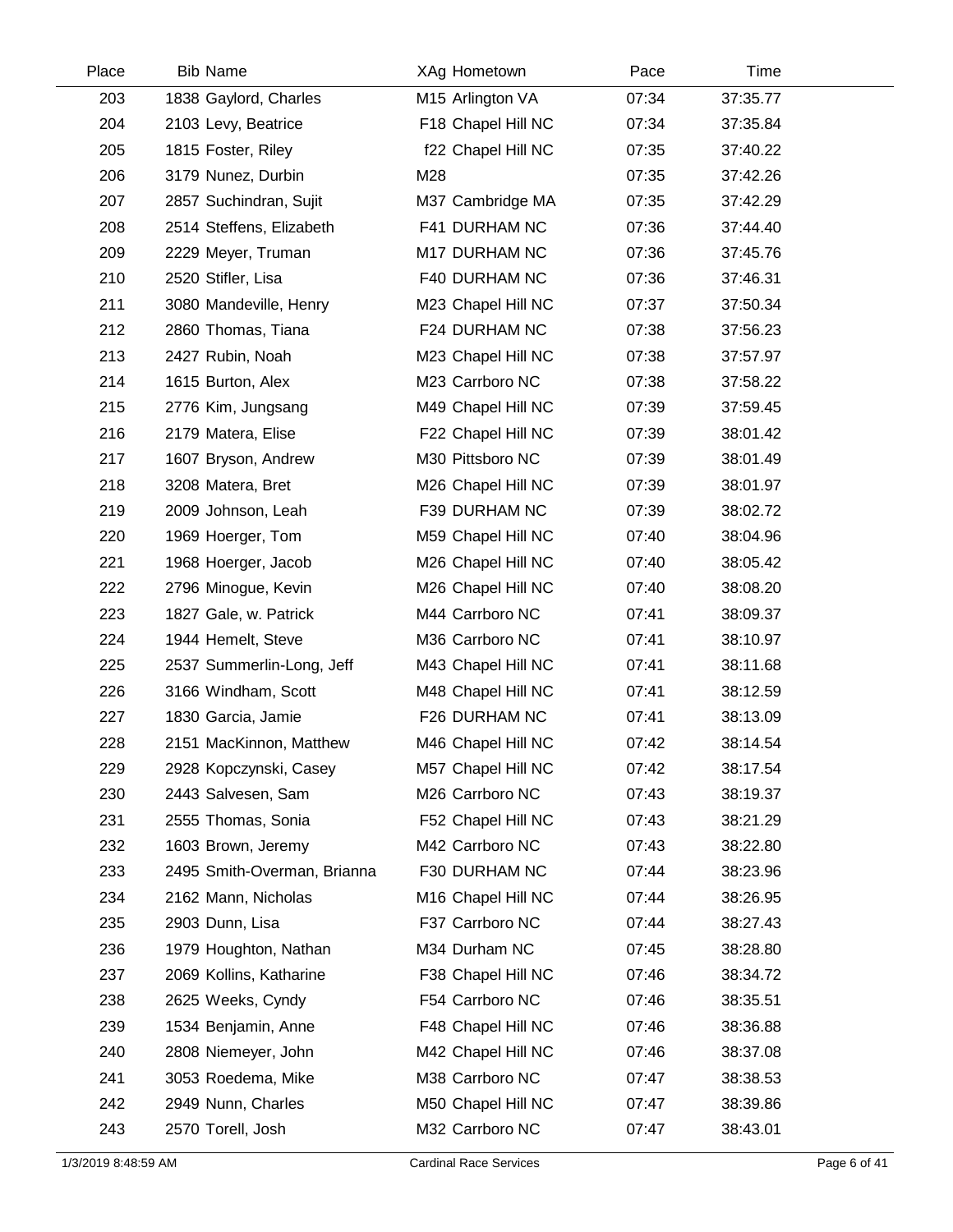| Place | Bib | Name | XAg | Hometown | Pace | Time |
|---|---|---|---|---|---|---|
| 203 | 1838 | Gaylord, Charles | M15 | Arlington VA | 07:34 | 37:35.77 |
| 204 | 2103 | Levy, Beatrice | F18 | Chapel Hill NC | 07:34 | 37:35.84 |
| 205 | 1815 | Foster, Riley | f22 | Chapel Hill NC | 07:35 | 37:40.22 |
| 206 | 3179 | Nunez, Durbin | M28 | | 07:35 | 37:42.26 |
| 207 | 2857 | Suchindran, Sujit | M37 | Cambridge MA | 07:35 | 37:42.29 |
| 208 | 2514 | Steffens, Elizabeth | F41 | DURHAM NC | 07:36 | 37:44.40 |
| 209 | 2229 | Meyer, Truman | M17 | DURHAM NC | 07:36 | 37:45.76 |
| 210 | 2520 | Stifler, Lisa | F40 | DURHAM NC | 07:36 | 37:46.31 |
| 211 | 3080 | Mandeville, Henry | M23 | Chapel Hill NC | 07:37 | 37:50.34 |
| 212 | 2860 | Thomas, Tiana | F24 | DURHAM NC | 07:38 | 37:56.23 |
| 213 | 2427 | Rubin, Noah | M23 | Chapel Hill NC | 07:38 | 37:57.97 |
| 214 | 1615 | Burton, Alex | M23 | Carrboro NC | 07:38 | 37:58.22 |
| 215 | 2776 | Kim, Jungsang | M49 | Chapel Hill NC | 07:39 | 37:59.45 |
| 216 | 2179 | Matera, Elise | F22 | Chapel Hill NC | 07:39 | 38:01.42 |
| 217 | 1607 | Bryson, Andrew | M30 | Pittsboro NC | 07:39 | 38:01.49 |
| 218 | 3208 | Matera, Bret | M26 | Chapel Hill NC | 07:39 | 38:01.97 |
| 219 | 2009 | Johnson, Leah | F39 | DURHAM NC | 07:39 | 38:02.72 |
| 220 | 1969 | Hoerger, Tom | M59 | Chapel Hill NC | 07:40 | 38:04.96 |
| 221 | 1968 | Hoerger, Jacob | M26 | Chapel Hill NC | 07:40 | 38:05.42 |
| 222 | 2796 | Minogue, Kevin | M26 | Chapel Hill NC | 07:40 | 38:08.20 |
| 223 | 1827 | Gale, w. Patrick | M44 | Carrboro NC | 07:41 | 38:09.37 |
| 224 | 1944 | Hemelt, Steve | M36 | Carrboro NC | 07:41 | 38:10.97 |
| 225 | 2537 | Summerlin-Long, Jeff | M43 | Chapel Hill NC | 07:41 | 38:11.68 |
| 226 | 3166 | Windham, Scott | M48 | Chapel Hill NC | 07:41 | 38:12.59 |
| 227 | 1830 | Garcia, Jamie | F26 | DURHAM NC | 07:41 | 38:13.09 |
| 228 | 2151 | MacKinnon, Matthew | M46 | Chapel Hill NC | 07:42 | 38:14.54 |
| 229 | 2928 | Kopczynski, Casey | M57 | Chapel Hill NC | 07:42 | 38:17.54 |
| 230 | 2443 | Salvesen, Sam | M26 | Carrboro NC | 07:43 | 38:19.37 |
| 231 | 2555 | Thomas, Sonia | F52 | Chapel Hill NC | 07:43 | 38:21.29 |
| 232 | 1603 | Brown, Jeremy | M42 | Carrboro NC | 07:43 | 38:22.80 |
| 233 | 2495 | Smith-Overman, Brianna | F30 | DURHAM NC | 07:44 | 38:23.96 |
| 234 | 2162 | Mann, Nicholas | M16 | Chapel Hill NC | 07:44 | 38:26.95 |
| 235 | 2903 | Dunn, Lisa | F37 | Carrboro NC | 07:44 | 38:27.43 |
| 236 | 1979 | Houghton, Nathan | M34 | Durham NC | 07:45 | 38:28.80 |
| 237 | 2069 | Kollins, Katharine | F38 | Chapel Hill NC | 07:46 | 38:34.72 |
| 238 | 2625 | Weeks, Cyndy | F54 | Carrboro NC | 07:46 | 38:35.51 |
| 239 | 1534 | Benjamin, Anne | F48 | Chapel Hill NC | 07:46 | 38:36.88 |
| 240 | 2808 | Niemeyer, John | M42 | Chapel Hill NC | 07:46 | 38:37.08 |
| 241 | 3053 | Roedema, Mike | M38 | Carrboro NC | 07:47 | 38:38.53 |
| 242 | 2949 | Nunn, Charles | M50 | Chapel Hill NC | 07:47 | 38:39.86 |
| 243 | 2570 | Torell, Josh | M32 | Carrboro NC | 07:47 | 38:43.01 |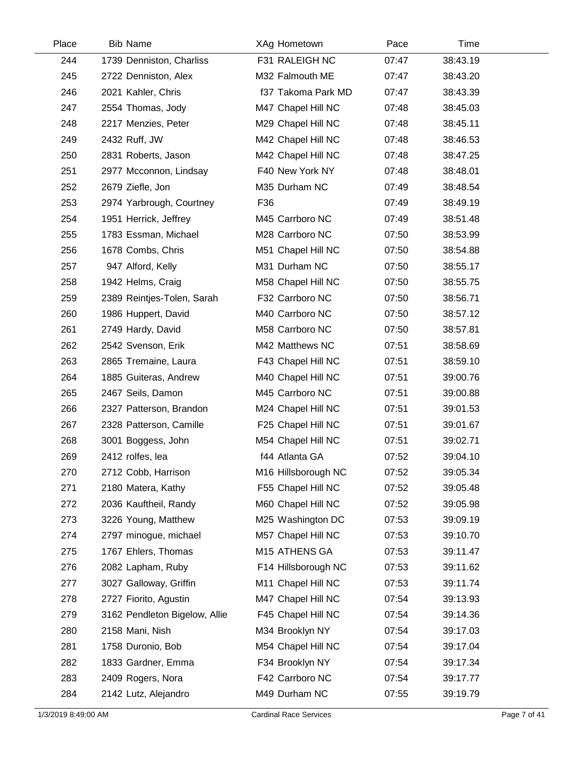| Place | Bib | Name | XAg | Hometown | Pace | Time |
|---|---|---|---|---|---|---|
| 244 | 1739 | Denniston, Charliss | F31 | RALEIGH NC | 07:47 | 38:43.19 |
| 245 | 2722 | Denniston, Alex | M32 | Falmouth ME | 07:47 | 38:43.20 |
| 246 | 2021 | Kahler, Chris | f37 | Takoma Park MD | 07:47 | 38:43.39 |
| 247 | 2554 | Thomas, Jody | M47 | Chapel Hill NC | 07:48 | 38:45.03 |
| 248 | 2217 | Menzies, Peter | M29 | Chapel Hill NC | 07:48 | 38:45.11 |
| 249 | 2432 | Ruff, JW | M42 | Chapel Hill NC | 07:48 | 38:46.53 |
| 250 | 2831 | Roberts, Jason | M42 | Chapel Hill NC | 07:48 | 38:47.25 |
| 251 | 2977 | Mcconnon, Lindsay | F40 | New York NY | 07:48 | 38:48.01 |
| 252 | 2679 | Ziefle, Jon | M35 | Durham NC | 07:49 | 38:48.54 |
| 253 | 2974 | Yarbrough, Courtney | F36 | | 07:49 | 38:49.19 |
| 254 | 1951 | Herrick, Jeffrey | M45 | Carrboro NC | 07:49 | 38:51.48 |
| 255 | 1783 | Essman, Michael | M28 | Carrboro NC | 07:50 | 38:53.99 |
| 256 | 1678 | Combs, Chris | M51 | Chapel Hill NC | 07:50 | 38:54.88 |
| 257 | 947 | Alford, Kelly | M31 | Durham NC | 07:50 | 38:55.17 |
| 258 | 1942 | Helms, Craig | M58 | Chapel Hill NC | 07:50 | 38:55.75 |
| 259 | 2389 | Reintjes-Tolen, Sarah | F32 | Carrboro NC | 07:50 | 38:56.71 |
| 260 | 1986 | Huppert, David | M40 | Carrboro NC | 07:50 | 38:57.12 |
| 261 | 2749 | Hardy, David | M58 | Carrboro NC | 07:50 | 38:57.81 |
| 262 | 2542 | Svenson, Erik | M42 | Matthews NC | 07:51 | 38:58.69 |
| 263 | 2865 | Tremaine, Laura | F43 | Chapel Hill NC | 07:51 | 38:59.10 |
| 264 | 1885 | Guiteras, Andrew | M40 | Chapel Hill NC | 07:51 | 39:00.76 |
| 265 | 2467 | Seils, Damon | M45 | Carrboro NC | 07:51 | 39:00.88 |
| 266 | 2327 | Patterson, Brandon | M24 | Chapel Hill NC | 07:51 | 39:01.53 |
| 267 | 2328 | Patterson, Camille | F25 | Chapel Hill NC | 07:51 | 39:01.67 |
| 268 | 3001 | Boggess, John | M54 | Chapel Hill NC | 07:51 | 39:02.71 |
| 269 | 2412 | rolfes, lea | f44 | Atlanta GA | 07:52 | 39:04.10 |
| 270 | 2712 | Cobb, Harrison | M16 | Hillsborough NC | 07:52 | 39:05.34 |
| 271 | 2180 | Matera, Kathy | F55 | Chapel Hill NC | 07:52 | 39:05.48 |
| 272 | 2036 | Kauftheil, Randy | M60 | Chapel Hill NC | 07:52 | 39:05.98 |
| 273 | 3226 | Young, Matthew | M25 | Washington DC | 07:53 | 39:09.19 |
| 274 | 2797 | minogue, michael | M57 | Chapel Hill NC | 07:53 | 39:10.70 |
| 275 | 1767 | Ehlers, Thomas | M15 | ATHENS GA | 07:53 | 39:11.47 |
| 276 | 2082 | Lapham, Ruby | F14 | Hillsborough NC | 07:53 | 39:11.62 |
| 277 | 3027 | Galloway, Griffin | M11 | Chapel Hill NC | 07:53 | 39:11.74 |
| 278 | 2727 | Fiorito, Agustin | M47 | Chapel Hill NC | 07:54 | 39:13.93 |
| 279 | 3162 | Pendleton Bigelow, Allie | F45 | Chapel Hill NC | 07:54 | 39:14.36 |
| 280 | 2158 | Mani, Nish | M34 | Brooklyn NY | 07:54 | 39:17.03 |
| 281 | 1758 | Duronio, Bob | M54 | Chapel Hill NC | 07:54 | 39:17.04 |
| 282 | 1833 | Gardner, Emma | F34 | Brooklyn NY | 07:54 | 39:17.34 |
| 283 | 2409 | Rogers, Nora | F42 | Carrboro NC | 07:54 | 39:17.77 |
| 284 | 2142 | Lutz, Alejandro | M49 | Durham NC | 07:55 | 39:19.79 |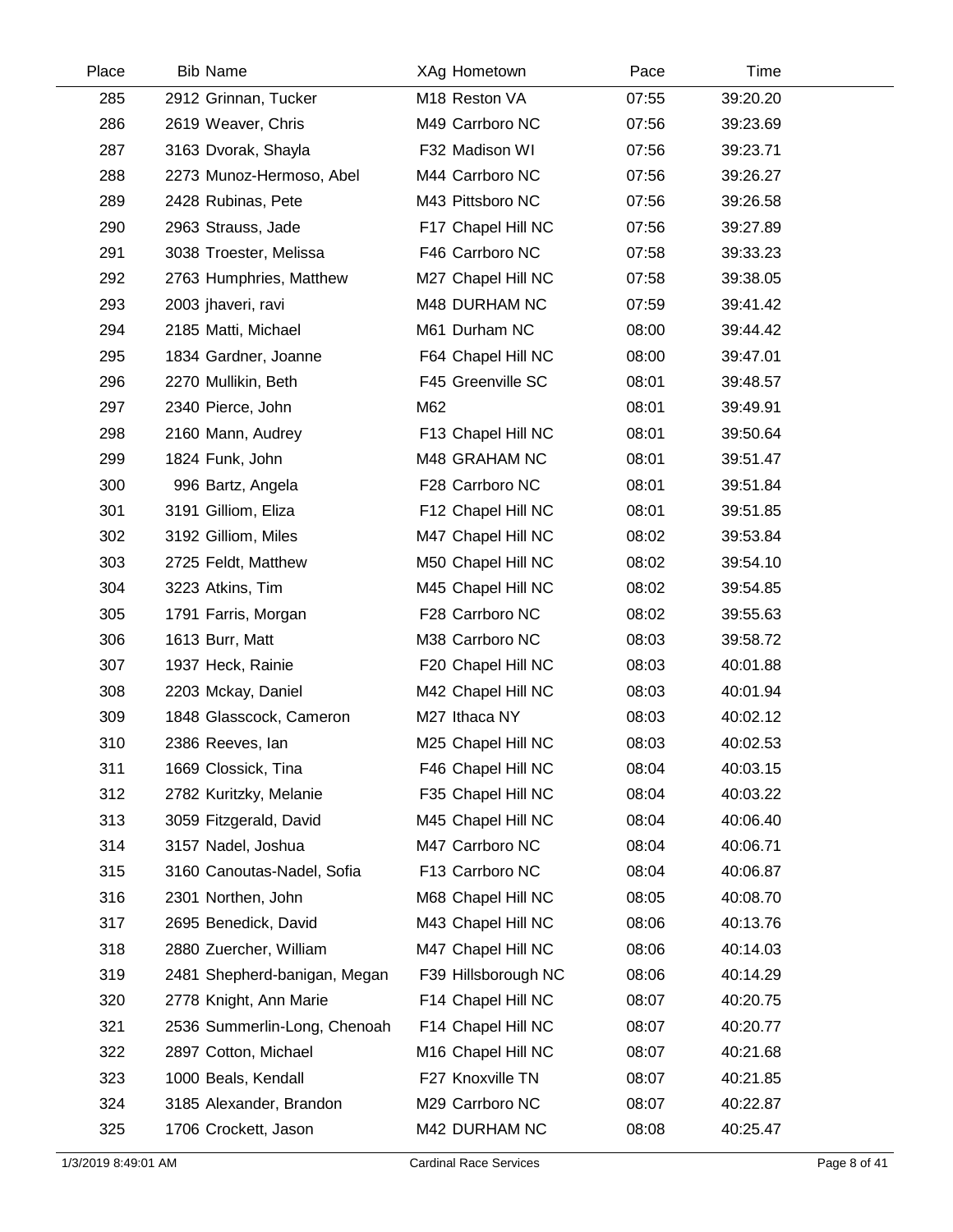| Place | Bib | Name | XAg | Hometown | Pace | Time |
|---|---|---|---|---|---|---|
| 285 | 2912 | Grinnan, Tucker | M18 | Reston VA | 07:55 | 39:20.20 |
| 286 | 2619 | Weaver, Chris | M49 | Carrboro NC | 07:56 | 39:23.69 |
| 287 | 3163 | Dvorak, Shayla | F32 | Madison WI | 07:56 | 39:23.71 |
| 288 | 2273 | Munoz-Hermoso, Abel | M44 | Carrboro NC | 07:56 | 39:26.27 |
| 289 | 2428 | Rubinas, Pete | M43 | Pittsboro NC | 07:56 | 39:26.58 |
| 290 | 2963 | Strauss, Jade | F17 | Chapel Hill NC | 07:56 | 39:27.89 |
| 291 | 3038 | Troester, Melissa | F46 | Carrboro NC | 07:58 | 39:33.23 |
| 292 | 2763 | Humphries, Matthew | M27 | Chapel Hill NC | 07:58 | 39:38.05 |
| 293 | 2003 | jhaveri, ravi | M48 | DURHAM NC | 07:59 | 39:41.42 |
| 294 | 2185 | Matti, Michael | M61 | Durham NC | 08:00 | 39:44.42 |
| 295 | 1834 | Gardner, Joanne | F64 | Chapel Hill NC | 08:00 | 39:47.01 |
| 296 | 2270 | Mullikin, Beth | F45 | Greenville SC | 08:01 | 39:48.57 |
| 297 | 2340 | Pierce, John | M62 | | 08:01 | 39:49.91 |
| 298 | 2160 | Mann, Audrey | F13 | Chapel Hill NC | 08:01 | 39:50.64 |
| 299 | 1824 | Funk, John | M48 | GRAHAM NC | 08:01 | 39:51.47 |
| 300 | 996 | Bartz, Angela | F28 | Carrboro NC | 08:01 | 39:51.84 |
| 301 | 3191 | Gilliom, Eliza | F12 | Chapel Hill NC | 08:01 | 39:51.85 |
| 302 | 3192 | Gilliom, Miles | M47 | Chapel Hill NC | 08:02 | 39:53.84 |
| 303 | 2725 | Feldt, Matthew | M50 | Chapel Hill NC | 08:02 | 39:54.10 |
| 304 | 3223 | Atkins, Tim | M45 | Chapel Hill NC | 08:02 | 39:54.85 |
| 305 | 1791 | Farris, Morgan | F28 | Carrboro NC | 08:02 | 39:55.63 |
| 306 | 1613 | Burr, Matt | M38 | Carrboro NC | 08:03 | 39:58.72 |
| 307 | 1937 | Heck, Rainie | F20 | Chapel Hill NC | 08:03 | 40:01.88 |
| 308 | 2203 | Mckay, Daniel | M42 | Chapel Hill NC | 08:03 | 40:01.94 |
| 309 | 1848 | Glasscock, Cameron | M27 | Ithaca NY | 08:03 | 40:02.12 |
| 310 | 2386 | Reeves, Ian | M25 | Chapel Hill NC | 08:03 | 40:02.53 |
| 311 | 1669 | Clossick, Tina | F46 | Chapel Hill NC | 08:04 | 40:03.15 |
| 312 | 2782 | Kuritzky, Melanie | F35 | Chapel Hill NC | 08:04 | 40:03.22 |
| 313 | 3059 | Fitzgerald, David | M45 | Chapel Hill NC | 08:04 | 40:06.40 |
| 314 | 3157 | Nadel, Joshua | M47 | Carrboro NC | 08:04 | 40:06.71 |
| 315 | 3160 | Canoutas-Nadel, Sofia | F13 | Carrboro NC | 08:04 | 40:06.87 |
| 316 | 2301 | Northen, John | M68 | Chapel Hill NC | 08:05 | 40:08.70 |
| 317 | 2695 | Benedick, David | M43 | Chapel Hill NC | 08:06 | 40:13.76 |
| 318 | 2880 | Zuercher, William | M47 | Chapel Hill NC | 08:06 | 40:14.03 |
| 319 | 2481 | Shepherd-banigan, Megan | F39 | Hillsborough NC | 08:06 | 40:14.29 |
| 320 | 2778 | Knight, Ann Marie | F14 | Chapel Hill NC | 08:07 | 40:20.75 |
| 321 | 2536 | Summerlin-Long, Chenoah | F14 | Chapel Hill NC | 08:07 | 40:20.77 |
| 322 | 2897 | Cotton, Michael | M16 | Chapel Hill NC | 08:07 | 40:21.68 |
| 323 | 1000 | Beals, Kendall | F27 | Knoxville TN | 08:07 | 40:21.85 |
| 324 | 3185 | Alexander, Brandon | M29 | Carrboro NC | 08:07 | 40:22.87 |
| 325 | 1706 | Crockett, Jason | M42 | DURHAM NC | 08:08 | 40:25.47 |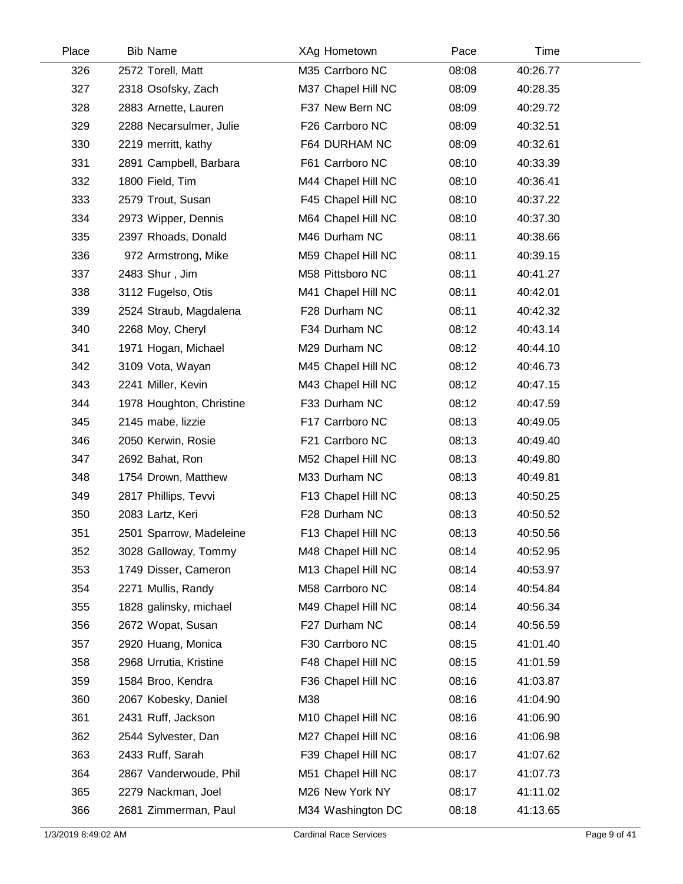| Place | Bib | Name | XAg | Hometown | Pace | Time |
|---|---|---|---|---|---|---|
| 326 | 2572 | Torell, Matt | M35 | Carrboro NC | 08:08 | 40:26.77 |
| 327 | 2318 | Osofsky, Zach | M37 | Chapel Hill NC | 08:09 | 40:28.35 |
| 328 | 2883 | Arnette, Lauren | F37 | New Bern NC | 08:09 | 40:29.72 |
| 329 | 2288 | Necarsulmer, Julie | F26 | Carrboro NC | 08:09 | 40:32.51 |
| 330 | 2219 | merritt, kathy | F64 | DURHAM NC | 08:09 | 40:32.61 |
| 331 | 2891 | Campbell, Barbara | F61 | Carrboro NC | 08:10 | 40:33.39 |
| 332 | 1800 | Field, Tim | M44 | Chapel Hill NC | 08:10 | 40:36.41 |
| 333 | 2579 | Trout, Susan | F45 | Chapel Hill NC | 08:10 | 40:37.22 |
| 334 | 2973 | Wipper, Dennis | M64 | Chapel Hill NC | 08:10 | 40:37.30 |
| 335 | 2397 | Rhoads, Donald | M46 | Durham NC | 08:11 | 40:38.66 |
| 336 | 972 | Armstrong, Mike | M59 | Chapel Hill NC | 08:11 | 40:39.15 |
| 337 | 2483 | Shur , Jim | M58 | Pittsboro NC | 08:11 | 40:41.27 |
| 338 | 3112 | Fugelso, Otis | M41 | Chapel Hill NC | 08:11 | 40:42.01 |
| 339 | 2524 | Straub, Magdalena | F28 | Durham NC | 08:11 | 40:42.32 |
| 340 | 2268 | Moy, Cheryl | F34 | Durham NC | 08:12 | 40:43.14 |
| 341 | 1971 | Hogan, Michael | M29 | Durham NC | 08:12 | 40:44.10 |
| 342 | 3109 | Vota, Wayan | M45 | Chapel Hill NC | 08:12 | 40:46.73 |
| 343 | 2241 | Miller, Kevin | M43 | Chapel Hill NC | 08:12 | 40:47.15 |
| 344 | 1978 | Houghton, Christine | F33 | Durham NC | 08:12 | 40:47.59 |
| 345 | 2145 | mabe, lizzie | F17 | Carrboro NC | 08:13 | 40:49.05 |
| 346 | 2050 | Kerwin, Rosie | F21 | Carrboro NC | 08:13 | 40:49.40 |
| 347 | 2692 | Bahat, Ron | M52 | Chapel Hill NC | 08:13 | 40:49.80 |
| 348 | 1754 | Drown, Matthew | M33 | Durham NC | 08:13 | 40:49.81 |
| 349 | 2817 | Phillips, Tevvi | F13 | Chapel Hill NC | 08:13 | 40:50.25 |
| 350 | 2083 | Lartz, Keri | F28 | Durham NC | 08:13 | 40:50.52 |
| 351 | 2501 | Sparrow, Madeleine | F13 | Chapel Hill NC | 08:13 | 40:50.56 |
| 352 | 3028 | Galloway, Tommy | M48 | Chapel Hill NC | 08:14 | 40:52.95 |
| 353 | 1749 | Disser, Cameron | M13 | Chapel Hill NC | 08:14 | 40:53.97 |
| 354 | 2271 | Mullis, Randy | M58 | Carrboro NC | 08:14 | 40:54.84 |
| 355 | 1828 | galinsky, michael | M49 | Chapel Hill NC | 08:14 | 40:56.34 |
| 356 | 2672 | Wopat, Susan | F27 | Durham NC | 08:14 | 40:56.59 |
| 357 | 2920 | Huang, Monica | F30 | Carrboro NC | 08:15 | 41:01.40 |
| 358 | 2968 | Urrutia, Kristine | F48 | Chapel Hill NC | 08:15 | 41:01.59 |
| 359 | 1584 | Broo, Kendra | F36 | Chapel Hill NC | 08:16 | 41:03.87 |
| 360 | 2067 | Kobesky, Daniel | M38 | | 08:16 | 41:04.90 |
| 361 | 2431 | Ruff, Jackson | M10 | Chapel Hill NC | 08:16 | 41:06.90 |
| 362 | 2544 | Sylvester, Dan | M27 | Chapel Hill NC | 08:16 | 41:06.98 |
| 363 | 2433 | Ruff, Sarah | F39 | Chapel Hill NC | 08:17 | 41:07.62 |
| 364 | 2867 | Vanderwoude, Phil | M51 | Chapel Hill NC | 08:17 | 41:07.73 |
| 365 | 2279 | Nackman, Joel | M26 | New York NY | 08:17 | 41:11.02 |
| 366 | 2681 | Zimmerman, Paul | M34 | Washington DC | 08:18 | 41:13.65 |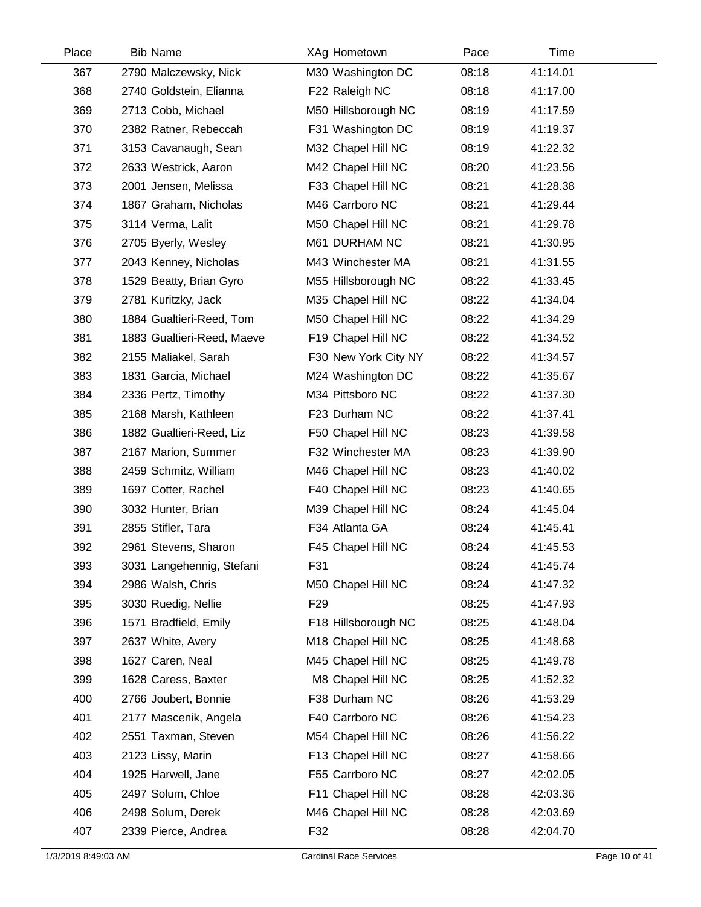| Place | Bib | Name | XAg | Hometown | Pace | Time |
|---|---|---|---|---|---|---|
| 367 | 2790 | Malczewsky, Nick | M30 | Washington DC | 08:18 | 41:14.01 |
| 368 | 2740 | Goldstein, Elianna | F22 | Raleigh NC | 08:18 | 41:17.00 |
| 369 | 2713 | Cobb, Michael | M50 | Hillsborough NC | 08:19 | 41:17.59 |
| 370 | 2382 | Ratner, Rebeccah | F31 | Washington DC | 08:19 | 41:19.37 |
| 371 | 3153 | Cavanaugh, Sean | M32 | Chapel Hill NC | 08:19 | 41:22.32 |
| 372 | 2633 | Westrick, Aaron | M42 | Chapel Hill NC | 08:20 | 41:23.56 |
| 373 | 2001 | Jensen, Melissa | F33 | Chapel Hill NC | 08:21 | 41:28.38 |
| 374 | 1867 | Graham, Nicholas | M46 | Carrboro NC | 08:21 | 41:29.44 |
| 375 | 3114 | Verma, Lalit | M50 | Chapel Hill NC | 08:21 | 41:29.78 |
| 376 | 2705 | Byerly, Wesley | M61 | DURHAM NC | 08:21 | 41:30.95 |
| 377 | 2043 | Kenney, Nicholas | M43 | Winchester MA | 08:21 | 41:31.55 |
| 378 | 1529 | Beatty, Brian Gyro | M55 | Hillsborough NC | 08:22 | 41:33.45 |
| 379 | 2781 | Kuritzky, Jack | M35 | Chapel Hill NC | 08:22 | 41:34.04 |
| 380 | 1884 | Gualtieri-Reed, Tom | M50 | Chapel Hill NC | 08:22 | 41:34.29 |
| 381 | 1883 | Gualtieri-Reed, Maeve | F19 | Chapel Hill NC | 08:22 | 41:34.52 |
| 382 | 2155 | Maliakel, Sarah | F30 | New York City NY | 08:22 | 41:34.57 |
| 383 | 1831 | Garcia, Michael | M24 | Washington DC | 08:22 | 41:35.67 |
| 384 | 2336 | Pertz, Timothy | M34 | Pittsboro NC | 08:22 | 41:37.30 |
| 385 | 2168 | Marsh, Kathleen | F23 | Durham NC | 08:22 | 41:37.41 |
| 386 | 1882 | Gualtieri-Reed, Liz | F50 | Chapel Hill NC | 08:23 | 41:39.58 |
| 387 | 2167 | Marion, Summer | F32 | Winchester MA | 08:23 | 41:39.90 |
| 388 | 2459 | Schmitz, William | M46 | Chapel Hill NC | 08:23 | 41:40.02 |
| 389 | 1697 | Cotter, Rachel | F40 | Chapel Hill NC | 08:23 | 41:40.65 |
| 390 | 3032 | Hunter, Brian | M39 | Chapel Hill NC | 08:24 | 41:45.04 |
| 391 | 2855 | Stifler, Tara | F34 | Atlanta GA | 08:24 | 41:45.41 |
| 392 | 2961 | Stevens, Sharon | F45 | Chapel Hill NC | 08:24 | 41:45.53 |
| 393 | 3031 | Langehennig, Stefani | F31 | | 08:24 | 41:45.74 |
| 394 | 2986 | Walsh, Chris | M50 | Chapel Hill NC | 08:24 | 41:47.32 |
| 395 | 3030 | Ruedig, Nellie | F29 | | 08:25 | 41:47.93 |
| 396 | 1571 | Bradfield, Emily | F18 | Hillsborough NC | 08:25 | 41:48.04 |
| 397 | 2637 | White, Avery | M18 | Chapel Hill NC | 08:25 | 41:48.68 |
| 398 | 1627 | Caren, Neal | M45 | Chapel Hill NC | 08:25 | 41:49.78 |
| 399 | 1628 | Caress, Baxter | M8 | Chapel Hill NC | 08:25 | 41:52.32 |
| 400 | 2766 | Joubert, Bonnie | F38 | Durham NC | 08:26 | 41:53.29 |
| 401 | 2177 | Mascenik, Angela | F40 | Carrboro NC | 08:26 | 41:54.23 |
| 402 | 2551 | Taxman, Steven | M54 | Chapel Hill NC | 08:26 | 41:56.22 |
| 403 | 2123 | Lissy, Marin | F13 | Chapel Hill NC | 08:27 | 41:58.66 |
| 404 | 1925 | Harwell, Jane | F55 | Carrboro NC | 08:27 | 42:02.05 |
| 405 | 2497 | Solum, Chloe | F11 | Chapel Hill NC | 08:28 | 42:03.36 |
| 406 | 2498 | Solum, Derek | M46 | Chapel Hill NC | 08:28 | 42:03.69 |
| 407 | 2339 | Pierce, Andrea | F32 | | 08:28 | 42:04.70 |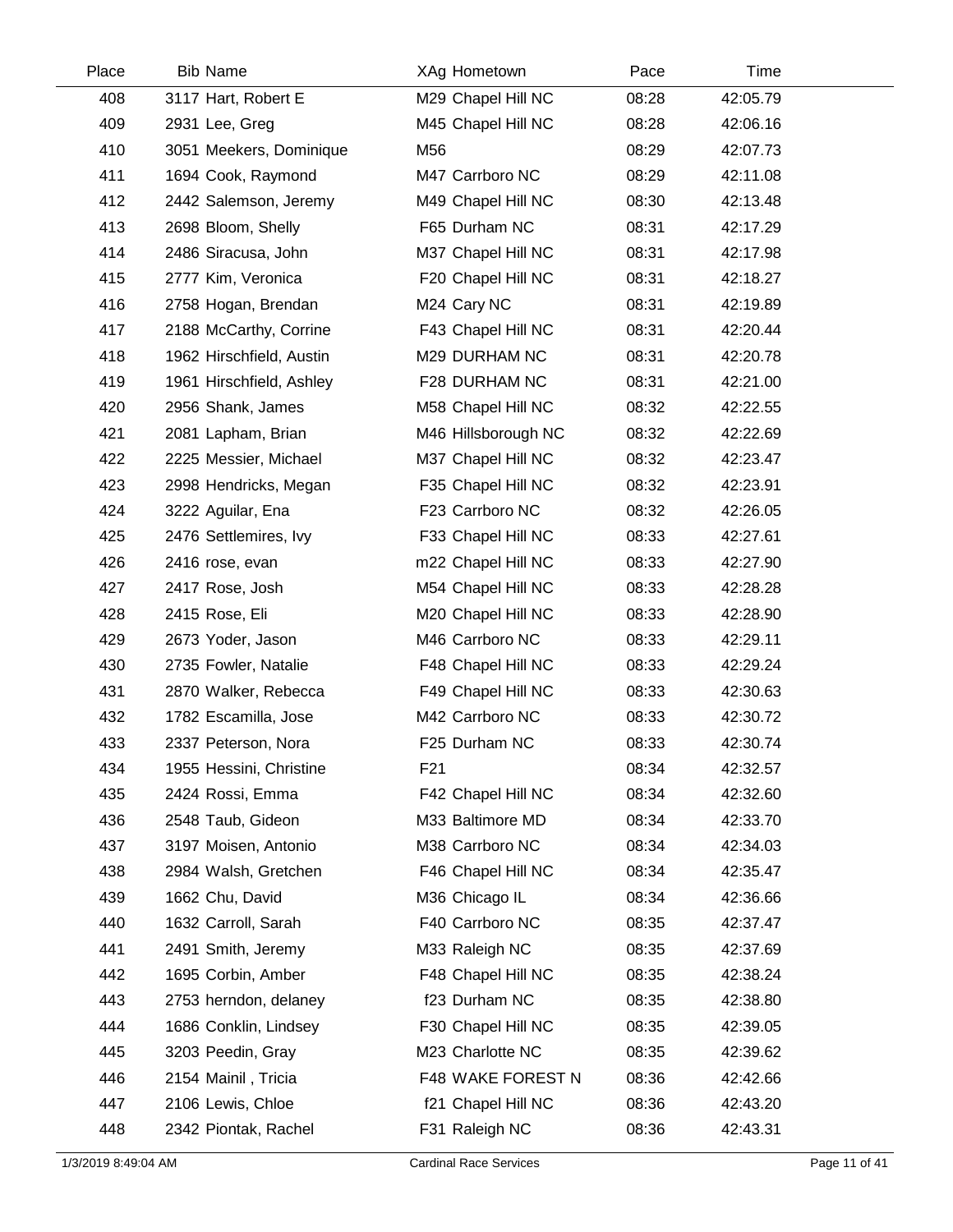| Place | Bib | Name | XAg | Hometown | Pace | Time |
|---|---|---|---|---|---|---|
| 408 | 3117 | Hart, Robert E | M29 | Chapel Hill NC | 08:28 | 42:05.79 |
| 409 | 2931 | Lee, Greg | M45 | Chapel Hill NC | 08:28 | 42:06.16 |
| 410 | 3051 | Meekers, Dominique | M56 | | 08:29 | 42:07.73 |
| 411 | 1694 | Cook, Raymond | M47 | Carrboro NC | 08:29 | 42:11.08 |
| 412 | 2442 | Salemson, Jeremy | M49 | Chapel Hill NC | 08:30 | 42:13.48 |
| 413 | 2698 | Bloom, Shelly | F65 | Durham NC | 08:31 | 42:17.29 |
| 414 | 2486 | Siracusa, John | M37 | Chapel Hill NC | 08:31 | 42:17.98 |
| 415 | 2777 | Kim, Veronica | F20 | Chapel Hill NC | 08:31 | 42:18.27 |
| 416 | 2758 | Hogan, Brendan | M24 | Cary NC | 08:31 | 42:19.89 |
| 417 | 2188 | McCarthy, Corrine | F43 | Chapel Hill NC | 08:31 | 42:20.44 |
| 418 | 1962 | Hirschfield, Austin | M29 | DURHAM NC | 08:31 | 42:20.78 |
| 419 | 1961 | Hirschfield, Ashley | F28 | DURHAM NC | 08:31 | 42:21.00 |
| 420 | 2956 | Shank, James | M58 | Chapel Hill NC | 08:32 | 42:22.55 |
| 421 | 2081 | Lapham, Brian | M46 | Hillsborough NC | 08:32 | 42:22.69 |
| 422 | 2225 | Messier, Michael | M37 | Chapel Hill NC | 08:32 | 42:23.47 |
| 423 | 2998 | Hendricks, Megan | F35 | Chapel Hill NC | 08:32 | 42:23.91 |
| 424 | 3222 | Aguilar, Ena | F23 | Carrboro NC | 08:32 | 42:26.05 |
| 425 | 2476 | Settlemires, Ivy | F33 | Chapel Hill NC | 08:33 | 42:27.61 |
| 426 | 2416 | rose, evan | m22 | Chapel Hill NC | 08:33 | 42:27.90 |
| 427 | 2417 | Rose, Josh | M54 | Chapel Hill NC | 08:33 | 42:28.28 |
| 428 | 2415 | Rose, Eli | M20 | Chapel Hill NC | 08:33 | 42:28.90 |
| 429 | 2673 | Yoder, Jason | M46 | Carrboro NC | 08:33 | 42:29.11 |
| 430 | 2735 | Fowler, Natalie | F48 | Chapel Hill NC | 08:33 | 42:29.24 |
| 431 | 2870 | Walker, Rebecca | F49 | Chapel Hill NC | 08:33 | 42:30.63 |
| 432 | 1782 | Escamilla, Jose | M42 | Carrboro NC | 08:33 | 42:30.72 |
| 433 | 2337 | Peterson, Nora | F25 | Durham NC | 08:33 | 42:30.74 |
| 434 | 1955 | Hessini, Christine | F21 | | 08:34 | 42:32.57 |
| 435 | 2424 | Rossi, Emma | F42 | Chapel Hill NC | 08:34 | 42:32.60 |
| 436 | 2548 | Taub, Gideon | M33 | Baltimore MD | 08:34 | 42:33.70 |
| 437 | 3197 | Moisen, Antonio | M38 | Carrboro NC | 08:34 | 42:34.03 |
| 438 | 2984 | Walsh, Gretchen | F46 | Chapel Hill NC | 08:34 | 42:35.47 |
| 439 | 1662 | Chu, David | M36 | Chicago IL | 08:34 | 42:36.66 |
| 440 | 1632 | Carroll, Sarah | F40 | Carrboro NC | 08:35 | 42:37.47 |
| 441 | 2491 | Smith, Jeremy | M33 | Raleigh NC | 08:35 | 42:37.69 |
| 442 | 1695 | Corbin, Amber | F48 | Chapel Hill NC | 08:35 | 42:38.24 |
| 443 | 2753 | herndon, delaney | f23 | Durham NC | 08:35 | 42:38.80 |
| 444 | 1686 | Conklin, Lindsey | F30 | Chapel Hill NC | 08:35 | 42:39.05 |
| 445 | 3203 | Peedin, Gray | M23 | Charlotte NC | 08:35 | 42:39.62 |
| 446 | 2154 | Mainil , Tricia | F48 | WAKE FOREST N | 08:36 | 42:42.66 |
| 447 | 2106 | Lewis, Chloe | f21 | Chapel Hill NC | 08:36 | 42:43.20 |
| 448 | 2342 | Piontak, Rachel | F31 | Raleigh NC | 08:36 | 42:43.31 |

1/3/2019 8:49:04 AM — Cardinal Race Services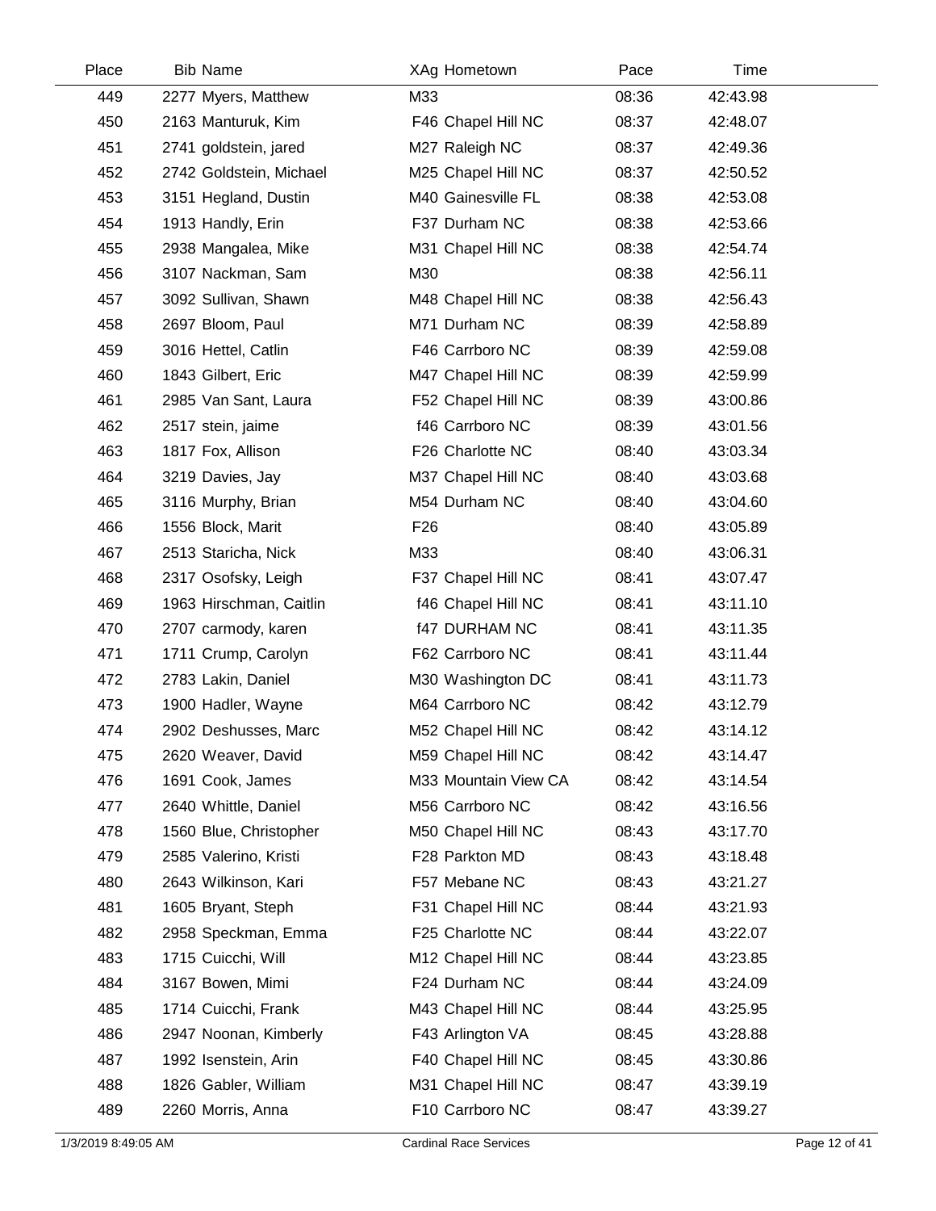| Place | Bib Name | XAg Hometown | Pace | Time |
|---|---|---|---|---|
| 449 | 2277 Myers, Matthew | M33 | 08:36 | 42:43.98 |
| 450 | 2163 Manturuk, Kim | F46 Chapel Hill NC | 08:37 | 42:48.07 |
| 451 | 2741 goldstein, jared | M27 Raleigh NC | 08:37 | 42:49.36 |
| 452 | 2742 Goldstein, Michael | M25 Chapel Hill NC | 08:37 | 42:50.52 |
| 453 | 3151 Hegland, Dustin | M40 Gainesville FL | 08:38 | 42:53.08 |
| 454 | 1913 Handly, Erin | F37 Durham NC | 08:38 | 42:53.66 |
| 455 | 2938 Mangalea, Mike | M31 Chapel Hill NC | 08:38 | 42:54.74 |
| 456 | 3107 Nackman, Sam | M30 | 08:38 | 42:56.11 |
| 457 | 3092 Sullivan, Shawn | M48 Chapel Hill NC | 08:38 | 42:56.43 |
| 458 | 2697 Bloom, Paul | M71 Durham NC | 08:39 | 42:58.89 |
| 459 | 3016 Hettel, Catlin | F46 Carrboro NC | 08:39 | 42:59.08 |
| 460 | 1843 Gilbert, Eric | M47 Chapel Hill NC | 08:39 | 42:59.99 |
| 461 | 2985 Van Sant, Laura | F52 Chapel Hill NC | 08:39 | 43:00.86 |
| 462 | 2517 stein, jaime | f46 Carrboro NC | 08:39 | 43:01.56 |
| 463 | 1817 Fox, Allison | F26 Charlotte NC | 08:40 | 43:03.34 |
| 464 | 3219 Davies, Jay | M37 Chapel Hill NC | 08:40 | 43:03.68 |
| 465 | 3116 Murphy, Brian | M54 Durham NC | 08:40 | 43:04.60 |
| 466 | 1556 Block, Marit | F26 | 08:40 | 43:05.89 |
| 467 | 2513 Staricha, Nick | M33 | 08:40 | 43:06.31 |
| 468 | 2317 Osofsky, Leigh | F37 Chapel Hill NC | 08:41 | 43:07.47 |
| 469 | 1963 Hirschman, Caitlin | f46 Chapel Hill NC | 08:41 | 43:11.10 |
| 470 | 2707 carmody, karen | f47 DURHAM NC | 08:41 | 43:11.35 |
| 471 | 1711 Crump, Carolyn | F62 Carrboro NC | 08:41 | 43:11.44 |
| 472 | 2783 Lakin, Daniel | M30 Washington DC | 08:41 | 43:11.73 |
| 473 | 1900 Hadler, Wayne | M64 Carrboro NC | 08:42 | 43:12.79 |
| 474 | 2902 Deshusses, Marc | M52 Chapel Hill NC | 08:42 | 43:14.12 |
| 475 | 2620 Weaver, David | M59 Chapel Hill NC | 08:42 | 43:14.47 |
| 476 | 1691 Cook, James | M33 Mountain View CA | 08:42 | 43:14.54 |
| 477 | 2640 Whittle, Daniel | M56 Carrboro NC | 08:42 | 43:16.56 |
| 478 | 1560 Blue, Christopher | M50 Chapel Hill NC | 08:43 | 43:17.70 |
| 479 | 2585 Valerino, Kristi | F28 Parkton MD | 08:43 | 43:18.48 |
| 480 | 2643 Wilkinson, Kari | F57 Mebane NC | 08:43 | 43:21.27 |
| 481 | 1605 Bryant, Steph | F31 Chapel Hill NC | 08:44 | 43:21.93 |
| 482 | 2958 Speckman, Emma | F25 Charlotte NC | 08:44 | 43:22.07 |
| 483 | 1715 Cuicchi, Will | M12 Chapel Hill NC | 08:44 | 43:23.85 |
| 484 | 3167 Bowen, Mimi | F24 Durham NC | 08:44 | 43:24.09 |
| 485 | 1714 Cuicchi, Frank | M43 Chapel Hill NC | 08:44 | 43:25.95 |
| 486 | 2947 Noonan, Kimberly | F43 Arlington VA | 08:45 | 43:28.88 |
| 487 | 1992 Isenstein, Arin | F40 Chapel Hill NC | 08:45 | 43:30.86 |
| 488 | 1826 Gabler, William | M31 Chapel Hill NC | 08:47 | 43:39.19 |
| 489 | 2260 Morris, Anna | F10 Carrboro NC | 08:47 | 43:39.27 |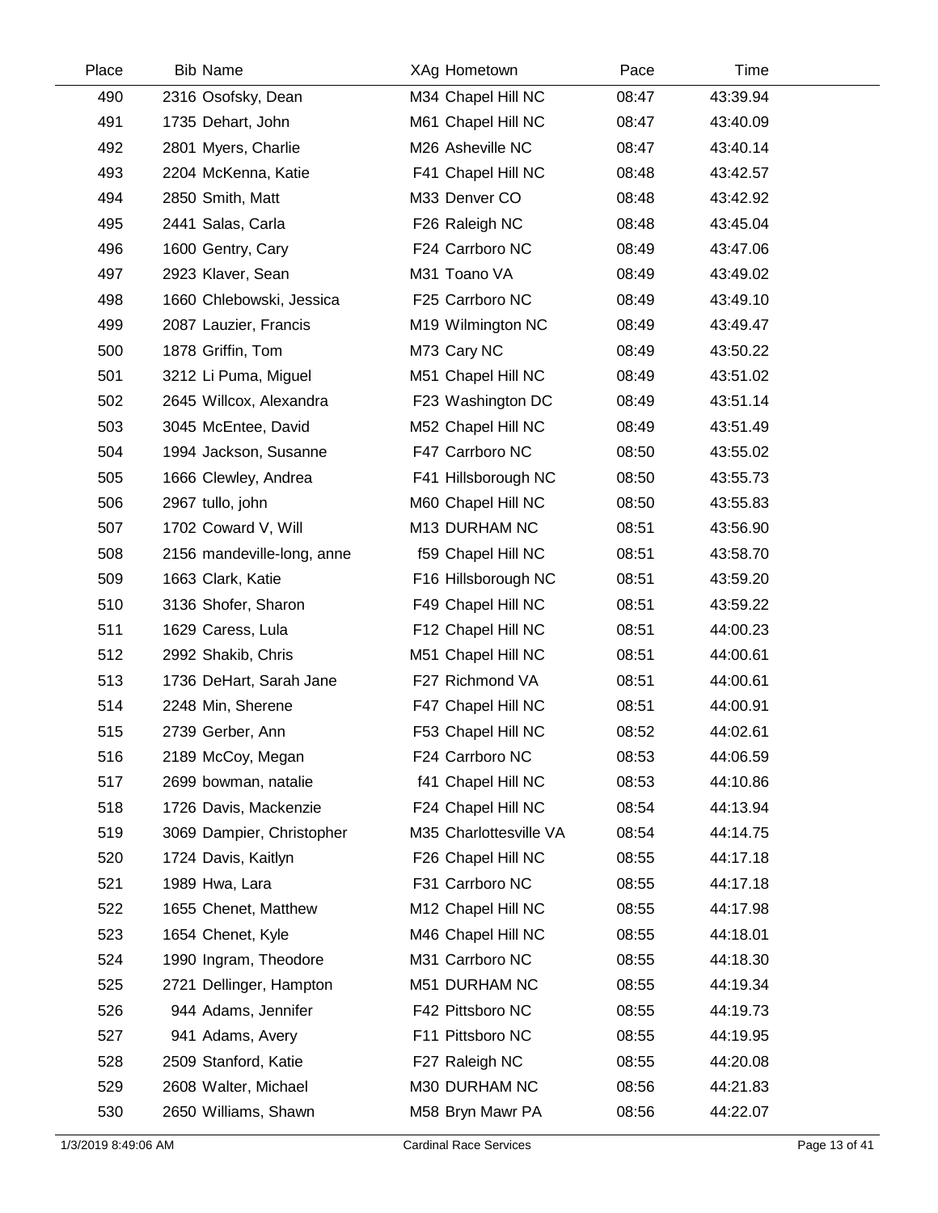| Place | Bib | Name | XAg | Hometown | Pace | Time |
|---|---|---|---|---|---|---|
| 490 | 2316 | Osofsky, Dean | M34 | Chapel Hill NC | 08:47 | 43:39.94 |
| 491 | 1735 | Dehart, John | M61 | Chapel Hill NC | 08:47 | 43:40.09 |
| 492 | 2801 | Myers, Charlie | M26 | Asheville NC | 08:47 | 43:40.14 |
| 493 | 2204 | McKenna, Katie | F41 | Chapel Hill NC | 08:48 | 43:42.57 |
| 494 | 2850 | Smith, Matt | M33 | Denver CO | 08:48 | 43:42.92 |
| 495 | 2441 | Salas, Carla | F26 | Raleigh NC | 08:48 | 43:45.04 |
| 496 | 1600 | Gentry, Cary | F24 | Carrboro NC | 08:49 | 43:47.06 |
| 497 | 2923 | Klaver, Sean | M31 | Toano VA | 08:49 | 43:49.02 |
| 498 | 1660 | Chlebowski, Jessica | F25 | Carrboro NC | 08:49 | 43:49.10 |
| 499 | 2087 | Lauzier, Francis | M19 | Wilmington NC | 08:49 | 43:49.47 |
| 500 | 1878 | Griffin, Tom | M73 | Cary NC | 08:49 | 43:50.22 |
| 501 | 3212 | Li Puma, Miguel | M51 | Chapel Hill NC | 08:49 | 43:51.02 |
| 502 | 2645 | Willcox, Alexandra | F23 | Washington DC | 08:49 | 43:51.14 |
| 503 | 3045 | McEntee, David | M52 | Chapel Hill NC | 08:49 | 43:51.49 |
| 504 | 1994 | Jackson, Susanne | F47 | Carrboro NC | 08:50 | 43:55.02 |
| 505 | 1666 | Clewley, Andrea | F41 | Hillsborough NC | 08:50 | 43:55.73 |
| 506 | 2967 | tullo, john | M60 | Chapel Hill NC | 08:50 | 43:55.83 |
| 507 | 1702 | Coward V, Will | M13 | DURHAM NC | 08:51 | 43:56.90 |
| 508 | 2156 | mandeville-long, anne | f59 | Chapel Hill NC | 08:51 | 43:58.70 |
| 509 | 1663 | Clark, Katie | F16 | Hillsborough NC | 08:51 | 43:59.20 |
| 510 | 3136 | Shofer, Sharon | F49 | Chapel Hill NC | 08:51 | 43:59.22 |
| 511 | 1629 | Caress, Lula | F12 | Chapel Hill NC | 08:51 | 44:00.23 |
| 512 | 2992 | Shakib, Chris | M51 | Chapel Hill NC | 08:51 | 44:00.61 |
| 513 | 1736 | DeHart, Sarah Jane | F27 | Richmond VA | 08:51 | 44:00.61 |
| 514 | 2248 | Min, Sherene | F47 | Chapel Hill NC | 08:51 | 44:00.91 |
| 515 | 2739 | Gerber, Ann | F53 | Chapel Hill NC | 08:52 | 44:02.61 |
| 516 | 2189 | McCoy, Megan | F24 | Carrboro NC | 08:53 | 44:06.59 |
| 517 | 2699 | bowman, natalie | f41 | Chapel Hill NC | 08:53 | 44:10.86 |
| 518 | 1726 | Davis, Mackenzie | F24 | Chapel Hill NC | 08:54 | 44:13.94 |
| 519 | 3069 | Dampier, Christopher | M35 | Charlottesville VA | 08:54 | 44:14.75 |
| 520 | 1724 | Davis, Kaitlyn | F26 | Chapel Hill NC | 08:55 | 44:17.18 |
| 521 | 1989 | Hwa, Lara | F31 | Carrboro NC | 08:55 | 44:17.18 |
| 522 | 1655 | Chenet, Matthew | M12 | Chapel Hill NC | 08:55 | 44:17.98 |
| 523 | 1654 | Chenet, Kyle | M46 | Chapel Hill NC | 08:55 | 44:18.01 |
| 524 | 1990 | Ingram, Theodore | M31 | Carrboro NC | 08:55 | 44:18.30 |
| 525 | 2721 | Dellinger, Hampton | M51 | DURHAM NC | 08:55 | 44:19.34 |
| 526 | 944 | Adams, Jennifer | F42 | Pittsboro NC | 08:55 | 44:19.73 |
| 527 | 941 | Adams, Avery | F11 | Pittsboro NC | 08:55 | 44:19.95 |
| 528 | 2509 | Stanford, Katie | F27 | Raleigh NC | 08:55 | 44:20.08 |
| 529 | 2608 | Walter, Michael | M30 | DURHAM NC | 08:56 | 44:21.83 |
| 530 | 2650 | Williams, Shawn | M58 | Bryn Mawr PA | 08:56 | 44:22.07 |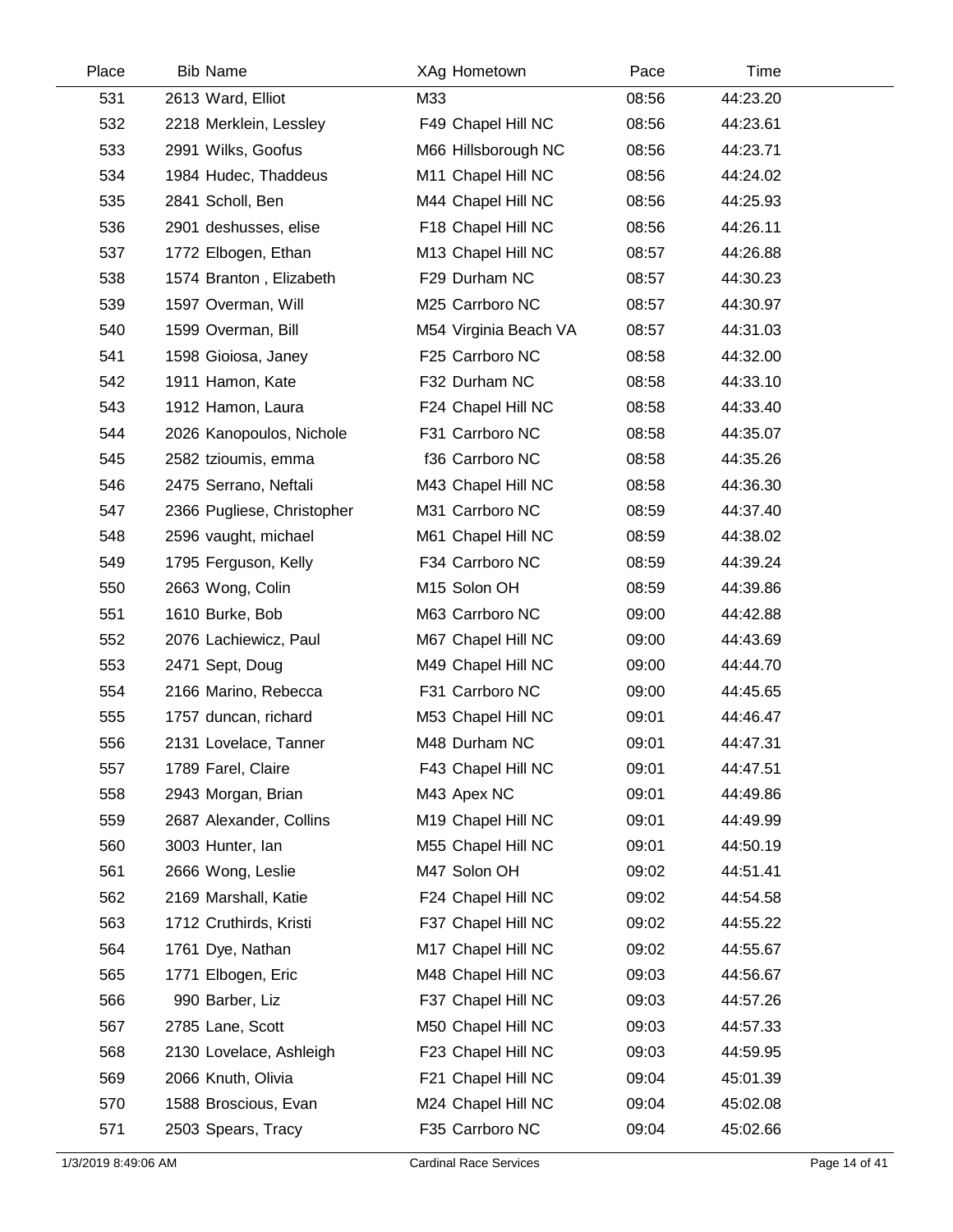| Place | Bib | Name | XAg | Hometown | Pace | Time |
|---|---|---|---|---|---|---|
| 531 | 2613 | Ward, Elliot | M33 | | 08:56 | 44:23.20 |
| 532 | 2218 | Merklein, Lessley | F49 | Chapel Hill NC | 08:56 | 44:23.61 |
| 533 | 2991 | Wilks, Goofus | M66 | Hillsborough NC | 08:56 | 44:23.71 |
| 534 | 1984 | Hudec, Thaddeus | M11 | Chapel Hill NC | 08:56 | 44:24.02 |
| 535 | 2841 | Scholl, Ben | M44 | Chapel Hill NC | 08:56 | 44:25.93 |
| 536 | 2901 | deshusses, elise | F18 | Chapel Hill NC | 08:56 | 44:26.11 |
| 537 | 1772 | Elbogen, Ethan | M13 | Chapel Hill NC | 08:57 | 44:26.88 |
| 538 | 1574 | Branton , Elizabeth | F29 | Durham NC | 08:57 | 44:30.23 |
| 539 | 1597 | Overman, Will | M25 | Carrboro NC | 08:57 | 44:30.97 |
| 540 | 1599 | Overman, Bill | M54 | Virginia Beach VA | 08:57 | 44:31.03 |
| 541 | 1598 | Gioiosa, Janey | F25 | Carrboro NC | 08:58 | 44:32.00 |
| 542 | 1911 | Hamon, Kate | F32 | Durham NC | 08:58 | 44:33.10 |
| 543 | 1912 | Hamon, Laura | F24 | Chapel Hill NC | 08:58 | 44:33.40 |
| 544 | 2026 | Kanopoulos, Nichole | F31 | Carrboro NC | 08:58 | 44:35.07 |
| 545 | 2582 | tzioumis, emma | f36 | Carrboro NC | 08:58 | 44:35.26 |
| 546 | 2475 | Serrano, Neftali | M43 | Chapel Hill NC | 08:58 | 44:36.30 |
| 547 | 2366 | Pugliese, Christopher | M31 | Carrboro NC | 08:59 | 44:37.40 |
| 548 | 2596 | vaught, michael | M61 | Chapel Hill NC | 08:59 | 44:38.02 |
| 549 | 1795 | Ferguson, Kelly | F34 | Carrboro NC | 08:59 | 44:39.24 |
| 550 | 2663 | Wong, Colin | M15 | Solon OH | 08:59 | 44:39.86 |
| 551 | 1610 | Burke, Bob | M63 | Carrboro NC | 09:00 | 44:42.88 |
| 552 | 2076 | Lachiewicz, Paul | M67 | Chapel Hill NC | 09:00 | 44:43.69 |
| 553 | 2471 | Sept, Doug | M49 | Chapel Hill NC | 09:00 | 44:44.70 |
| 554 | 2166 | Marino, Rebecca | F31 | Carrboro NC | 09:00 | 44:45.65 |
| 555 | 1757 | duncan, richard | M53 | Chapel Hill NC | 09:01 | 44:46.47 |
| 556 | 2131 | Lovelace, Tanner | M48 | Durham NC | 09:01 | 44:47.31 |
| 557 | 1789 | Farel, Claire | F43 | Chapel Hill NC | 09:01 | 44:47.51 |
| 558 | 2943 | Morgan, Brian | M43 | Apex NC | 09:01 | 44:49.86 |
| 559 | 2687 | Alexander, Collins | M19 | Chapel Hill NC | 09:01 | 44:49.99 |
| 560 | 3003 | Hunter, Ian | M55 | Chapel Hill NC | 09:01 | 44:50.19 |
| 561 | 2666 | Wong, Leslie | M47 | Solon OH | 09:02 | 44:51.41 |
| 562 | 2169 | Marshall, Katie | F24 | Chapel Hill NC | 09:02 | 44:54.58 |
| 563 | 1712 | Cruthirds, Kristi | F37 | Chapel Hill NC | 09:02 | 44:55.22 |
| 564 | 1761 | Dye, Nathan | M17 | Chapel Hill NC | 09:02 | 44:55.67 |
| 565 | 1771 | Elbogen, Eric | M48 | Chapel Hill NC | 09:03 | 44:56.67 |
| 566 | 990 | Barber, Liz | F37 | Chapel Hill NC | 09:03 | 44:57.26 |
| 567 | 2785 | Lane, Scott | M50 | Chapel Hill NC | 09:03 | 44:57.33 |
| 568 | 2130 | Lovelace, Ashleigh | F23 | Chapel Hill NC | 09:03 | 44:59.95 |
| 569 | 2066 | Knuth, Olivia | F21 | Chapel Hill NC | 09:04 | 45:01.39 |
| 570 | 1588 | Broscious, Evan | M24 | Chapel Hill NC | 09:04 | 45:02.08 |
| 571 | 2503 | Spears, Tracy | F35 | Carrboro NC | 09:04 | 45:02.66 |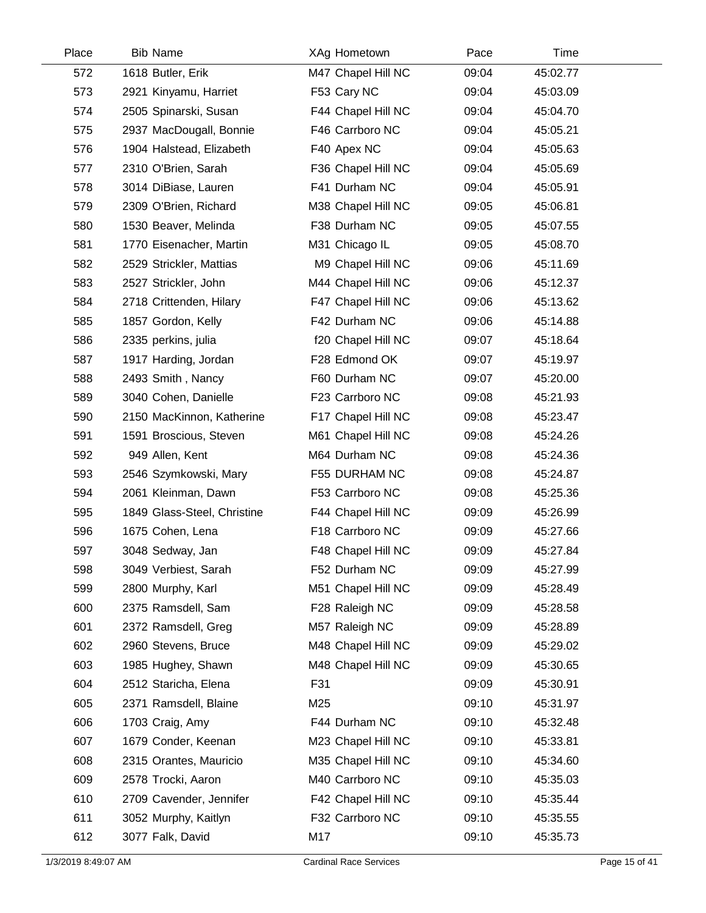| Place | Bib | Name | XAg | Hometown | Pace | Time |
|---|---|---|---|---|---|---|
| 572 | 1618 | Butler, Erik | M47 | Chapel Hill NC | 09:04 | 45:02.77 |
| 573 | 2921 | Kinyamu, Harriet | F53 | Cary NC | 09:04 | 45:03.09 |
| 574 | 2505 | Spinarski, Susan | F44 | Chapel Hill NC | 09:04 | 45:04.70 |
| 575 | 2937 | MacDougall, Bonnie | F46 | Carrboro NC | 09:04 | 45:05.21 |
| 576 | 1904 | Halstead, Elizabeth | F40 | Apex NC | 09:04 | 45:05.63 |
| 577 | 2310 | O'Brien, Sarah | F36 | Chapel Hill NC | 09:04 | 45:05.69 |
| 578 | 3014 | DiBiase, Lauren | F41 | Durham NC | 09:04 | 45:05.91 |
| 579 | 2309 | O'Brien, Richard | M38 | Chapel Hill NC | 09:05 | 45:06.81 |
| 580 | 1530 | Beaver, Melinda | F38 | Durham NC | 09:05 | 45:07.55 |
| 581 | 1770 | Eisenacher, Martin | M31 | Chicago IL | 09:05 | 45:08.70 |
| 582 | 2529 | Strickler, Mattias | M9 | Chapel Hill NC | 09:06 | 45:11.69 |
| 583 | 2527 | Strickler, John | M44 | Chapel Hill NC | 09:06 | 45:12.37 |
| 584 | 2718 | Crittenden, Hilary | F47 | Chapel Hill NC | 09:06 | 45:13.62 |
| 585 | 1857 | Gordon, Kelly | F42 | Durham NC | 09:06 | 45:14.88 |
| 586 | 2335 | perkins, julia | f20 | Chapel Hill NC | 09:07 | 45:18.64 |
| 587 | 1917 | Harding, Jordan | F28 | Edmond OK | 09:07 | 45:19.97 |
| 588 | 2493 | Smith , Nancy | F60 | Durham NC | 09:07 | 45:20.00 |
| 589 | 3040 | Cohen, Danielle | F23 | Carrboro NC | 09:08 | 45:21.93 |
| 590 | 2150 | MacKinnon, Katherine | F17 | Chapel Hill NC | 09:08 | 45:23.47 |
| 591 | 1591 | Broscious, Steven | M61 | Chapel Hill NC | 09:08 | 45:24.26 |
| 592 | 949 | Allen, Kent | M64 | Durham NC | 09:08 | 45:24.36 |
| 593 | 2546 | Szymkowski, Mary | F55 | DURHAM NC | 09:08 | 45:24.87 |
| 594 | 2061 | Kleinman, Dawn | F53 | Carrboro NC | 09:08 | 45:25.36 |
| 595 | 1849 | Glass-Steel, Christine | F44 | Chapel Hill NC | 09:09 | 45:26.99 |
| 596 | 1675 | Cohen, Lena | F18 | Carrboro NC | 09:09 | 45:27.66 |
| 597 | 3048 | Sedway, Jan | F48 | Chapel Hill NC | 09:09 | 45:27.84 |
| 598 | 3049 | Verbiest, Sarah | F52 | Durham NC | 09:09 | 45:27.99 |
| 599 | 2800 | Murphy, Karl | M51 | Chapel Hill NC | 09:09 | 45:28.49 |
| 600 | 2375 | Ramsdell, Sam | F28 | Raleigh NC | 09:09 | 45:28.58 |
| 601 | 2372 | Ramsdell, Greg | M57 | Raleigh NC | 09:09 | 45:28.89 |
| 602 | 2960 | Stevens, Bruce | M48 | Chapel Hill NC | 09:09 | 45:29.02 |
| 603 | 1985 | Hughey, Shawn | M48 | Chapel Hill NC | 09:09 | 45:30.65 |
| 604 | 2512 | Staricha, Elena | F31 | | 09:09 | 45:30.91 |
| 605 | 2371 | Ramsdell, Blaine | M25 | | 09:10 | 45:31.97 |
| 606 | 1703 | Craig, Amy | F44 | Durham NC | 09:10 | 45:32.48 |
| 607 | 1679 | Conder, Keenan | M23 | Chapel Hill NC | 09:10 | 45:33.81 |
| 608 | 2315 | Orantes, Mauricio | M35 | Chapel Hill NC | 09:10 | 45:34.60 |
| 609 | 2578 | Trocki, Aaron | M40 | Carrboro NC | 09:10 | 45:35.03 |
| 610 | 2709 | Cavender, Jennifer | F42 | Chapel Hill NC | 09:10 | 45:35.44 |
| 611 | 3052 | Murphy, Kaitlyn | F32 | Carrboro NC | 09:10 | 45:35.55 |
| 612 | 3077 | Falk, David | M17 | | 09:10 | 45:35.73 |

1/3/2019 8:49:07 AM — Cardinal Race Services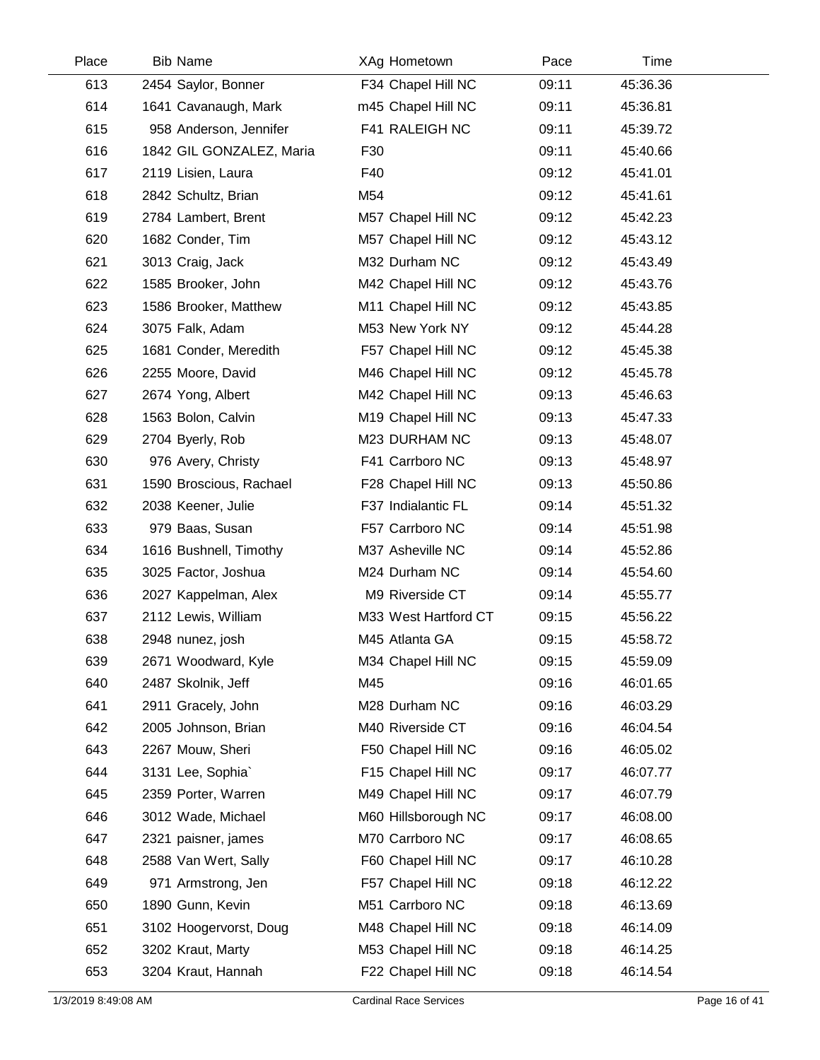| Place | Bib | Name | XAg | Hometown | Pace | Time |
|---|---|---|---|---|---|---|
| 613 | 2454 | Saylor, Bonner | F34 | Chapel Hill NC | 09:11 | 45:36.36 |
| 614 | 1641 | Cavanaugh, Mark | m45 | Chapel Hill NC | 09:11 | 45:36.81 |
| 615 | 958 | Anderson, Jennifer | F41 | RALEIGH NC | 09:11 | 45:39.72 |
| 616 | 1842 | GIL GONZALEZ, Maria | F30 | | 09:11 | 45:40.66 |
| 617 | 2119 | Lisien, Laura | F40 | | 09:12 | 45:41.01 |
| 618 | 2842 | Schultz, Brian | M54 | | 09:12 | 45:41.61 |
| 619 | 2784 | Lambert, Brent | M57 | Chapel Hill NC | 09:12 | 45:42.23 |
| 620 | 1682 | Conder, Tim | M57 | Chapel Hill NC | 09:12 | 45:43.12 |
| 621 | 3013 | Craig, Jack | M32 | Durham NC | 09:12 | 45:43.49 |
| 622 | 1585 | Brooker, John | M42 | Chapel Hill NC | 09:12 | 45:43.76 |
| 623 | 1586 | Brooker, Matthew | M11 | Chapel Hill NC | 09:12 | 45:43.85 |
| 624 | 3075 | Falk, Adam | M53 | New York NY | 09:12 | 45:44.28 |
| 625 | 1681 | Conder, Meredith | F57 | Chapel Hill NC | 09:12 | 45:45.38 |
| 626 | 2255 | Moore, David | M46 | Chapel Hill NC | 09:12 | 45:45.78 |
| 627 | 2674 | Yong, Albert | M42 | Chapel Hill NC | 09:13 | 45:46.63 |
| 628 | 1563 | Bolon, Calvin | M19 | Chapel Hill NC | 09:13 | 45:47.33 |
| 629 | 2704 | Byerly, Rob | M23 | DURHAM NC | 09:13 | 45:48.07 |
| 630 | 976 | Avery, Christy | F41 | Carrboro NC | 09:13 | 45:48.97 |
| 631 | 1590 | Broscious, Rachael | F28 | Chapel Hill NC | 09:13 | 45:50.86 |
| 632 | 2038 | Keener, Julie | F37 | Indialantic FL | 09:14 | 45:51.32 |
| 633 | 979 | Baas, Susan | F57 | Carrboro NC | 09:14 | 45:51.98 |
| 634 | 1616 | Bushnell, Timothy | M37 | Asheville NC | 09:14 | 45:52.86 |
| 635 | 3025 | Factor, Joshua | M24 | Durham NC | 09:14 | 45:54.60 |
| 636 | 2027 | Kappelman, Alex | M9 | Riverside CT | 09:14 | 45:55.77 |
| 637 | 2112 | Lewis, William | M33 | West Hartford CT | 09:15 | 45:56.22 |
| 638 | 2948 | nunez, josh | M45 | Atlanta GA | 09:15 | 45:58.72 |
| 639 | 2671 | Woodward, Kyle | M34 | Chapel Hill NC | 09:15 | 45:59.09 |
| 640 | 2487 | Skolnik, Jeff | M45 | | 09:16 | 46:01.65 |
| 641 | 2911 | Gracely, John | M28 | Durham NC | 09:16 | 46:03.29 |
| 642 | 2005 | Johnson, Brian | M40 | Riverside CT | 09:16 | 46:04.54 |
| 643 | 2267 | Mouw, Sheri | F50 | Chapel Hill NC | 09:16 | 46:05.02 |
| 644 | 3131 | Lee, Sophia` | F15 | Chapel Hill NC | 09:17 | 46:07.77 |
| 645 | 2359 | Porter, Warren | M49 | Chapel Hill NC | 09:17 | 46:07.79 |
| 646 | 3012 | Wade, Michael | M60 | Hillsborough NC | 09:17 | 46:08.00 |
| 647 | 2321 | paisner, james | M70 | Carrboro NC | 09:17 | 46:08.65 |
| 648 | 2588 | Van Wert, Sally | F60 | Chapel Hill NC | 09:17 | 46:10.28 |
| 649 | 971 | Armstrong, Jen | F57 | Chapel Hill NC | 09:18 | 46:12.22 |
| 650 | 1890 | Gunn, Kevin | M51 | Carrboro NC | 09:18 | 46:13.69 |
| 651 | 3102 | Hoogervorst, Doug | M48 | Chapel Hill NC | 09:18 | 46:14.09 |
| 652 | 3202 | Kraut, Marty | M53 | Chapel Hill NC | 09:18 | 46:14.25 |
| 653 | 3204 | Kraut, Hannah | F22 | Chapel Hill NC | 09:18 | 46:14.54 |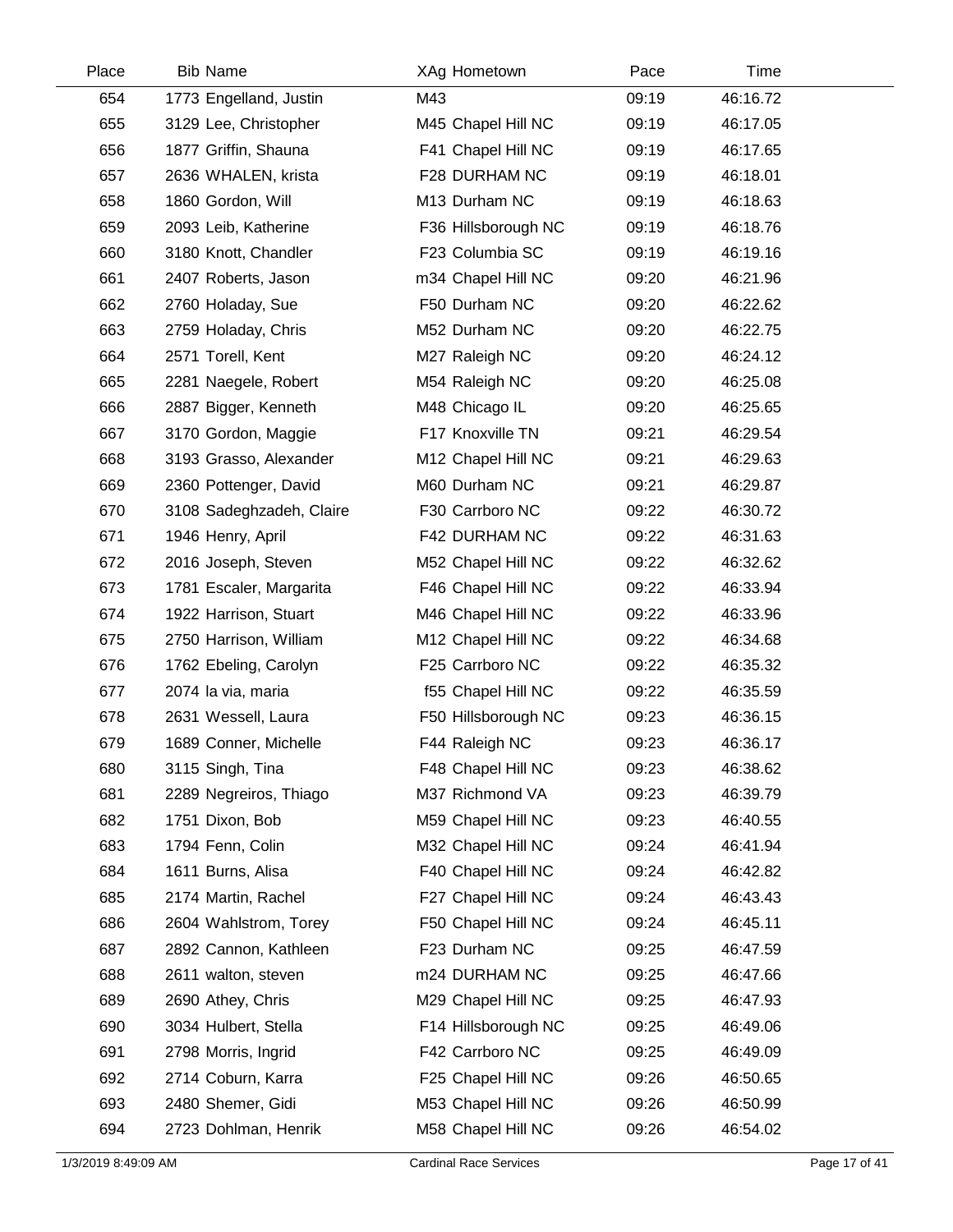| Place | Bib | Name | XAg | Hometown | Pace | Time |
|---|---|---|---|---|---|---|
| 654 | 1773 | Engelland, Justin | M43 | | 09:19 | 46:16.72 |
| 655 | 3129 | Lee, Christopher | M45 | Chapel Hill NC | 09:19 | 46:17.05 |
| 656 | 1877 | Griffin, Shauna | F41 | Chapel Hill NC | 09:19 | 46:17.65 |
| 657 | 2636 | WHALEN, krista | F28 | DURHAM NC | 09:19 | 46:18.01 |
| 658 | 1860 | Gordon, Will | M13 | Durham NC | 09:19 | 46:18.63 |
| 659 | 2093 | Leib, Katherine | F36 | Hillsborough NC | 09:19 | 46:18.76 |
| 660 | 3180 | Knott, Chandler | F23 | Columbia SC | 09:19 | 46:19.16 |
| 661 | 2407 | Roberts, Jason | m34 | Chapel Hill NC | 09:20 | 46:21.96 |
| 662 | 2760 | Holaday, Sue | F50 | Durham NC | 09:20 | 46:22.62 |
| 663 | 2759 | Holaday, Chris | M52 | Durham NC | 09:20 | 46:22.75 |
| 664 | 2571 | Torell, Kent | M27 | Raleigh NC | 09:20 | 46:24.12 |
| 665 | 2281 | Naegele, Robert | M54 | Raleigh NC | 09:20 | 46:25.08 |
| 666 | 2887 | Bigger, Kenneth | M48 | Chicago IL | 09:20 | 46:25.65 |
| 667 | 3170 | Gordon, Maggie | F17 | Knoxville TN | 09:21 | 46:29.54 |
| 668 | 3193 | Grasso, Alexander | M12 | Chapel Hill NC | 09:21 | 46:29.63 |
| 669 | 2360 | Pottenger, David | M60 | Durham NC | 09:21 | 46:29.87 |
| 670 | 3108 | Sadeghzadeh, Claire | F30 | Carrboro NC | 09:22 | 46:30.72 |
| 671 | 1946 | Henry, April | F42 | DURHAM NC | 09:22 | 46:31.63 |
| 672 | 2016 | Joseph, Steven | M52 | Chapel Hill NC | 09:22 | 46:32.62 |
| 673 | 1781 | Escaler, Margarita | F46 | Chapel Hill NC | 09:22 | 46:33.94 |
| 674 | 1922 | Harrison, Stuart | M46 | Chapel Hill NC | 09:22 | 46:33.96 |
| 675 | 2750 | Harrison, William | M12 | Chapel Hill NC | 09:22 | 46:34.68 |
| 676 | 1762 | Ebeling, Carolyn | F25 | Carrboro NC | 09:22 | 46:35.32 |
| 677 | 2074 | la via, maria | f55 | Chapel Hill NC | 09:22 | 46:35.59 |
| 678 | 2631 | Wessell, Laura | F50 | Hillsborough NC | 09:23 | 46:36.15 |
| 679 | 1689 | Conner, Michelle | F44 | Raleigh NC | 09:23 | 46:36.17 |
| 680 | 3115 | Singh, Tina | F48 | Chapel Hill NC | 09:23 | 46:38.62 |
| 681 | 2289 | Negreiros, Thiago | M37 | Richmond VA | 09:23 | 46:39.79 |
| 682 | 1751 | Dixon, Bob | M59 | Chapel Hill NC | 09:23 | 46:40.55 |
| 683 | 1794 | Fenn, Colin | M32 | Chapel Hill NC | 09:24 | 46:41.94 |
| 684 | 1611 | Burns, Alisa | F40 | Chapel Hill NC | 09:24 | 46:42.82 |
| 685 | 2174 | Martin, Rachel | F27 | Chapel Hill NC | 09:24 | 46:43.43 |
| 686 | 2604 | Wahlstrom, Torey | F50 | Chapel Hill NC | 09:24 | 46:45.11 |
| 687 | 2892 | Cannon, Kathleen | F23 | Durham NC | 09:25 | 46:47.59 |
| 688 | 2611 | walton, steven | m24 | DURHAM NC | 09:25 | 46:47.66 |
| 689 | 2690 | Athey, Chris | M29 | Chapel Hill NC | 09:25 | 46:47.93 |
| 690 | 3034 | Hulbert, Stella | F14 | Hillsborough NC | 09:25 | 46:49.06 |
| 691 | 2798 | Morris, Ingrid | F42 | Carrboro NC | 09:25 | 46:49.09 |
| 692 | 2714 | Coburn, Karra | F25 | Chapel Hill NC | 09:26 | 46:50.65 |
| 693 | 2480 | Shemer, Gidi | M53 | Chapel Hill NC | 09:26 | 46:50.99 |
| 694 | 2723 | Dohlman, Henrik | M58 | Chapel Hill NC | 09:26 | 46:54.02 |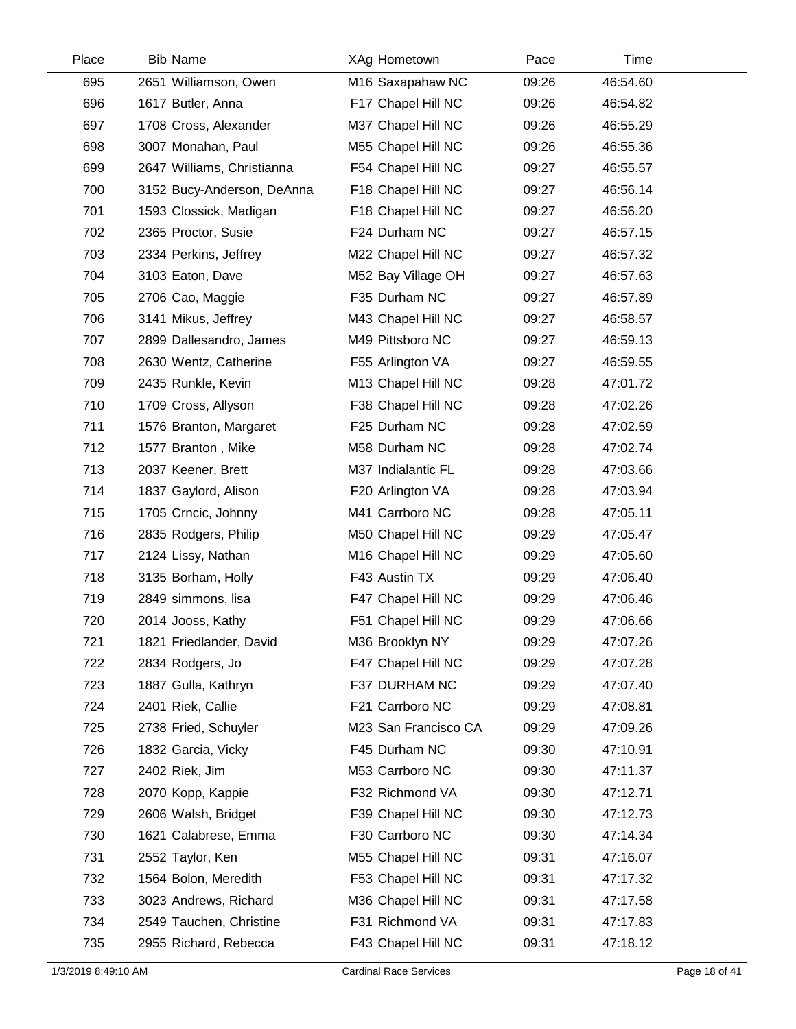| Place | Bib | Name | XAg | Hometown | Pace | Time |
|---|---|---|---|---|---|---|
| 695 | 2651 | Williamson, Owen | M16 | Saxapahaw NC | 09:26 | 46:54.60 |
| 696 | 1617 | Butler, Anna | F17 | Chapel Hill NC | 09:26 | 46:54.82 |
| 697 | 1708 | Cross, Alexander | M37 | Chapel Hill NC | 09:26 | 46:55.29 |
| 698 | 3007 | Monahan, Paul | M55 | Chapel Hill NC | 09:26 | 46:55.36 |
| 699 | 2647 | Williams, Christianna | F54 | Chapel Hill NC | 09:27 | 46:55.57 |
| 700 | 3152 | Bucy-Anderson, DeAnna | F18 | Chapel Hill NC | 09:27 | 46:56.14 |
| 701 | 1593 | Clossick, Madigan | F18 | Chapel Hill NC | 09:27 | 46:56.20 |
| 702 | 2365 | Proctor, Susie | F24 | Durham NC | 09:27 | 46:57.15 |
| 703 | 2334 | Perkins, Jeffrey | M22 | Chapel Hill NC | 09:27 | 46:57.32 |
| 704 | 3103 | Eaton, Dave | M52 | Bay Village OH | 09:27 | 46:57.63 |
| 705 | 2706 | Cao, Maggie | F35 | Durham NC | 09:27 | 46:57.89 |
| 706 | 3141 | Mikus, Jeffrey | M43 | Chapel Hill NC | 09:27 | 46:58.57 |
| 707 | 2899 | Dallesandro, James | M49 | Pittsboro NC | 09:27 | 46:59.13 |
| 708 | 2630 | Wentz, Catherine | F55 | Arlington VA | 09:27 | 46:59.55 |
| 709 | 2435 | Runkle, Kevin | M13 | Chapel Hill NC | 09:28 | 47:01.72 |
| 710 | 1709 | Cross, Allyson | F38 | Chapel Hill NC | 09:28 | 47:02.26 |
| 711 | 1576 | Branton, Margaret | F25 | Durham NC | 09:28 | 47:02.59 |
| 712 | 1577 | Branton , Mike | M58 | Durham NC | 09:28 | 47:02.74 |
| 713 | 2037 | Keener, Brett | M37 | Indialantic FL | 09:28 | 47:03.66 |
| 714 | 1837 | Gaylord, Alison | F20 | Arlington VA | 09:28 | 47:03.94 |
| 715 | 1705 | Crncic, Johnny | M41 | Carrboro NC | 09:28 | 47:05.11 |
| 716 | 2835 | Rodgers, Philip | M50 | Chapel Hill NC | 09:29 | 47:05.47 |
| 717 | 2124 | Lissy, Nathan | M16 | Chapel Hill NC | 09:29 | 47:05.60 |
| 718 | 3135 | Borham, Holly | F43 | Austin TX | 09:29 | 47:06.40 |
| 719 | 2849 | simmons, lisa | F47 | Chapel Hill NC | 09:29 | 47:06.46 |
| 720 | 2014 | Jooss, Kathy | F51 | Chapel Hill NC | 09:29 | 47:06.66 |
| 721 | 1821 | Friedlander, David | M36 | Brooklyn NY | 09:29 | 47:07.26 |
| 722 | 2834 | Rodgers, Jo | F47 | Chapel Hill NC | 09:29 | 47:07.28 |
| 723 | 1887 | Gulla, Kathryn | F37 | DURHAM NC | 09:29 | 47:07.40 |
| 724 | 2401 | Riek, Callie | F21 | Carrboro NC | 09:29 | 47:08.81 |
| 725 | 2738 | Fried, Schuyler | M23 | San Francisco CA | 09:29 | 47:09.26 |
| 726 | 1832 | Garcia, Vicky | F45 | Durham NC | 09:30 | 47:10.91 |
| 727 | 2402 | Riek, Jim | M53 | Carrboro NC | 09:30 | 47:11.37 |
| 728 | 2070 | Kopp, Kappie | F32 | Richmond VA | 09:30 | 47:12.71 |
| 729 | 2606 | Walsh, Bridget | F39 | Chapel Hill NC | 09:30 | 47:12.73 |
| 730 | 1621 | Calabrese, Emma | F30 | Carrboro NC | 09:30 | 47:14.34 |
| 731 | 2552 | Taylor, Ken | M55 | Chapel Hill NC | 09:31 | 47:16.07 |
| 732 | 1564 | Bolon, Meredith | F53 | Chapel Hill NC | 09:31 | 47:17.32 |
| 733 | 3023 | Andrews, Richard | M36 | Chapel Hill NC | 09:31 | 47:17.58 |
| 734 | 2549 | Tauchen, Christine | F31 | Richmond VA | 09:31 | 47:17.83 |
| 735 | 2955 | Richard, Rebecca | F43 | Chapel Hill NC | 09:31 | 47:18.12 |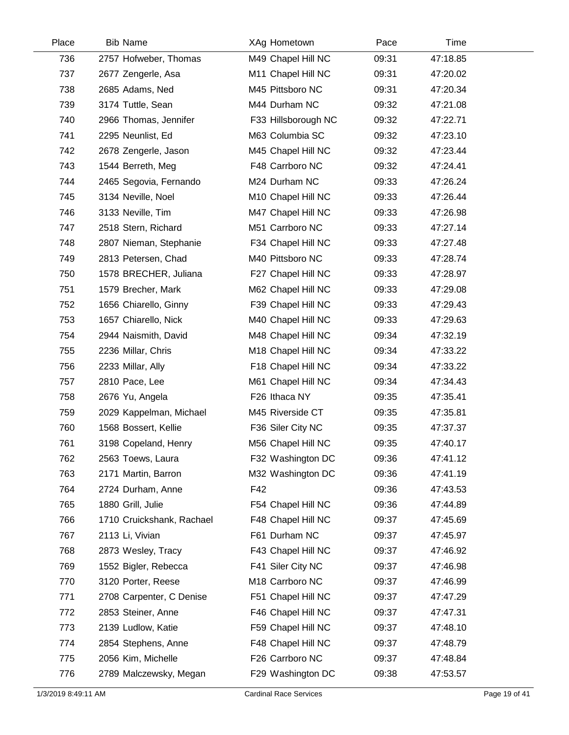| Place | Bib | Name | XAg | Hometown | Pace | Time |
|---|---|---|---|---|---|---|
| 736 | 2757 | Hofweber, Thomas | M49 | Chapel Hill NC | 09:31 | 47:18.85 |
| 737 | 2677 | Zengerle, Asa | M11 | Chapel Hill NC | 09:31 | 47:20.02 |
| 738 | 2685 | Adams, Ned | M45 | Pittsboro NC | 09:31 | 47:20.34 |
| 739 | 3174 | Tuttle, Sean | M44 | Durham NC | 09:32 | 47:21.08 |
| 740 | 2966 | Thomas, Jennifer | F33 | Hillsborough NC | 09:32 | 47:22.71 |
| 741 | 2295 | Neunlist, Ed | M63 | Columbia SC | 09:32 | 47:23.10 |
| 742 | 2678 | Zengerle, Jason | M45 | Chapel Hill NC | 09:32 | 47:23.44 |
| 743 | 1544 | Berreth, Meg | F48 | Carrboro NC | 09:32 | 47:24.41 |
| 744 | 2465 | Segovia, Fernando | M24 | Durham NC | 09:33 | 47:26.24 |
| 745 | 3134 | Neville, Noel | M10 | Chapel Hill NC | 09:33 | 47:26.44 |
| 746 | 3133 | Neville, Tim | M47 | Chapel Hill NC | 09:33 | 47:26.98 |
| 747 | 2518 | Stern, Richard | M51 | Carrboro NC | 09:33 | 47:27.14 |
| 748 | 2807 | Nieman, Stephanie | F34 | Chapel Hill NC | 09:33 | 47:27.48 |
| 749 | 2813 | Petersen, Chad | M40 | Pittsboro NC | 09:33 | 47:28.74 |
| 750 | 1578 | BRECHER, Juliana | F27 | Chapel Hill NC | 09:33 | 47:28.97 |
| 751 | 1579 | Brecher, Mark | M62 | Chapel Hill NC | 09:33 | 47:29.08 |
| 752 | 1656 | Chiarello, Ginny | F39 | Chapel Hill NC | 09:33 | 47:29.43 |
| 753 | 1657 | Chiarello, Nick | M40 | Chapel Hill NC | 09:33 | 47:29.63 |
| 754 | 2944 | Naismith, David | M48 | Chapel Hill NC | 09:34 | 47:32.19 |
| 755 | 2236 | Millar, Chris | M18 | Chapel Hill NC | 09:34 | 47:33.22 |
| 756 | 2233 | Millar, Ally | F18 | Chapel Hill NC | 09:34 | 47:33.22 |
| 757 | 2810 | Pace, Lee | M61 | Chapel Hill NC | 09:34 | 47:34.43 |
| 758 | 2676 | Yu, Angela | F26 | Ithaca NY | 09:35 | 47:35.41 |
| 759 | 2029 | Kappelman, Michael | M45 | Riverside CT | 09:35 | 47:35.81 |
| 760 | 1568 | Bossert, Kellie | F36 | Siler City NC | 09:35 | 47:37.37 |
| 761 | 3198 | Copeland, Henry | M56 | Chapel Hill NC | 09:35 | 47:40.17 |
| 762 | 2563 | Toews, Laura | F32 | Washington DC | 09:36 | 47:41.12 |
| 763 | 2171 | Martin, Barron | M32 | Washington DC | 09:36 | 47:41.19 |
| 764 | 2724 | Durham, Anne | F42 | | 09:36 | 47:43.53 |
| 765 | 1880 | Grill, Julie | F54 | Chapel Hill NC | 09:36 | 47:44.89 |
| 766 | 1710 | Cruickshank, Rachael | F48 | Chapel Hill NC | 09:37 | 47:45.69 |
| 767 | 2113 | Li, Vivian | F61 | Durham NC | 09:37 | 47:45.97 |
| 768 | 2873 | Wesley, Tracy | F43 | Chapel Hill NC | 09:37 | 47:46.92 |
| 769 | 1552 | Bigler, Rebecca | F41 | Siler City NC | 09:37 | 47:46.98 |
| 770 | 3120 | Porter, Reese | M18 | Carrboro NC | 09:37 | 47:46.99 |
| 771 | 2708 | Carpenter, C Denise | F51 | Chapel Hill NC | 09:37 | 47:47.29 |
| 772 | 2853 | Steiner, Anne | F46 | Chapel Hill NC | 09:37 | 47:47.31 |
| 773 | 2139 | Ludlow, Katie | F59 | Chapel Hill NC | 09:37 | 47:48.10 |
| 774 | 2854 | Stephens, Anne | F48 | Chapel Hill NC | 09:37 | 47:48.79 |
| 775 | 2056 | Kim, Michelle | F26 | Carrboro NC | 09:37 | 47:48.84 |
| 776 | 2789 | Malczewsky, Megan | F29 | Washington DC | 09:38 | 47:53.57 |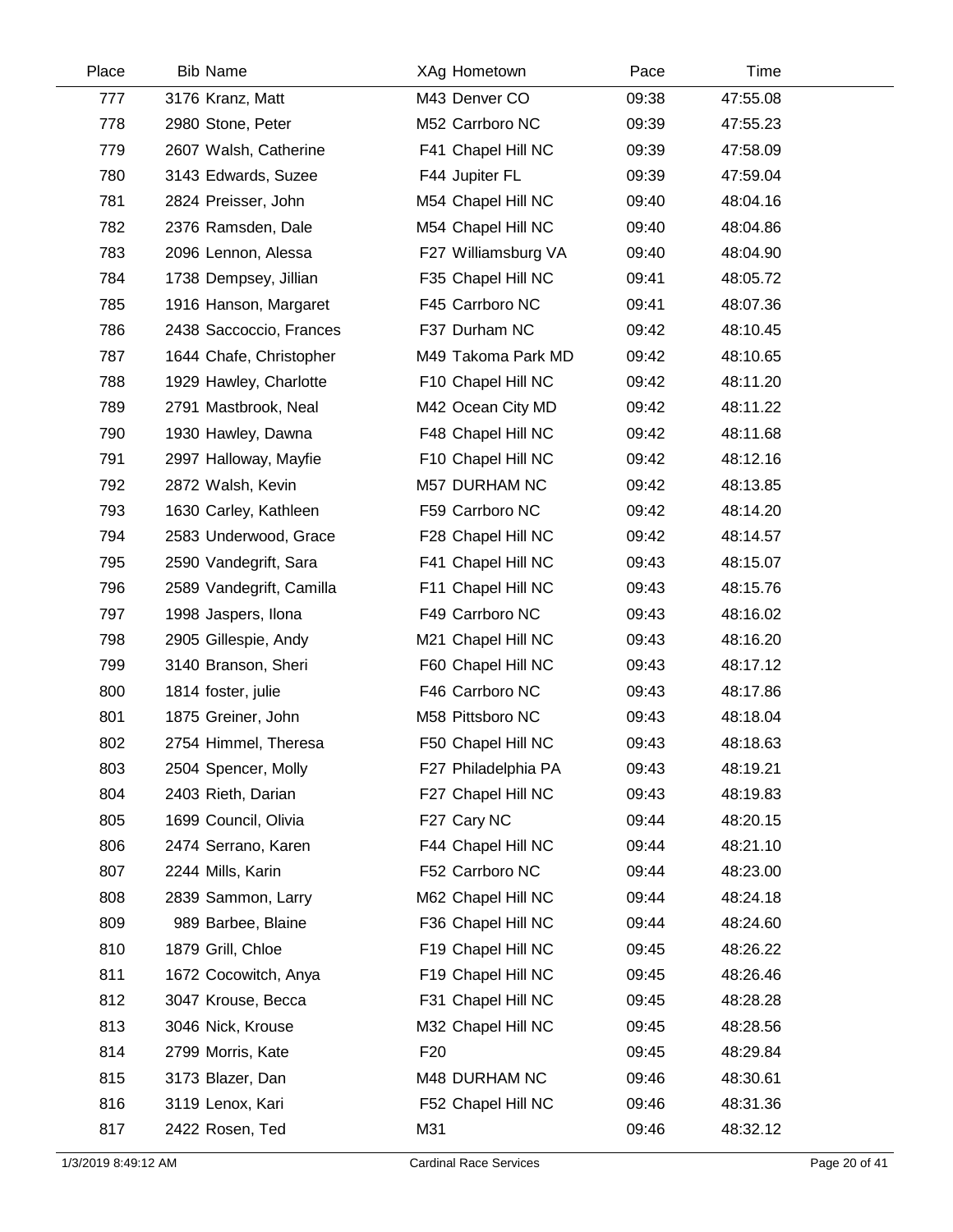| Place | Bib | Name | XAg | Hometown | Pace | Time |
|---|---|---|---|---|---|---|
| 777 | 3176 | Kranz, Matt | M43 | Denver CO | 09:38 | 47:55.08 |
| 778 | 2980 | Stone, Peter | M52 | Carrboro NC | 09:39 | 47:55.23 |
| 779 | 2607 | Walsh, Catherine | F41 | Chapel Hill NC | 09:39 | 47:58.09 |
| 780 | 3143 | Edwards, Suzee | F44 | Jupiter FL | 09:39 | 47:59.04 |
| 781 | 2824 | Preisser, John | M54 | Chapel Hill NC | 09:40 | 48:04.16 |
| 782 | 2376 | Ramsden, Dale | M54 | Chapel Hill NC | 09:40 | 48:04.86 |
| 783 | 2096 | Lennon, Alessa | F27 | Williamsburg VA | 09:40 | 48:04.90 |
| 784 | 1738 | Dempsey, Jillian | F35 | Chapel Hill NC | 09:41 | 48:05.72 |
| 785 | 1916 | Hanson, Margaret | F45 | Carrboro NC | 09:41 | 48:07.36 |
| 786 | 2438 | Saccoccio, Frances | F37 | Durham NC | 09:42 | 48:10.45 |
| 787 | 1644 | Chafe, Christopher | M49 | Takoma Park MD | 09:42 | 48:10.65 |
| 788 | 1929 | Hawley, Charlotte | F10 | Chapel Hill NC | 09:42 | 48:11.20 |
| 789 | 2791 | Mastbrook, Neal | M42 | Ocean City MD | 09:42 | 48:11.22 |
| 790 | 1930 | Hawley, Dawna | F48 | Chapel Hill NC | 09:42 | 48:11.68 |
| 791 | 2997 | Halloway, Mayfie | F10 | Chapel Hill NC | 09:42 | 48:12.16 |
| 792 | 2872 | Walsh, Kevin | M57 | DURHAM NC | 09:42 | 48:13.85 |
| 793 | 1630 | Carley, Kathleen | F59 | Carrboro NC | 09:42 | 48:14.20 |
| 794 | 2583 | Underwood, Grace | F28 | Chapel Hill NC | 09:42 | 48:14.57 |
| 795 | 2590 | Vandegrift, Sara | F41 | Chapel Hill NC | 09:43 | 48:15.07 |
| 796 | 2589 | Vandegrift, Camilla | F11 | Chapel Hill NC | 09:43 | 48:15.76 |
| 797 | 1998 | Jaspers, Ilona | F49 | Carrboro NC | 09:43 | 48:16.02 |
| 798 | 2905 | Gillespie, Andy | M21 | Chapel Hill NC | 09:43 | 48:16.20 |
| 799 | 3140 | Branson, Sheri | F60 | Chapel Hill NC | 09:43 | 48:17.12 |
| 800 | 1814 | foster, julie | F46 | Carrboro NC | 09:43 | 48:17.86 |
| 801 | 1875 | Greiner, John | M58 | Pittsboro NC | 09:43 | 48:18.04 |
| 802 | 2754 | Himmel, Theresa | F50 | Chapel Hill NC | 09:43 | 48:18.63 |
| 803 | 2504 | Spencer, Molly | F27 | Philadelphia PA | 09:43 | 48:19.21 |
| 804 | 2403 | Rieth, Darian | F27 | Chapel Hill NC | 09:43 | 48:19.83 |
| 805 | 1699 | Council, Olivia | F27 | Cary NC | 09:44 | 48:20.15 |
| 806 | 2474 | Serrano, Karen | F44 | Chapel Hill NC | 09:44 | 48:21.10 |
| 807 | 2244 | Mills, Karin | F52 | Carrboro NC | 09:44 | 48:23.00 |
| 808 | 2839 | Sammon, Larry | M62 | Chapel Hill NC | 09:44 | 48:24.18 |
| 809 | 989 | Barbee, Blaine | F36 | Chapel Hill NC | 09:44 | 48:24.60 |
| 810 | 1879 | Grill, Chloe | F19 | Chapel Hill NC | 09:45 | 48:26.22 |
| 811 | 1672 | Cocowitch, Anya | F19 | Chapel Hill NC | 09:45 | 48:26.46 |
| 812 | 3047 | Krouse, Becca | F31 | Chapel Hill NC | 09:45 | 48:28.28 |
| 813 | 3046 | Nick, Krouse | M32 | Chapel Hill NC | 09:45 | 48:28.56 |
| 814 | 2799 | Morris, Kate | F20 | | 09:45 | 48:29.84 |
| 815 | 3173 | Blazer, Dan | M48 | DURHAM NC | 09:46 | 48:30.61 |
| 816 | 3119 | Lenox, Kari | F52 | Chapel Hill NC | 09:46 | 48:31.36 |
| 817 | 2422 | Rosen, Ted | M31 | | 09:46 | 48:32.12 |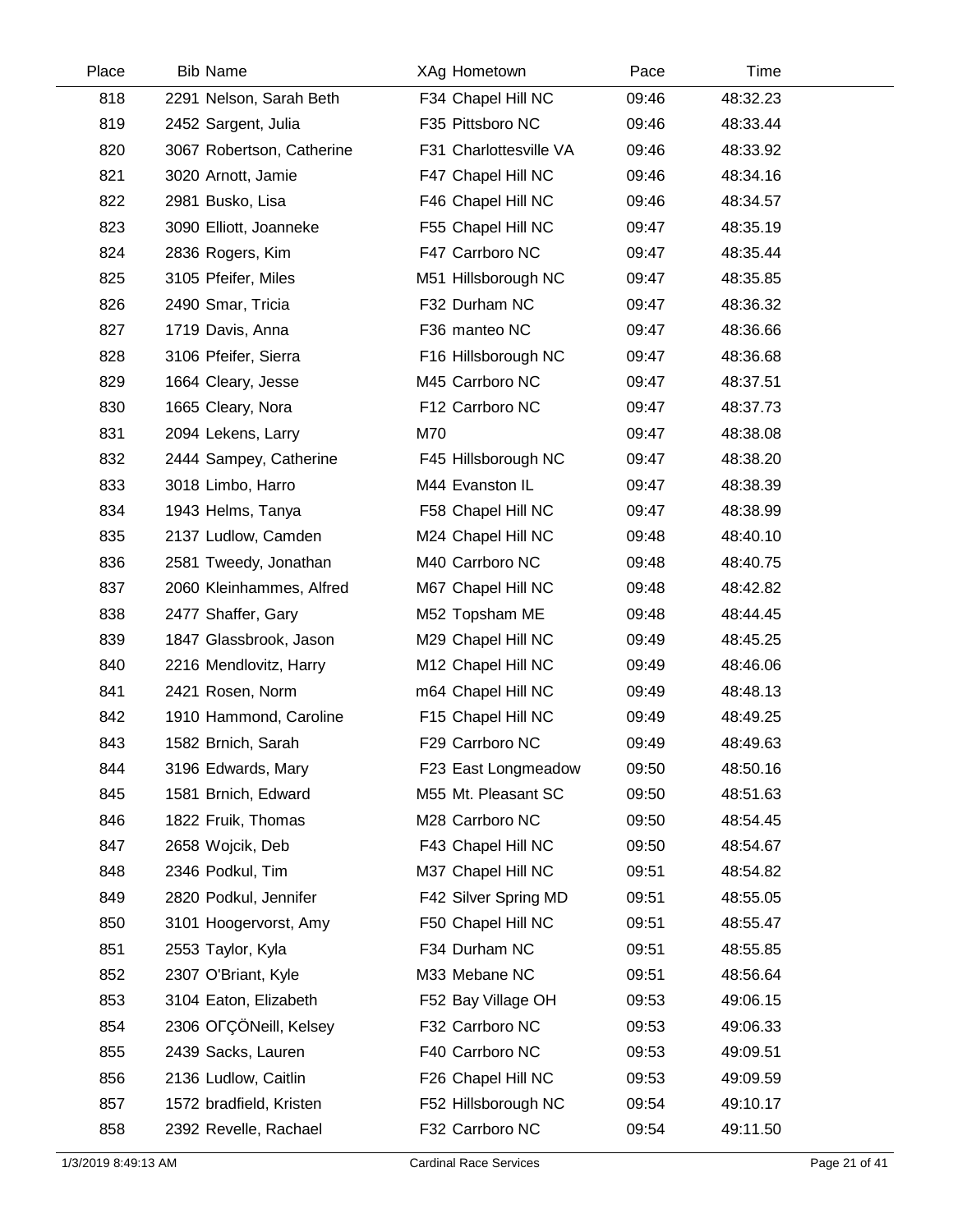| Place | Bib | Name | XAg | Hometown | Pace | Time |
|---|---|---|---|---|---|---|
| 818 | 2291 | Nelson, Sarah Beth | F34 | Chapel Hill NC | 09:46 | 48:32.23 |
| 819 | 2452 | Sargent, Julia | F35 | Pittsboro NC | 09:46 | 48:33.44 |
| 820 | 3067 | Robertson, Catherine | F31 | Charlottesville VA | 09:46 | 48:33.92 |
| 821 | 3020 | Arnott, Jamie | F47 | Chapel Hill NC | 09:46 | 48:34.16 |
| 822 | 2981 | Busko, Lisa | F46 | Chapel Hill NC | 09:46 | 48:34.57 |
| 823 | 3090 | Elliott, Joanneke | F55 | Chapel Hill NC | 09:47 | 48:35.19 |
| 824 | 2836 | Rogers, Kim | F47 | Carrboro NC | 09:47 | 48:35.44 |
| 825 | 3105 | Pfeifer, Miles | M51 | Hillsborough NC | 09:47 | 48:35.85 |
| 826 | 2490 | Smar, Tricia | F32 | Durham NC | 09:47 | 48:36.32 |
| 827 | 1719 | Davis, Anna | F36 | manteo NC | 09:47 | 48:36.66 |
| 828 | 3106 | Pfeifer, Sierra | F16 | Hillsborough NC | 09:47 | 48:36.68 |
| 829 | 1664 | Cleary, Jesse | M45 | Carrboro NC | 09:47 | 48:37.51 |
| 830 | 1665 | Cleary, Nora | F12 | Carrboro NC | 09:47 | 48:37.73 |
| 831 | 2094 | Lekens, Larry | M70 | | 09:47 | 48:38.08 |
| 832 | 2444 | Sampey, Catherine | F45 | Hillsborough NC | 09:47 | 48:38.20 |
| 833 | 3018 | Limbo, Harro | M44 | Evanston IL | 09:47 | 48:38.39 |
| 834 | 1943 | Helms, Tanya | F58 | Chapel Hill NC | 09:47 | 48:38.99 |
| 835 | 2137 | Ludlow, Camden | M24 | Chapel Hill NC | 09:48 | 48:40.10 |
| 836 | 2581 | Tweedy, Jonathan | M40 | Carrboro NC | 09:48 | 48:40.75 |
| 837 | 2060 | Kleinhammes, Alfred | M67 | Chapel Hill NC | 09:48 | 48:42.82 |
| 838 | 2477 | Shaffer, Gary | M52 | Topsham ME | 09:48 | 48:44.45 |
| 839 | 1847 | Glassbrook, Jason | M29 | Chapel Hill NC | 09:49 | 48:45.25 |
| 840 | 2216 | Mendlovitz, Harry | M12 | Chapel Hill NC | 09:49 | 48:46.06 |
| 841 | 2421 | Rosen, Norm | m64 | Chapel Hill NC | 09:49 | 48:48.13 |
| 842 | 1910 | Hammond, Caroline | F15 | Chapel Hill NC | 09:49 | 48:49.25 |
| 843 | 1582 | Brnich, Sarah | F29 | Carrboro NC | 09:49 | 48:49.63 |
| 844 | 3196 | Edwards, Mary | F23 | East Longmeadow | 09:50 | 48:50.16 |
| 845 | 1581 | Brnich, Edward | M55 | Mt. Pleasant SC | 09:50 | 48:51.63 |
| 846 | 1822 | Fruik, Thomas | M28 | Carrboro NC | 09:50 | 48:54.45 |
| 847 | 2658 | Wojcik, Deb | F43 | Chapel Hill NC | 09:50 | 48:54.67 |
| 848 | 2346 | Podkul, Tim | M37 | Chapel Hill NC | 09:51 | 48:54.82 |
| 849 | 2820 | Podkul, Jennifer | F42 | Silver Spring MD | 09:51 | 48:55.05 |
| 850 | 3101 | Hoogervorst, Amy | F50 | Chapel Hill NC | 09:51 | 48:55.47 |
| 851 | 2553 | Taylor, Kyla | F34 | Durham NC | 09:51 | 48:55.85 |
| 852 | 2307 | O'Briant, Kyle | M33 | Mebane NC | 09:51 | 48:56.64 |
| 853 | 3104 | Eaton, Elizabeth | F52 | Bay Village OH | 09:53 | 49:06.15 |
| 854 | 2306 | OΓÇÖNeill, Kelsey | F32 | Carrboro NC | 09:53 | 49:06.33 |
| 855 | 2439 | Sacks, Lauren | F40 | Carrboro NC | 09:53 | 49:09.51 |
| 856 | 2136 | Ludlow, Caitlin | F26 | Chapel Hill NC | 09:53 | 49:09.59 |
| 857 | 1572 | bradfield, Kristen | F52 | Hillsborough NC | 09:54 | 49:10.17 |
| 858 | 2392 | Revelle, Rachael | F32 | Carrboro NC | 09:54 | 49:11.50 |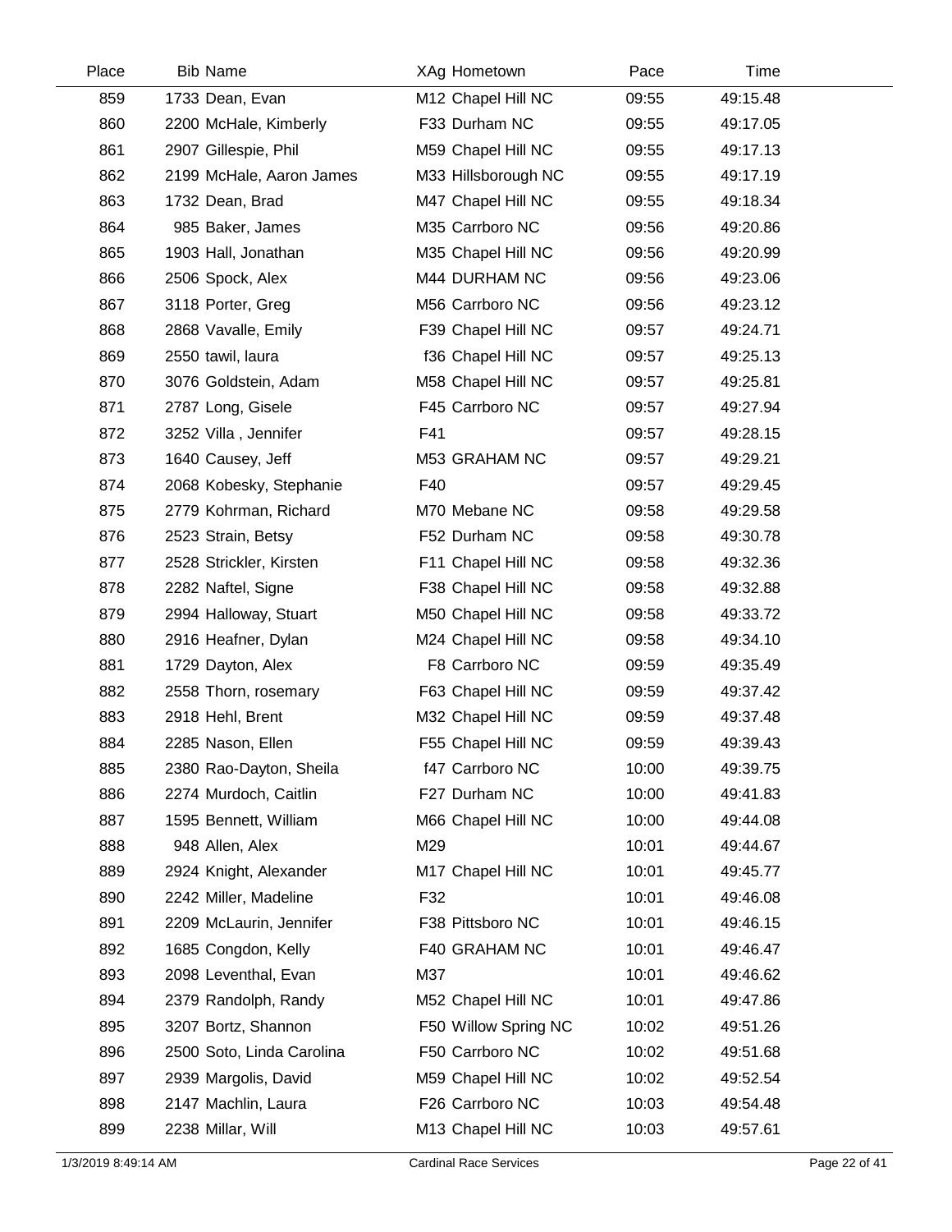| Place | Bib | Name | XAg | Hometown | Pace | Time |
|---|---|---|---|---|---|---|
| 859 | 1733 | Dean, Evan | M12 | Chapel Hill NC | 09:55 | 49:15.48 |
| 860 | 2200 | McHale, Kimberly | F33 | Durham NC | 09:55 | 49:17.05 |
| 861 | 2907 | Gillespie, Phil | M59 | Chapel Hill NC | 09:55 | 49:17.13 |
| 862 | 2199 | McHale, Aaron James | M33 | Hillsborough NC | 09:55 | 49:17.19 |
| 863 | 1732 | Dean, Brad | M47 | Chapel Hill NC | 09:55 | 49:18.34 |
| 864 | 985 | Baker, James | M35 | Carrboro NC | 09:56 | 49:20.86 |
| 865 | 1903 | Hall, Jonathan | M35 | Chapel Hill NC | 09:56 | 49:20.99 |
| 866 | 2506 | Spock, Alex | M44 | DURHAM NC | 09:56 | 49:23.06 |
| 867 | 3118 | Porter, Greg | M56 | Carrboro NC | 09:56 | 49:23.12 |
| 868 | 2868 | Vavalle, Emily | F39 | Chapel Hill NC | 09:57 | 49:24.71 |
| 869 | 2550 | tawil, laura | f36 | Chapel Hill NC | 09:57 | 49:25.13 |
| 870 | 3076 | Goldstein, Adam | M58 | Chapel Hill NC | 09:57 | 49:25.81 |
| 871 | 2787 | Long, Gisele | F45 | Carrboro NC | 09:57 | 49:27.94 |
| 872 | 3252 | Villa , Jennifer | F41 | | 09:57 | 49:28.15 |
| 873 | 1640 | Causey, Jeff | M53 | GRAHAM NC | 09:57 | 49:29.21 |
| 874 | 2068 | Kobesky, Stephanie | F40 | | 09:57 | 49:29.45 |
| 875 | 2779 | Kohrman, Richard | M70 | Mebane NC | 09:58 | 49:29.58 |
| 876 | 2523 | Strain, Betsy | F52 | Durham NC | 09:58 | 49:30.78 |
| 877 | 2528 | Strickler, Kirsten | F11 | Chapel Hill NC | 09:58 | 49:32.36 |
| 878 | 2282 | Naftel, Signe | F38 | Chapel Hill NC | 09:58 | 49:32.88 |
| 879 | 2994 | Halloway, Stuart | M50 | Chapel Hill NC | 09:58 | 49:33.72 |
| 880 | 2916 | Heafner, Dylan | M24 | Chapel Hill NC | 09:58 | 49:34.10 |
| 881 | 1729 | Dayton, Alex | F8 | Carrboro NC | 09:59 | 49:35.49 |
| 882 | 2558 | Thorn, rosemary | F63 | Chapel Hill NC | 09:59 | 49:37.42 |
| 883 | 2918 | Hehl, Brent | M32 | Chapel Hill NC | 09:59 | 49:37.48 |
| 884 | 2285 | Nason, Ellen | F55 | Chapel Hill NC | 09:59 | 49:39.43 |
| 885 | 2380 | Rao-Dayton, Sheila | f47 | Carrboro NC | 10:00 | 49:39.75 |
| 886 | 2274 | Murdoch, Caitlin | F27 | Durham NC | 10:00 | 49:41.83 |
| 887 | 1595 | Bennett, William | M66 | Chapel Hill NC | 10:00 | 49:44.08 |
| 888 | 948 | Allen, Alex | M29 | | 10:01 | 49:44.67 |
| 889 | 2924 | Knight, Alexander | M17 | Chapel Hill NC | 10:01 | 49:45.77 |
| 890 | 2242 | Miller, Madeline | F32 | | 10:01 | 49:46.08 |
| 891 | 2209 | McLaurin, Jennifer | F38 | Pittsboro NC | 10:01 | 49:46.15 |
| 892 | 1685 | Congdon, Kelly | F40 | GRAHAM NC | 10:01 | 49:46.47 |
| 893 | 2098 | Leventhal, Evan | M37 | | 10:01 | 49:46.62 |
| 894 | 2379 | Randolph, Randy | M52 | Chapel Hill NC | 10:01 | 49:47.86 |
| 895 | 3207 | Bortz, Shannon | F50 | Willow Spring NC | 10:02 | 49:51.26 |
| 896 | 2500 | Soto, Linda Carolina | F50 | Carrboro NC | 10:02 | 49:51.68 |
| 897 | 2939 | Margolis, David | M59 | Chapel Hill NC | 10:02 | 49:52.54 |
| 898 | 2147 | Machlin, Laura | F26 | Carrboro NC | 10:03 | 49:54.48 |
| 899 | 2238 | Millar, Will | M13 | Chapel Hill NC | 10:03 | 49:57.61 |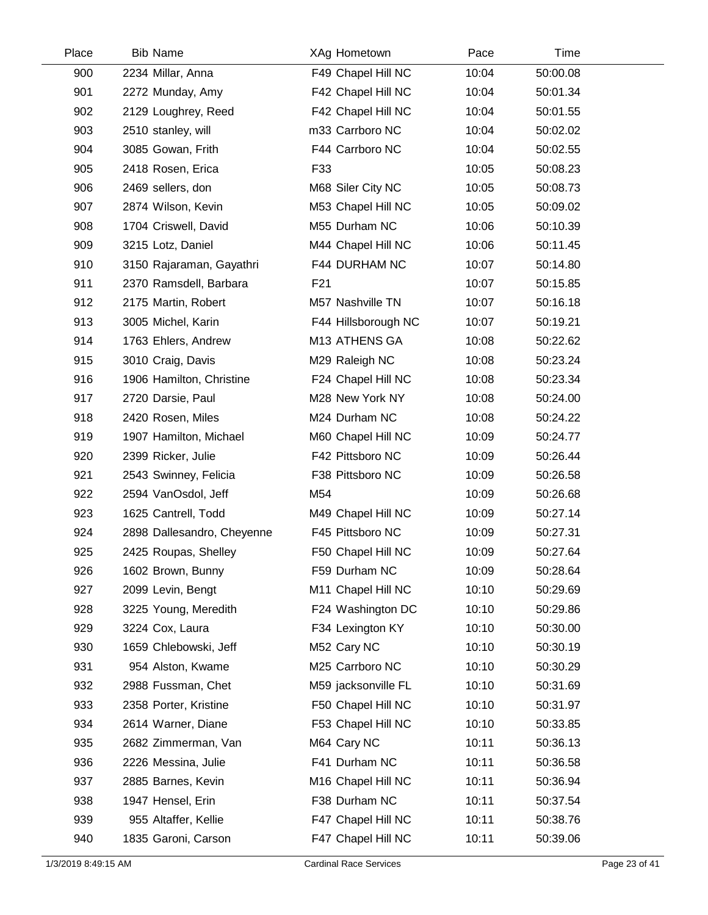| Place | Bib | Name | XAg | Hometown | Pace | Time |
|---|---|---|---|---|---|---|
| 900 | 2234 | Millar, Anna | F49 | Chapel Hill NC | 10:04 | 50:00.08 |
| 901 | 2272 | Munday, Amy | F42 | Chapel Hill NC | 10:04 | 50:01.34 |
| 902 | 2129 | Loughrey, Reed | F42 | Chapel Hill NC | 10:04 | 50:01.55 |
| 903 | 2510 | stanley, will | m33 | Carrboro NC | 10:04 | 50:02.02 |
| 904 | 3085 | Gowan, Frith | F44 | Carrboro NC | 10:04 | 50:02.55 |
| 905 | 2418 | Rosen, Erica | F33 | | 10:05 | 50:08.23 |
| 906 | 2469 | sellers, don | M68 | Siler City NC | 10:05 | 50:08.73 |
| 907 | 2874 | Wilson, Kevin | M53 | Chapel Hill NC | 10:05 | 50:09.02 |
| 908 | 1704 | Criswell, David | M55 | Durham NC | 10:06 | 50:10.39 |
| 909 | 3215 | Lotz, Daniel | M44 | Chapel Hill NC | 10:06 | 50:11.45 |
| 910 | 3150 | Rajaraman, Gayathri | F44 | DURHAM NC | 10:07 | 50:14.80 |
| 911 | 2370 | Ramsdell, Barbara | F21 | | 10:07 | 50:15.85 |
| 912 | 2175 | Martin, Robert | M57 | Nashville TN | 10:07 | 50:16.18 |
| 913 | 3005 | Michel, Karin | F44 | Hillsborough NC | 10:07 | 50:19.21 |
| 914 | 1763 | Ehlers, Andrew | M13 | ATHENS GA | 10:08 | 50:22.62 |
| 915 | 3010 | Craig, Davis | M29 | Raleigh NC | 10:08 | 50:23.24 |
| 916 | 1906 | Hamilton, Christine | F24 | Chapel Hill NC | 10:08 | 50:23.34 |
| 917 | 2720 | Darsie, Paul | M28 | New York NY | 10:08 | 50:24.00 |
| 918 | 2420 | Rosen, Miles | M24 | Durham NC | 10:08 | 50:24.22 |
| 919 | 1907 | Hamilton, Michael | M60 | Chapel Hill NC | 10:09 | 50:24.77 |
| 920 | 2399 | Ricker, Julie | F42 | Pittsboro NC | 10:09 | 50:26.44 |
| 921 | 2543 | Swinney, Felicia | F38 | Pittsboro NC | 10:09 | 50:26.58 |
| 922 | 2594 | VanOsdol, Jeff | M54 | | 10:09 | 50:26.68 |
| 923 | 1625 | Cantrell, Todd | M49 | Chapel Hill NC | 10:09 | 50:27.14 |
| 924 | 2898 | Dallesandro, Cheyenne | F45 | Pittsboro NC | 10:09 | 50:27.31 |
| 925 | 2425 | Roupas, Shelley | F50 | Chapel Hill NC | 10:09 | 50:27.64 |
| 926 | 1602 | Brown, Bunny | F59 | Durham NC | 10:09 | 50:28.64 |
| 927 | 2099 | Levin, Bengt | M11 | Chapel Hill NC | 10:10 | 50:29.69 |
| 928 | 3225 | Young, Meredith | F24 | Washington DC | 10:10 | 50:29.86 |
| 929 | 3224 | Cox, Laura | F34 | Lexington KY | 10:10 | 50:30.00 |
| 930 | 1659 | Chlebowski, Jeff | M52 | Cary NC | 10:10 | 50:30.19 |
| 931 | 954 | Alston, Kwame | M25 | Carrboro NC | 10:10 | 50:30.29 |
| 932 | 2988 | Fussman, Chet | M59 | jacksonville FL | 10:10 | 50:31.69 |
| 933 | 2358 | Porter, Kristine | F50 | Chapel Hill NC | 10:10 | 50:31.97 |
| 934 | 2614 | Warner, Diane | F53 | Chapel Hill NC | 10:10 | 50:33.85 |
| 935 | 2682 | Zimmerman, Van | M64 | Cary NC | 10:11 | 50:36.13 |
| 936 | 2226 | Messina, Julie | F41 | Durham NC | 10:11 | 50:36.58 |
| 937 | 2885 | Barnes, Kevin | M16 | Chapel Hill NC | 10:11 | 50:36.94 |
| 938 | 1947 | Hensel, Erin | F38 | Durham NC | 10:11 | 50:37.54 |
| 939 | 955 | Altaffer, Kellie | F47 | Chapel Hill NC | 10:11 | 50:38.76 |
| 940 | 1835 | Garoni, Carson | F47 | Chapel Hill NC | 10:11 | 50:39.06 |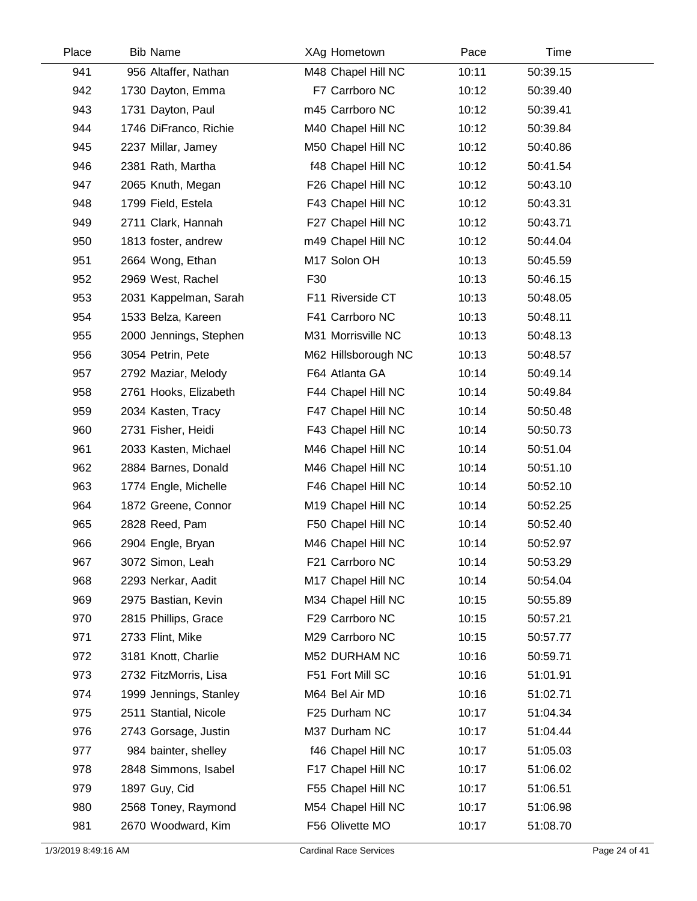| Place | Bib | Name | XAg | Hometown | Pace | Time |
|---|---|---|---|---|---|---|
| 941 | 956 | Altaffer, Nathan | M48 | Chapel Hill NC | 10:11 | 50:39.15 |
| 942 | 1730 | Dayton, Emma | F7 | Carrboro NC | 10:12 | 50:39.40 |
| 943 | 1731 | Dayton, Paul | m45 | Carrboro NC | 10:12 | 50:39.41 |
| 944 | 1746 | DiFranco, Richie | M40 | Chapel Hill NC | 10:12 | 50:39.84 |
| 945 | 2237 | Millar, Jamey | M50 | Chapel Hill NC | 10:12 | 50:40.86 |
| 946 | 2381 | Rath, Martha | f48 | Chapel Hill NC | 10:12 | 50:41.54 |
| 947 | 2065 | Knuth, Megan | F26 | Chapel Hill NC | 10:12 | 50:43.10 |
| 948 | 1799 | Field, Estela | F43 | Chapel Hill NC | 10:12 | 50:43.31 |
| 949 | 2711 | Clark, Hannah | F27 | Chapel Hill NC | 10:12 | 50:43.71 |
| 950 | 1813 | foster, andrew | m49 | Chapel Hill NC | 10:12 | 50:44.04 |
| 951 | 2664 | Wong, Ethan | M17 | Solon OH | 10:13 | 50:45.59 |
| 952 | 2969 | West, Rachel | F30 | | 10:13 | 50:46.15 |
| 953 | 2031 | Kappelman, Sarah | F11 | Riverside CT | 10:13 | 50:48.05 |
| 954 | 1533 | Belza, Kareen | F41 | Carrboro NC | 10:13 | 50:48.11 |
| 955 | 2000 | Jennings, Stephen | M31 | Morrisville NC | 10:13 | 50:48.13 |
| 956 | 3054 | Petrin, Pete | M62 | Hillsborough NC | 10:13 | 50:48.57 |
| 957 | 2792 | Maziar, Melody | F64 | Atlanta GA | 10:14 | 50:49.14 |
| 958 | 2761 | Hooks, Elizabeth | F44 | Chapel Hill NC | 10:14 | 50:49.84 |
| 959 | 2034 | Kasten, Tracy | F47 | Chapel Hill NC | 10:14 | 50:50.48 |
| 960 | 2731 | Fisher, Heidi | F43 | Chapel Hill NC | 10:14 | 50:50.73 |
| 961 | 2033 | Kasten, Michael | M46 | Chapel Hill NC | 10:14 | 50:51.04 |
| 962 | 2884 | Barnes, Donald | M46 | Chapel Hill NC | 10:14 | 50:51.10 |
| 963 | 1774 | Engle, Michelle | F46 | Chapel Hill NC | 10:14 | 50:52.10 |
| 964 | 1872 | Greene, Connor | M19 | Chapel Hill NC | 10:14 | 50:52.25 |
| 965 | 2828 | Reed, Pam | F50 | Chapel Hill NC | 10:14 | 50:52.40 |
| 966 | 2904 | Engle, Bryan | M46 | Chapel Hill NC | 10:14 | 50:52.97 |
| 967 | 3072 | Simon, Leah | F21 | Carrboro NC | 10:14 | 50:53.29 |
| 968 | 2293 | Nerkar, Aadit | M17 | Chapel Hill NC | 10:14 | 50:54.04 |
| 969 | 2975 | Bastian, Kevin | M34 | Chapel Hill NC | 10:15 | 50:55.89 |
| 970 | 2815 | Phillips, Grace | F29 | Carrboro NC | 10:15 | 50:57.21 |
| 971 | 2733 | Flint, Mike | M29 | Carrboro NC | 10:15 | 50:57.77 |
| 972 | 3181 | Knott, Charlie | M52 | DURHAM NC | 10:16 | 50:59.71 |
| 973 | 2732 | FitzMorris, Lisa | F51 | Fort Mill SC | 10:16 | 51:01.91 |
| 974 | 1999 | Jennings, Stanley | M64 | Bel Air MD | 10:16 | 51:02.71 |
| 975 | 2511 | Stantial, Nicole | F25 | Durham NC | 10:17 | 51:04.34 |
| 976 | 2743 | Gorsage, Justin | M37 | Durham NC | 10:17 | 51:04.44 |
| 977 | 984 | bainter, shelley | f46 | Chapel Hill NC | 10:17 | 51:05.03 |
| 978 | 2848 | Simmons, Isabel | F17 | Chapel Hill NC | 10:17 | 51:06.02 |
| 979 | 1897 | Guy, Cid | F55 | Chapel Hill NC | 10:17 | 51:06.51 |
| 980 | 2568 | Toney, Raymond | M54 | Chapel Hill NC | 10:17 | 51:06.98 |
| 981 | 2670 | Woodward, Kim | F56 | Olivette MO | 10:17 | 51:08.70 |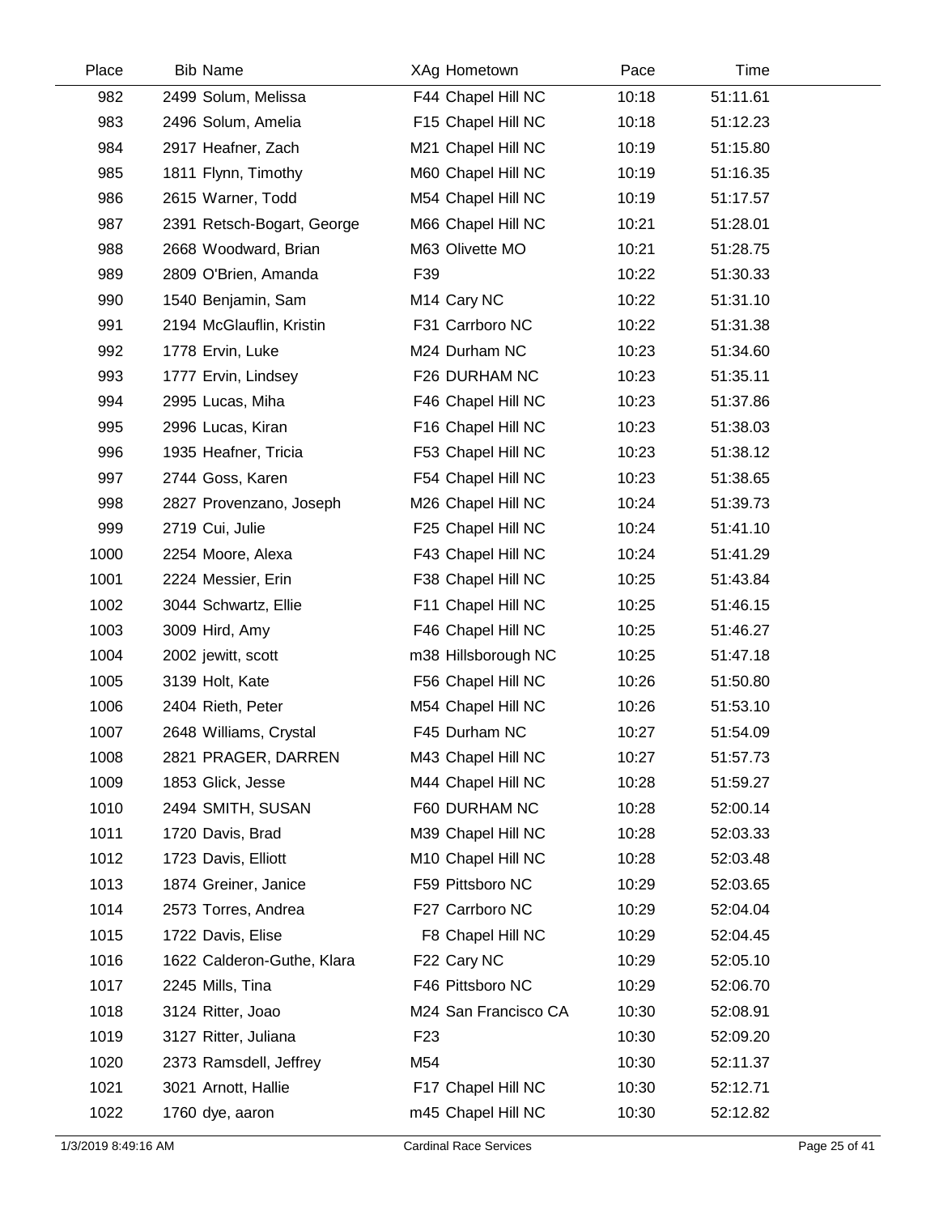| Place | Bib | Name | XAg | Hometown | Pace | Time |
|---|---|---|---|---|---|---|
| 982 | 2499 | Solum, Melissa | F44 | Chapel Hill NC | 10:18 | 51:11.61 |
| 983 | 2496 | Solum, Amelia | F15 | Chapel Hill NC | 10:18 | 51:12.23 |
| 984 | 2917 | Heafner, Zach | M21 | Chapel Hill NC | 10:19 | 51:15.80 |
| 985 | 1811 | Flynn, Timothy | M60 | Chapel Hill NC | 10:19 | 51:16.35 |
| 986 | 2615 | Warner, Todd | M54 | Chapel Hill NC | 10:19 | 51:17.57 |
| 987 | 2391 | Retsch-Bogart, George | M66 | Chapel Hill NC | 10:21 | 51:28.01 |
| 988 | 2668 | Woodward, Brian | M63 | Olivette MO | 10:21 | 51:28.75 |
| 989 | 2809 | O'Brien, Amanda | F39 | | 10:22 | 51:30.33 |
| 990 | 1540 | Benjamin, Sam | M14 | Cary NC | 10:22 | 51:31.10 |
| 991 | 2194 | McGlauflin, Kristin | F31 | Carrboro NC | 10:22 | 51:31.38 |
| 992 | 1778 | Ervin, Luke | M24 | Durham NC | 10:23 | 51:34.60 |
| 993 | 1777 | Ervin, Lindsey | F26 | DURHAM NC | 10:23 | 51:35.11 |
| 994 | 2995 | Lucas, Miha | F46 | Chapel Hill NC | 10:23 | 51:37.86 |
| 995 | 2996 | Lucas, Kiran | F16 | Chapel Hill NC | 10:23 | 51:38.03 |
| 996 | 1935 | Heafner, Tricia | F53 | Chapel Hill NC | 10:23 | 51:38.12 |
| 997 | 2744 | Goss, Karen | F54 | Chapel Hill NC | 10:23 | 51:38.65 |
| 998 | 2827 | Provenzano, Joseph | M26 | Chapel Hill NC | 10:24 | 51:39.73 |
| 999 | 2719 | Cui, Julie | F25 | Chapel Hill NC | 10:24 | 51:41.10 |
| 1000 | 2254 | Moore, Alexa | F43 | Chapel Hill NC | 10:24 | 51:41.29 |
| 1001 | 2224 | Messier, Erin | F38 | Chapel Hill NC | 10:25 | 51:43.84 |
| 1002 | 3044 | Schwartz, Ellie | F11 | Chapel Hill NC | 10:25 | 51:46.15 |
| 1003 | 3009 | Hird, Amy | F46 | Chapel Hill NC | 10:25 | 51:46.27 |
| 1004 | 2002 | jewitt, scott | m38 | Hillsborough NC | 10:25 | 51:47.18 |
| 1005 | 3139 | Holt, Kate | F56 | Chapel Hill NC | 10:26 | 51:50.80 |
| 1006 | 2404 | Rieth, Peter | M54 | Chapel Hill NC | 10:26 | 51:53.10 |
| 1007 | 2648 | Williams, Crystal | F45 | Durham NC | 10:27 | 51:54.09 |
| 1008 | 2821 | PRAGER, DARREN | M43 | Chapel Hill NC | 10:27 | 51:57.73 |
| 1009 | 1853 | Glick, Jesse | M44 | Chapel Hill NC | 10:28 | 51:59.27 |
| 1010 | 2494 | SMITH, SUSAN | F60 | DURHAM NC | 10:28 | 52:00.14 |
| 1011 | 1720 | Davis, Brad | M39 | Chapel Hill NC | 10:28 | 52:03.33 |
| 1012 | 1723 | Davis, Elliott | M10 | Chapel Hill NC | 10:28 | 52:03.48 |
| 1013 | 1874 | Greiner, Janice | F59 | Pittsboro NC | 10:29 | 52:03.65 |
| 1014 | 2573 | Torres, Andrea | F27 | Carrboro NC | 10:29 | 52:04.04 |
| 1015 | 1722 | Davis, Elise | F8 | Chapel Hill NC | 10:29 | 52:04.45 |
| 1016 | 1622 | Calderon-Guthe, Klara | F22 | Cary NC | 10:29 | 52:05.10 |
| 1017 | 2245 | Mills, Tina | F46 | Pittsboro NC | 10:29 | 52:06.70 |
| 1018 | 3124 | Ritter, Joao | M24 | San Francisco CA | 10:30 | 52:08.91 |
| 1019 | 3127 | Ritter, Juliana | F23 | | 10:30 | 52:09.20 |
| 1020 | 2373 | Ramsdell, Jeffrey | M54 | | 10:30 | 52:11.37 |
| 1021 | 3021 | Arnott, Hallie | F17 | Chapel Hill NC | 10:30 | 52:12.71 |
| 1022 | 1760 | dye, aaron | m45 | Chapel Hill NC | 10:30 | 52:12.82 |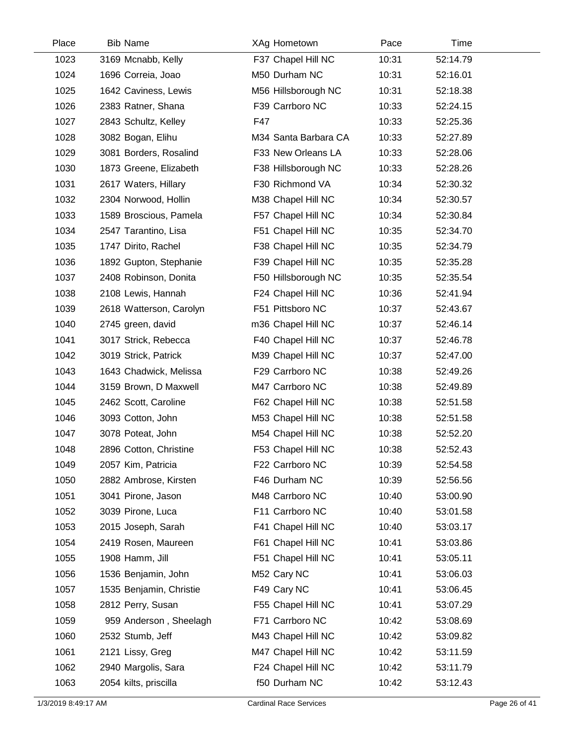| Place | Bib | Name | XAg | Hometown | Pace | Time |
|---|---|---|---|---|---|---|
| 1023 | 3169 | Mcnabb, Kelly | F37 | Chapel Hill NC | 10:31 | 52:14.79 |
| 1024 | 1696 | Correia, Joao | M50 | Durham NC | 10:31 | 52:16.01 |
| 1025 | 1642 | Caviness, Lewis | M56 | Hillsborough NC | 10:31 | 52:18.38 |
| 1026 | 2383 | Ratner, Shana | F39 | Carrboro NC | 10:33 | 52:24.15 |
| 1027 | 2843 | Schultz, Kelley | F47 | | 10:33 | 52:25.36 |
| 1028 | 3082 | Bogan, Elihu | M34 | Santa Barbara CA | 10:33 | 52:27.89 |
| 1029 | 3081 | Borders, Rosalind | F33 | New Orleans LA | 10:33 | 52:28.06 |
| 1030 | 1873 | Greene, Elizabeth | F38 | Hillsborough NC | 10:33 | 52:28.26 |
| 1031 | 2617 | Waters, Hillary | F30 | Richmond VA | 10:34 | 52:30.32 |
| 1032 | 2304 | Norwood, Hollin | M38 | Chapel Hill NC | 10:34 | 52:30.57 |
| 1033 | 1589 | Broscious, Pamela | F57 | Chapel Hill NC | 10:34 | 52:30.84 |
| 1034 | 2547 | Tarantino, Lisa | F51 | Chapel Hill NC | 10:35 | 52:34.70 |
| 1035 | 1747 | Dirito, Rachel | F38 | Chapel Hill NC | 10:35 | 52:34.79 |
| 1036 | 1892 | Gupton, Stephanie | F39 | Chapel Hill NC | 10:35 | 52:35.28 |
| 1037 | 2408 | Robinson, Donita | F50 | Hillsborough NC | 10:35 | 52:35.54 |
| 1038 | 2108 | Lewis, Hannah | F24 | Chapel Hill NC | 10:36 | 52:41.94 |
| 1039 | 2618 | Watterson, Carolyn | F51 | Pittsboro NC | 10:37 | 52:43.67 |
| 1040 | 2745 | green, david | m36 | Chapel Hill NC | 10:37 | 52:46.14 |
| 1041 | 3017 | Strick, Rebecca | F40 | Chapel Hill NC | 10:37 | 52:46.78 |
| 1042 | 3019 | Strick, Patrick | M39 | Chapel Hill NC | 10:37 | 52:47.00 |
| 1043 | 1643 | Chadwick, Melissa | F29 | Carrboro NC | 10:38 | 52:49.26 |
| 1044 | 3159 | Brown, D Maxwell | M47 | Carrboro NC | 10:38 | 52:49.89 |
| 1045 | 2462 | Scott, Caroline | F62 | Chapel Hill NC | 10:38 | 52:51.58 |
| 1046 | 3093 | Cotton, John | M53 | Chapel Hill NC | 10:38 | 52:51.58 |
| 1047 | 3078 | Poteat, John | M54 | Chapel Hill NC | 10:38 | 52:52.20 |
| 1048 | 2896 | Cotton, Christine | F53 | Chapel Hill NC | 10:38 | 52:52.43 |
| 1049 | 2057 | Kim, Patricia | F22 | Carrboro NC | 10:39 | 52:54.58 |
| 1050 | 2882 | Ambrose, Kirsten | F46 | Durham NC | 10:39 | 52:56.56 |
| 1051 | 3041 | Pirone, Jason | M48 | Carrboro NC | 10:40 | 53:00.90 |
| 1052 | 3039 | Pirone, Luca | F11 | Carrboro NC | 10:40 | 53:01.58 |
| 1053 | 2015 | Joseph, Sarah | F41 | Chapel Hill NC | 10:40 | 53:03.17 |
| 1054 | 2419 | Rosen, Maureen | F61 | Chapel Hill NC | 10:41 | 53:03.86 |
| 1055 | 1908 | Hamm, Jill | F51 | Chapel Hill NC | 10:41 | 53:05.11 |
| 1056 | 1536 | Benjamin, John | M52 | Cary NC | 10:41 | 53:06.03 |
| 1057 | 1535 | Benjamin, Christie | F49 | Cary NC | 10:41 | 53:06.45 |
| 1058 | 2812 | Perry, Susan | F55 | Chapel Hill NC | 10:41 | 53:07.29 |
| 1059 | 959 | Anderson , Sheelagh | F71 | Carrboro NC | 10:42 | 53:08.69 |
| 1060 | 2532 | Stumb, Jeff | M43 | Chapel Hill NC | 10:42 | 53:09.82 |
| 1061 | 2121 | Lissy, Greg | M47 | Chapel Hill NC | 10:42 | 53:11.59 |
| 1062 | 2940 | Margolis, Sara | F24 | Chapel Hill NC | 10:42 | 53:11.79 |
| 1063 | 2054 | kilts, priscilla | f50 | Durham NC | 10:42 | 53:12.43 |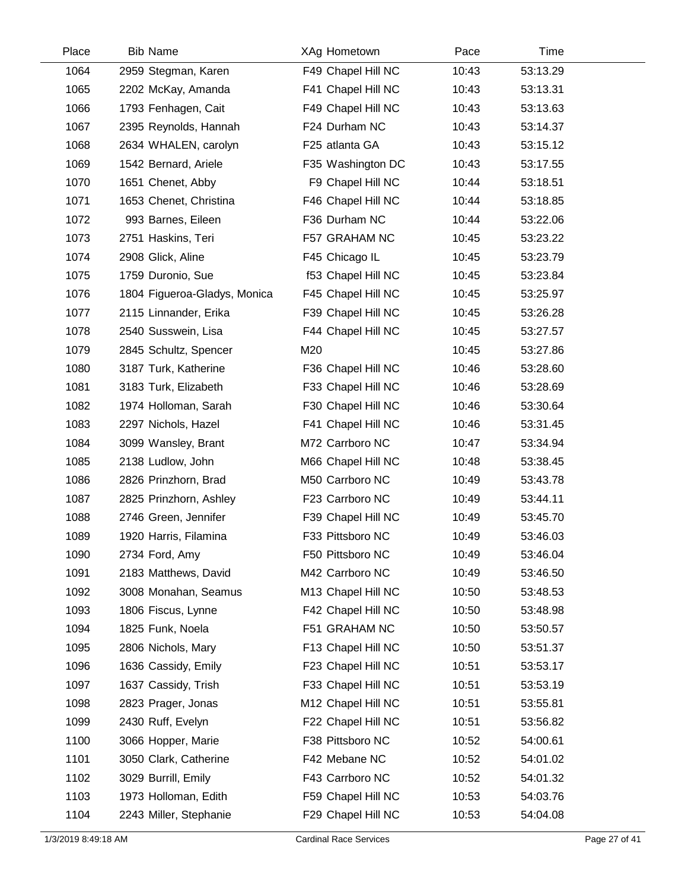| Place | Bib | Name | XAg | Hometown | Pace | Time |
|---|---|---|---|---|---|---|
| 1064 | 2959 | Stegman, Karen | F49 | Chapel Hill NC | 10:43 | 53:13.29 |
| 1065 | 2202 | McKay, Amanda | F41 | Chapel Hill NC | 10:43 | 53:13.31 |
| 1066 | 1793 | Fenhagen, Cait | F49 | Chapel Hill NC | 10:43 | 53:13.63 |
| 1067 | 2395 | Reynolds, Hannah | F24 | Durham NC | 10:43 | 53:14.37 |
| 1068 | 2634 | WHALEN, carolyn | F25 | atlanta GA | 10:43 | 53:15.12 |
| 1069 | 1542 | Bernard, Ariele | F35 | Washington DC | 10:43 | 53:17.55 |
| 1070 | 1651 | Chenet, Abby | F9 | Chapel Hill NC | 10:44 | 53:18.51 |
| 1071 | 1653 | Chenet, Christina | F46 | Chapel Hill NC | 10:44 | 53:18.85 |
| 1072 | 993 | Barnes, Eileen | F36 | Durham NC | 10:44 | 53:22.06 |
| 1073 | 2751 | Haskins, Teri | F57 | GRAHAM NC | 10:45 | 53:23.22 |
| 1074 | 2908 | Glick, Aline | F45 | Chicago IL | 10:45 | 53:23.79 |
| 1075 | 1759 | Duronio, Sue | f53 | Chapel Hill NC | 10:45 | 53:23.84 |
| 1076 | 1804 | Figueroa-Gladys, Monica | F45 | Chapel Hill NC | 10:45 | 53:25.97 |
| 1077 | 2115 | Linnander, Erika | F39 | Chapel Hill NC | 10:45 | 53:26.28 |
| 1078 | 2540 | Susswein, Lisa | F44 | Chapel Hill NC | 10:45 | 53:27.57 |
| 1079 | 2845 | Schultz, Spencer | M20 | | 10:45 | 53:27.86 |
| 1080 | 3187 | Turk, Katherine | F36 | Chapel Hill NC | 10:46 | 53:28.60 |
| 1081 | 3183 | Turk, Elizabeth | F33 | Chapel Hill NC | 10:46 | 53:28.69 |
| 1082 | 1974 | Holloman, Sarah | F30 | Chapel Hill NC | 10:46 | 53:30.64 |
| 1083 | 2297 | Nichols, Hazel | F41 | Chapel Hill NC | 10:46 | 53:31.45 |
| 1084 | 3099 | Wansley, Brant | M72 | Carrboro NC | 10:47 | 53:34.94 |
| 1085 | 2138 | Ludlow, John | M66 | Chapel Hill NC | 10:48 | 53:38.45 |
| 1086 | 2826 | Prinzhorn, Brad | M50 | Carrboro NC | 10:49 | 53:43.78 |
| 1087 | 2825 | Prinzhorn, Ashley | F23 | Carrboro NC | 10:49 | 53:44.11 |
| 1088 | 2746 | Green, Jennifer | F39 | Chapel Hill NC | 10:49 | 53:45.70 |
| 1089 | 1920 | Harris, Filamina | F33 | Pittsboro NC | 10:49 | 53:46.03 |
| 1090 | 2734 | Ford, Amy | F50 | Pittsboro NC | 10:49 | 53:46.04 |
| 1091 | 2183 | Matthews, David | M42 | Carrboro NC | 10:49 | 53:46.50 |
| 1092 | 3008 | Monahan, Seamus | M13 | Chapel Hill NC | 10:50 | 53:48.53 |
| 1093 | 1806 | Fiscus, Lynne | F42 | Chapel Hill NC | 10:50 | 53:48.98 |
| 1094 | 1825 | Funk, Noela | F51 | GRAHAM NC | 10:50 | 53:50.57 |
| 1095 | 2806 | Nichols, Mary | F13 | Chapel Hill NC | 10:50 | 53:51.37 |
| 1096 | 1636 | Cassidy, Emily | F23 | Chapel Hill NC | 10:51 | 53:53.17 |
| 1097 | 1637 | Cassidy, Trish | F33 | Chapel Hill NC | 10:51 | 53:53.19 |
| 1098 | 2823 | Prager, Jonas | M12 | Chapel Hill NC | 10:51 | 53:55.81 |
| 1099 | 2430 | Ruff, Evelyn | F22 | Chapel Hill NC | 10:51 | 53:56.82 |
| 1100 | 3066 | Hopper, Marie | F38 | Pittsboro NC | 10:52 | 54:00.61 |
| 1101 | 3050 | Clark, Catherine | F42 | Mebane NC | 10:52 | 54:01.02 |
| 1102 | 3029 | Burrill, Emily | F43 | Carrboro NC | 10:52 | 54:01.32 |
| 1103 | 1973 | Holloman, Edith | F59 | Chapel Hill NC | 10:53 | 54:03.76 |
| 1104 | 2243 | Miller, Stephanie | F29 | Chapel Hill NC | 10:53 | 54:04.08 |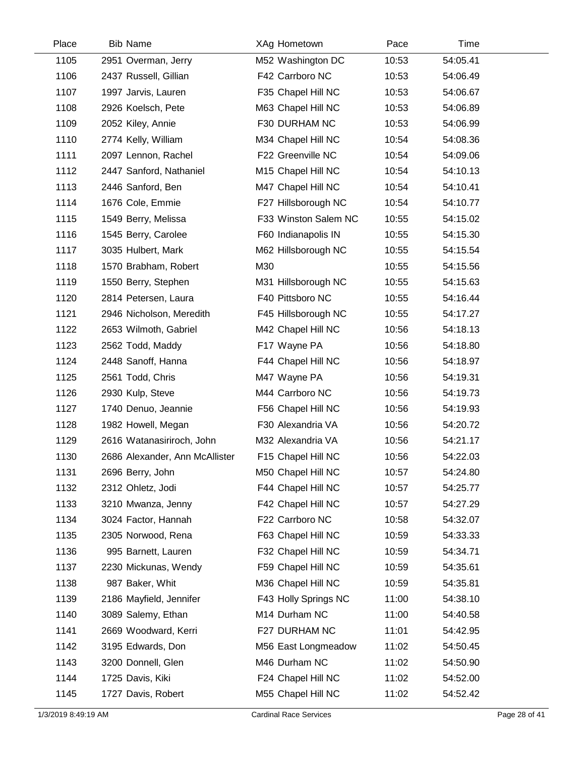| Place | Bib | Name | XAg | Hometown | Pace | Time |
|---|---|---|---|---|---|---|
| 1105 | 2951 | Overman, Jerry | M52 | Washington DC | 10:53 | 54:05.41 |
| 1106 | 2437 | Russell, Gillian | F42 | Carrboro NC | 10:53 | 54:06.49 |
| 1107 | 1997 | Jarvis, Lauren | F35 | Chapel Hill NC | 10:53 | 54:06.67 |
| 1108 | 2926 | Koelsch, Pete | M63 | Chapel Hill NC | 10:53 | 54:06.89 |
| 1109 | 2052 | Kiley, Annie | F30 | DURHAM NC | 10:53 | 54:06.99 |
| 1110 | 2774 | Kelly, William | M34 | Chapel Hill NC | 10:54 | 54:08.36 |
| 1111 | 2097 | Lennon, Rachel | F22 | Greenville NC | 10:54 | 54:09.06 |
| 1112 | 2447 | Sanford, Nathaniel | M15 | Chapel Hill NC | 10:54 | 54:10.13 |
| 1113 | 2446 | Sanford, Ben | M47 | Chapel Hill NC | 10:54 | 54:10.41 |
| 1114 | 1676 | Cole, Emmie | F27 | Hillsborough NC | 10:54 | 54:10.77 |
| 1115 | 1549 | Berry, Melissa | F33 | Winston Salem NC | 10:55 | 54:15.02 |
| 1116 | 1545 | Berry, Carolee | F60 | Indianapolis IN | 10:55 | 54:15.30 |
| 1117 | 3035 | Hulbert, Mark | M62 | Hillsborough NC | 10:55 | 54:15.54 |
| 1118 | 1570 | Brabham, Robert | M30 | | 10:55 | 54:15.56 |
| 1119 | 1550 | Berry, Stephen | M31 | Hillsborough NC | 10:55 | 54:15.63 |
| 1120 | 2814 | Petersen, Laura | F40 | Pittsboro NC | 10:55 | 54:16.44 |
| 1121 | 2946 | Nicholson, Meredith | F45 | Hillsborough NC | 10:55 | 54:17.27 |
| 1122 | 2653 | Wilmoth, Gabriel | M42 | Chapel Hill NC | 10:56 | 54:18.13 |
| 1123 | 2562 | Todd, Maddy | F17 | Wayne PA | 10:56 | 54:18.80 |
| 1124 | 2448 | Sanoff, Hanna | F44 | Chapel Hill NC | 10:56 | 54:18.97 |
| 1125 | 2561 | Todd, Chris | M47 | Wayne PA | 10:56 | 54:19.31 |
| 1126 | 2930 | Kulp, Steve | M44 | Carrboro NC | 10:56 | 54:19.73 |
| 1127 | 1740 | Denuo, Jeannie | F56 | Chapel Hill NC | 10:56 | 54:19.93 |
| 1128 | 1982 | Howell, Megan | F30 | Alexandria VA | 10:56 | 54:20.72 |
| 1129 | 2616 | Watanasiriroch, John | M32 | Alexandria VA | 10:56 | 54:21.17 |
| 1130 | 2686 | Alexander, Ann McAllister | F15 | Chapel Hill NC | 10:56 | 54:22.03 |
| 1131 | 2696 | Berry, John | M50 | Chapel Hill NC | 10:57 | 54:24.80 |
| 1132 | 2312 | Ohletz, Jodi | F44 | Chapel Hill NC | 10:57 | 54:25.77 |
| 1133 | 3210 | Mwanza, Jenny | F42 | Chapel Hill NC | 10:57 | 54:27.29 |
| 1134 | 3024 | Factor, Hannah | F22 | Carrboro NC | 10:58 | 54:32.07 |
| 1135 | 2305 | Norwood, Rena | F63 | Chapel Hill NC | 10:59 | 54:33.33 |
| 1136 | 995 | Barnett, Lauren | F32 | Chapel Hill NC | 10:59 | 54:34.71 |
| 1137 | 2230 | Mickunas, Wendy | F59 | Chapel Hill NC | 10:59 | 54:35.61 |
| 1138 | 987 | Baker, Whit | M36 | Chapel Hill NC | 10:59 | 54:35.81 |
| 1139 | 2186 | Mayfield, Jennifer | F43 | Holly Springs NC | 11:00 | 54:38.10 |
| 1140 | 3089 | Salemy, Ethan | M14 | Durham NC | 11:00 | 54:40.58 |
| 1141 | 2669 | Woodward, Kerri | F27 | DURHAM NC | 11:01 | 54:42.95 |
| 1142 | 3195 | Edwards, Don | M56 | East Longmeadow | 11:02 | 54:50.45 |
| 1143 | 3200 | Donnell, Glen | M46 | Durham NC | 11:02 | 54:50.90 |
| 1144 | 1725 | Davis, Kiki | F24 | Chapel Hill NC | 11:02 | 54:52.00 |
| 1145 | 1727 | Davis, Robert | M55 | Chapel Hill NC | 11:02 | 54:52.42 |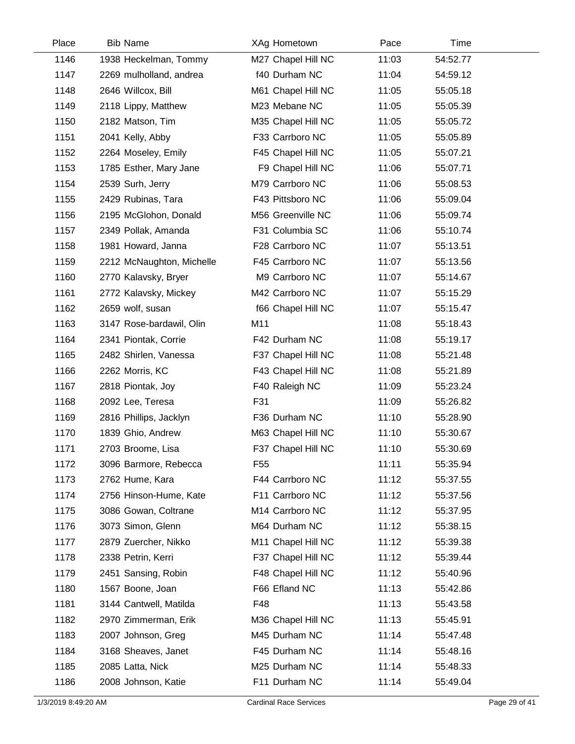| Place | Bib | Name | XAg | Hometown | Pace | Time |
|---|---|---|---|---|---|---|
| 1146 | 1938 | Heckelman, Tommy | M27 | Chapel Hill NC | 11:03 | 54:52.77 |
| 1147 | 2269 | mulholland, andrea | f40 | Durham NC | 11:04 | 54:59.12 |
| 1148 | 2646 | Willcox, Bill | M61 | Chapel Hill NC | 11:05 | 55:05.18 |
| 1149 | 2118 | Lippy, Matthew | M23 | Mebane NC | 11:05 | 55:05.39 |
| 1150 | 2182 | Matson, Tim | M35 | Chapel Hill NC | 11:05 | 55:05.72 |
| 1151 | 2041 | Kelly, Abby | F33 | Carrboro NC | 11:05 | 55:05.89 |
| 1152 | 2264 | Moseley, Emily | F45 | Chapel Hill NC | 11:05 | 55:07.21 |
| 1153 | 1785 | Esther, Mary Jane | F9 | Chapel Hill NC | 11:06 | 55:07.71 |
| 1154 | 2539 | Surh, Jerry | M79 | Carrboro NC | 11:06 | 55:08.53 |
| 1155 | 2429 | Rubinas, Tara | F43 | Pittsboro NC | 11:06 | 55:09.04 |
| 1156 | 2195 | McGlohon, Donald | M56 | Greenville NC | 11:06 | 55:09.74 |
| 1157 | 2349 | Pollak, Amanda | F31 | Columbia SC | 11:06 | 55:10.74 |
| 1158 | 1981 | Howard, Janna | F28 | Carrboro NC | 11:07 | 55:13.51 |
| 1159 | 2212 | McNaughton, Michelle | F45 | Carrboro NC | 11:07 | 55:13.56 |
| 1160 | 2770 | Kalavsky, Bryer | M9 | Carrboro NC | 11:07 | 55:14.67 |
| 1161 | 2772 | Kalavsky, Mickey | M42 | Carrboro NC | 11:07 | 55:15.29 |
| 1162 | 2659 | wolf, susan | f66 | Chapel Hill NC | 11:07 | 55:15.47 |
| 1163 | 3147 | Rose-bardawil, Olin | M11 | | 11:08 | 55:18.43 |
| 1164 | 2341 | Piontak, Corrie | F42 | Durham NC | 11:08 | 55:19.17 |
| 1165 | 2482 | Shirlen, Vanessa | F37 | Chapel Hill NC | 11:08 | 55:21.48 |
| 1166 | 2262 | Morris, KC | F43 | Chapel Hill NC | 11:08 | 55:21.89 |
| 1167 | 2818 | Piontak, Joy | F40 | Raleigh NC | 11:09 | 55:23.24 |
| 1168 | 2092 | Lee, Teresa | F31 | | 11:09 | 55:26.82 |
| 1169 | 2816 | Phillips, Jacklyn | F36 | Durham NC | 11:10 | 55:28.90 |
| 1170 | 1839 | Ghio, Andrew | M63 | Chapel Hill NC | 11:10 | 55:30.67 |
| 1171 | 2703 | Broome, Lisa | F37 | Chapel Hill NC | 11:10 | 55:30.69 |
| 1172 | 3096 | Barmore, Rebecca | F55 | | 11:11 | 55:35.94 |
| 1173 | 2762 | Hume, Kara | F44 | Carrboro NC | 11:12 | 55:37.55 |
| 1174 | 2756 | Hinson-Hume, Kate | F11 | Carrboro NC | 11:12 | 55:37.56 |
| 1175 | 3086 | Gowan, Coltrane | M14 | Carrboro NC | 11:12 | 55:37.95 |
| 1176 | 3073 | Simon, Glenn | M64 | Durham NC | 11:12 | 55:38.15 |
| 1177 | 2879 | Zuercher, Nikko | M11 | Chapel Hill NC | 11:12 | 55:39.38 |
| 1178 | 2338 | Petrin, Kerri | F37 | Chapel Hill NC | 11:12 | 55:39.44 |
| 1179 | 2451 | Sansing, Robin | F48 | Chapel Hill NC | 11:12 | 55:40.96 |
| 1180 | 1567 | Boone, Joan | F66 | Efland NC | 11:13 | 55:42.86 |
| 1181 | 3144 | Cantwell, Matilda | F48 | | 11:13 | 55:43.58 |
| 1182 | 2970 | Zimmerman, Erik | M36 | Chapel Hill NC | 11:13 | 55:45.91 |
| 1183 | 2007 | Johnson, Greg | M45 | Durham NC | 11:14 | 55:47.48 |
| 1184 | 3168 | Sheaves, Janet | F45 | Durham NC | 11:14 | 55:48.16 |
| 1185 | 2085 | Latta, Nick | M25 | Durham NC | 11:14 | 55:48.33 |
| 1186 | 2008 | Johnson, Katie | F11 | Durham NC | 11:14 | 55:49.04 |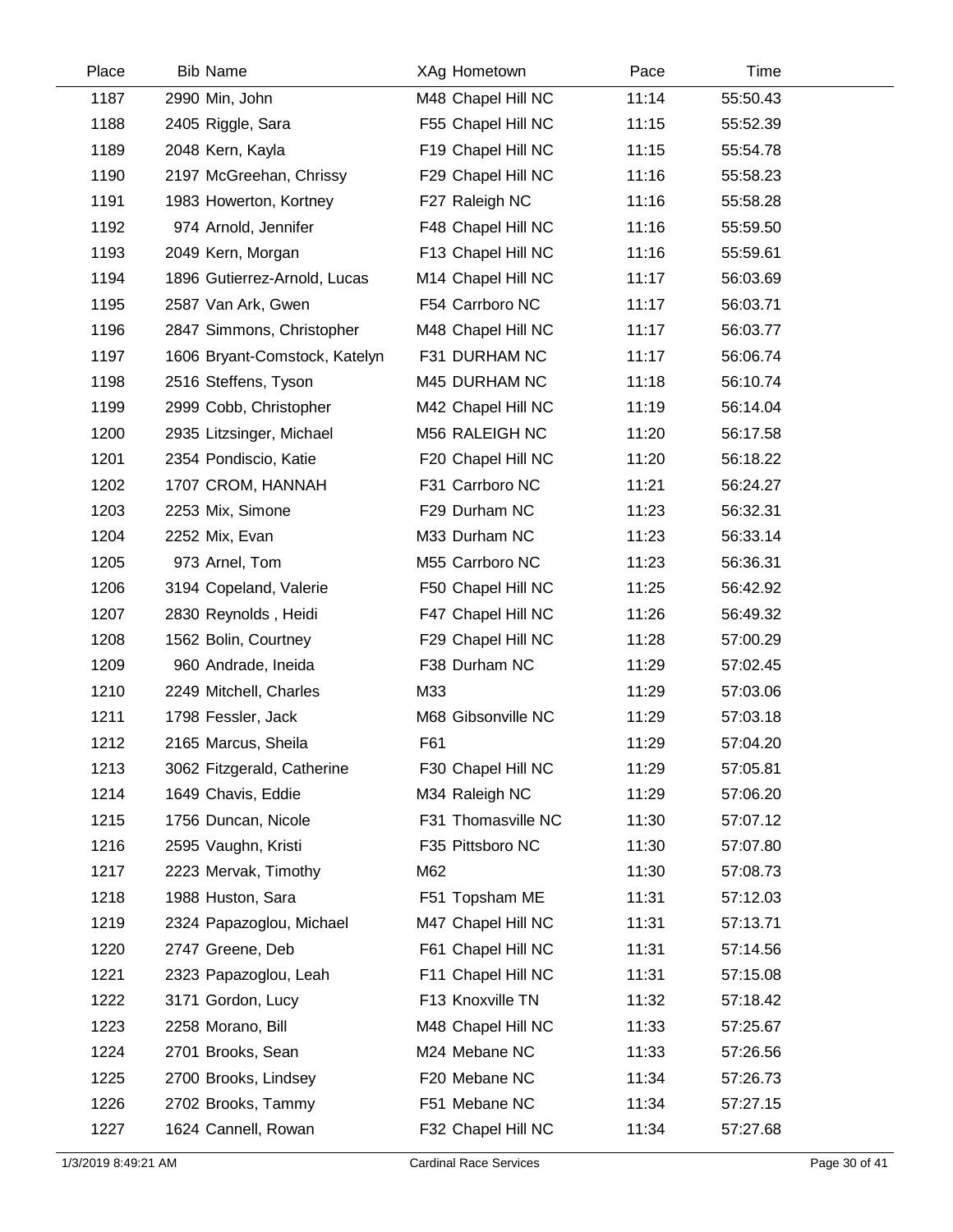| Place | Bib | Name | XAg | Hometown | Pace | Time |
|---|---|---|---|---|---|---|
| 1187 | 2990 | Min, John | M48 | Chapel Hill NC | 11:14 | 55:50.43 |
| 1188 | 2405 | Riggle, Sara | F55 | Chapel Hill NC | 11:15 | 55:52.39 |
| 1189 | 2048 | Kern, Kayla | F19 | Chapel Hill NC | 11:15 | 55:54.78 |
| 1190 | 2197 | McGreehan, Chrissy | F29 | Chapel Hill NC | 11:16 | 55:58.23 |
| 1191 | 1983 | Howerton, Kortney | F27 | Raleigh NC | 11:16 | 55:58.28 |
| 1192 | 974 | Arnold, Jennifer | F48 | Chapel Hill NC | 11:16 | 55:59.50 |
| 1193 | 2049 | Kern, Morgan | F13 | Chapel Hill NC | 11:16 | 55:59.61 |
| 1194 | 1896 | Gutierrez-Arnold, Lucas | M14 | Chapel Hill NC | 11:17 | 56:03.69 |
| 1195 | 2587 | Van Ark, Gwen | F54 | Carrboro NC | 11:17 | 56:03.71 |
| 1196 | 2847 | Simmons, Christopher | M48 | Chapel Hill NC | 11:17 | 56:03.77 |
| 1197 | 1606 | Bryant-Comstock, Katelyn | F31 | DURHAM NC | 11:17 | 56:06.74 |
| 1198 | 2516 | Steffens, Tyson | M45 | DURHAM NC | 11:18 | 56:10.74 |
| 1199 | 2999 | Cobb, Christopher | M42 | Chapel Hill NC | 11:19 | 56:14.04 |
| 1200 | 2935 | Litzsinger, Michael | M56 | RALEIGH NC | 11:20 | 56:17.58 |
| 1201 | 2354 | Pondiscio, Katie | F20 | Chapel Hill NC | 11:20 | 56:18.22 |
| 1202 | 1707 | CROM, HANNAH | F31 | Carrboro NC | 11:21 | 56:24.27 |
| 1203 | 2253 | Mix, Simone | F29 | Durham NC | 11:23 | 56:32.31 |
| 1204 | 2252 | Mix, Evan | M33 | Durham NC | 11:23 | 56:33.14 |
| 1205 | 973 | Arnel, Tom | M55 | Carrboro NC | 11:23 | 56:36.31 |
| 1206 | 3194 | Copeland, Valerie | F50 | Chapel Hill NC | 11:25 | 56:42.92 |
| 1207 | 2830 | Reynolds , Heidi | F47 | Chapel Hill NC | 11:26 | 56:49.32 |
| 1208 | 1562 | Bolin, Courtney | F29 | Chapel Hill NC | 11:28 | 57:00.29 |
| 1209 | 960 | Andrade, Ineida | F38 | Durham NC | 11:29 | 57:02.45 |
| 1210 | 2249 | Mitchell, Charles | M33 | | 11:29 | 57:03.06 |
| 1211 | 1798 | Fessler, Jack | M68 | Gibsonville NC | 11:29 | 57:03.18 |
| 1212 | 2165 | Marcus, Sheila | F61 | | 11:29 | 57:04.20 |
| 1213 | 3062 | Fitzgerald, Catherine | F30 | Chapel Hill NC | 11:29 | 57:05.81 |
| 1214 | 1649 | Chavis, Eddie | M34 | Raleigh NC | 11:29 | 57:06.20 |
| 1215 | 1756 | Duncan, Nicole | F31 | Thomasville NC | 11:30 | 57:07.12 |
| 1216 | 2595 | Vaughn, Kristi | F35 | Pittsboro NC | 11:30 | 57:07.80 |
| 1217 | 2223 | Mervak, Timothy | M62 | | 11:30 | 57:08.73 |
| 1218 | 1988 | Huston, Sara | F51 | Topsham ME | 11:31 | 57:12.03 |
| 1219 | 2324 | Papazoglou, Michael | M47 | Chapel Hill NC | 11:31 | 57:13.71 |
| 1220 | 2747 | Greene, Deb | F61 | Chapel Hill NC | 11:31 | 57:14.56 |
| 1221 | 2323 | Papazoglou, Leah | F11 | Chapel Hill NC | 11:31 | 57:15.08 |
| 1222 | 3171 | Gordon, Lucy | F13 | Knoxville TN | 11:32 | 57:18.42 |
| 1223 | 2258 | Morano, Bill | M48 | Chapel Hill NC | 11:33 | 57:25.67 |
| 1224 | 2701 | Brooks, Sean | M24 | Mebane NC | 11:33 | 57:26.56 |
| 1225 | 2700 | Brooks, Lindsey | F20 | Mebane NC | 11:34 | 57:26.73 |
| 1226 | 2702 | Brooks, Tammy | F51 | Mebane NC | 11:34 | 57:27.15 |
| 1227 | 1624 | Cannell, Rowan | F32 | Chapel Hill NC | 11:34 | 57:27.68 |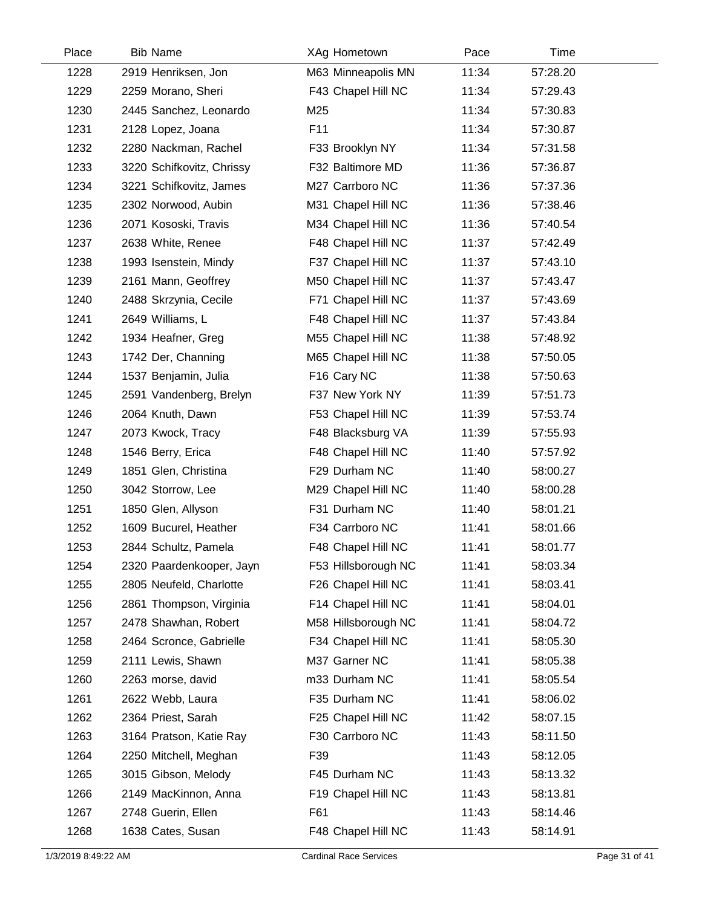| Place | Bib | Name | XAg | Hometown | Pace | Time |
|---|---|---|---|---|---|---|
| 1228 | 2919 | Henriksen, Jon | M63 | Minneapolis MN | 11:34 | 57:28.20 |
| 1229 | 2259 | Morano, Sheri | F43 | Chapel Hill NC | 11:34 | 57:29.43 |
| 1230 | 2445 | Sanchez, Leonardo | M25 | | 11:34 | 57:30.83 |
| 1231 | 2128 | Lopez, Joana | F11 | | 11:34 | 57:30.87 |
| 1232 | 2280 | Nackman, Rachel | F33 | Brooklyn NY | 11:34 | 57:31.58 |
| 1233 | 3220 | Schifkovitz, Chrissy | F32 | Baltimore MD | 11:36 | 57:36.87 |
| 1234 | 3221 | Schifkovitz, James | M27 | Carrboro NC | 11:36 | 57:37.36 |
| 1235 | 2302 | Norwood, Aubin | M31 | Chapel Hill NC | 11:36 | 57:38.46 |
| 1236 | 2071 | Kososki, Travis | M34 | Chapel Hill NC | 11:36 | 57:40.54 |
| 1237 | 2638 | White, Renee | F48 | Chapel Hill NC | 11:37 | 57:42.49 |
| 1238 | 1993 | Isenstein, Mindy | F37 | Chapel Hill NC | 11:37 | 57:43.10 |
| 1239 | 2161 | Mann, Geoffrey | M50 | Chapel Hill NC | 11:37 | 57:43.47 |
| 1240 | 2488 | Skrzynia, Cecile | F71 | Chapel Hill NC | 11:37 | 57:43.69 |
| 1241 | 2649 | Williams, L | F48 | Chapel Hill NC | 11:37 | 57:43.84 |
| 1242 | 1934 | Heafner, Greg | M55 | Chapel Hill NC | 11:38 | 57:48.92 |
| 1243 | 1742 | Der, Channing | M65 | Chapel Hill NC | 11:38 | 57:50.05 |
| 1244 | 1537 | Benjamin, Julia | F16 | Cary NC | 11:38 | 57:50.63 |
| 1245 | 2591 | Vandenberg, Brelyn | F37 | New York NY | 11:39 | 57:51.73 |
| 1246 | 2064 | Knuth, Dawn | F53 | Chapel Hill NC | 11:39 | 57:53.74 |
| 1247 | 2073 | Kwock, Tracy | F48 | Blacksburg VA | 11:39 | 57:55.93 |
| 1248 | 1546 | Berry, Erica | F48 | Chapel Hill NC | 11:40 | 57:57.92 |
| 1249 | 1851 | Glen, Christina | F29 | Durham NC | 11:40 | 58:00.27 |
| 1250 | 3042 | Storrow, Lee | M29 | Chapel Hill NC | 11:40 | 58:00.28 |
| 1251 | 1850 | Glen, Allyson | F31 | Durham NC | 11:40 | 58:01.21 |
| 1252 | 1609 | Bucurel, Heather | F34 | Carrboro NC | 11:41 | 58:01.66 |
| 1253 | 2844 | Schultz, Pamela | F48 | Chapel Hill NC | 11:41 | 58:01.77 |
| 1254 | 2320 | Paardenkooper, Jayn | F53 | Hillsborough NC | 11:41 | 58:03.34 |
| 1255 | 2805 | Neufeld, Charlotte | F26 | Chapel Hill NC | 11:41 | 58:03.41 |
| 1256 | 2861 | Thompson, Virginia | F14 | Chapel Hill NC | 11:41 | 58:04.01 |
| 1257 | 2478 | Shawhan, Robert | M58 | Hillsborough NC | 11:41 | 58:04.72 |
| 1258 | 2464 | Scronce, Gabrielle | F34 | Chapel Hill NC | 11:41 | 58:05.30 |
| 1259 | 2111 | Lewis, Shawn | M37 | Garner NC | 11:41 | 58:05.38 |
| 1260 | 2263 | morse, david | m33 | Durham NC | 11:41 | 58:05.54 |
| 1261 | 2622 | Webb, Laura | F35 | Durham NC | 11:41 | 58:06.02 |
| 1262 | 2364 | Priest, Sarah | F25 | Chapel Hill NC | 11:42 | 58:07.15 |
| 1263 | 3164 | Pratson, Katie Ray | F30 | Carrboro NC | 11:43 | 58:11.50 |
| 1264 | 2250 | Mitchell, Meghan | F39 | | 11:43 | 58:12.05 |
| 1265 | 3015 | Gibson, Melody | F45 | Durham NC | 11:43 | 58:13.32 |
| 1266 | 2149 | MacKinnon, Anna | F19 | Chapel Hill NC | 11:43 | 58:13.81 |
| 1267 | 2748 | Guerin, Ellen | F61 | | 11:43 | 58:14.46 |
| 1268 | 1638 | Cates, Susan | F48 | Chapel Hill NC | 11:43 | 58:14.91 |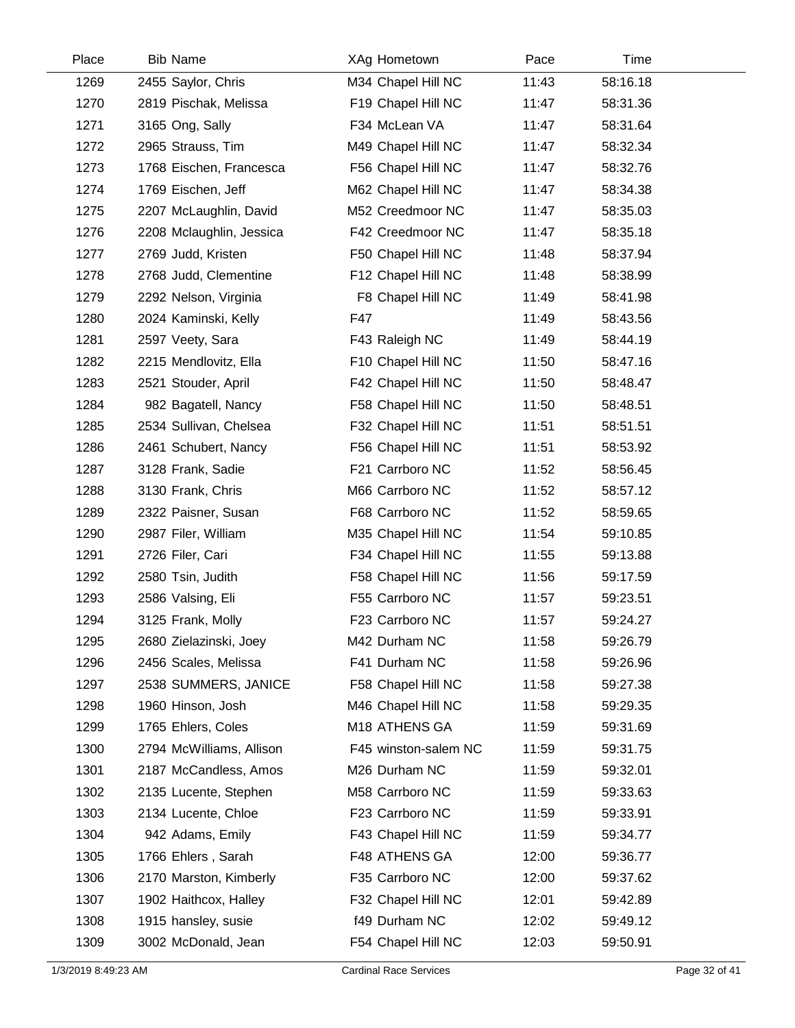| Place | Bib | Name | XAg | Hometown | Pace | Time |
|---|---|---|---|---|---|---|
| 1269 | 2455 | Saylor, Chris | M34 | Chapel Hill NC | 11:43 | 58:16.18 |
| 1270 | 2819 | Pischak, Melissa | F19 | Chapel Hill NC | 11:47 | 58:31.36 |
| 1271 | 3165 | Ong, Sally | F34 | McLean VA | 11:47 | 58:31.64 |
| 1272 | 2965 | Strauss, Tim | M49 | Chapel Hill NC | 11:47 | 58:32.34 |
| 1273 | 1768 | Eischen, Francesca | F56 | Chapel Hill NC | 11:47 | 58:32.76 |
| 1274 | 1769 | Eischen, Jeff | M62 | Chapel Hill NC | 11:47 | 58:34.38 |
| 1275 | 2207 | McLaughlin, David | M52 | Creedmoor NC | 11:47 | 58:35.03 |
| 1276 | 2208 | Mclaughlin, Jessica | F42 | Creedmoor NC | 11:47 | 58:35.18 |
| 1277 | 2769 | Judd, Kristen | F50 | Chapel Hill NC | 11:48 | 58:37.94 |
| 1278 | 2768 | Judd, Clementine | F12 | Chapel Hill NC | 11:48 | 58:38.99 |
| 1279 | 2292 | Nelson, Virginia | F8 | Chapel Hill NC | 11:49 | 58:41.98 |
| 1280 | 2024 | Kaminski, Kelly | F47 | | 11:49 | 58:43.56 |
| 1281 | 2597 | Veety, Sara | F43 | Raleigh NC | 11:49 | 58:44.19 |
| 1282 | 2215 | Mendlovitz, Ella | F10 | Chapel Hill NC | 11:50 | 58:47.16 |
| 1283 | 2521 | Stouder, April | F42 | Chapel Hill NC | 11:50 | 58:48.47 |
| 1284 | 982 | Bagatell, Nancy | F58 | Chapel Hill NC | 11:50 | 58:48.51 |
| 1285 | 2534 | Sullivan, Chelsea | F32 | Chapel Hill NC | 11:51 | 58:51.51 |
| 1286 | 2461 | Schubert, Nancy | F56 | Chapel Hill NC | 11:51 | 58:53.92 |
| 1287 | 3128 | Frank, Sadie | F21 | Carrboro NC | 11:52 | 58:56.45 |
| 1288 | 3130 | Frank, Chris | M66 | Carrboro NC | 11:52 | 58:57.12 |
| 1289 | 2322 | Paisner, Susan | F68 | Carrboro NC | 11:52 | 58:59.65 |
| 1290 | 2987 | Filer, William | M35 | Chapel Hill NC | 11:54 | 59:10.85 |
| 1291 | 2726 | Filer, Cari | F34 | Chapel Hill NC | 11:55 | 59:13.88 |
| 1292 | 2580 | Tsin, Judith | F58 | Chapel Hill NC | 11:56 | 59:17.59 |
| 1293 | 2586 | Valsing, Eli | F55 | Carrboro NC | 11:57 | 59:23.51 |
| 1294 | 3125 | Frank, Molly | F23 | Carrboro NC | 11:57 | 59:24.27 |
| 1295 | 2680 | Zielazinski, Joey | M42 | Durham NC | 11:58 | 59:26.79 |
| 1296 | 2456 | Scales, Melissa | F41 | Durham NC | 11:58 | 59:26.96 |
| 1297 | 2538 | SUMMERS, JANICE | F58 | Chapel Hill NC | 11:58 | 59:27.38 |
| 1298 | 1960 | Hinson, Josh | M46 | Chapel Hill NC | 11:58 | 59:29.35 |
| 1299 | 1765 | Ehlers, Coles | M18 | ATHENS GA | 11:59 | 59:31.69 |
| 1300 | 2794 | McWilliams, Allison | F45 | winston-salem NC | 11:59 | 59:31.75 |
| 1301 | 2187 | McCandless, Amos | M26 | Durham NC | 11:59 | 59:32.01 |
| 1302 | 2135 | Lucente, Stephen | M58 | Carrboro NC | 11:59 | 59:33.63 |
| 1303 | 2134 | Lucente, Chloe | F23 | Carrboro NC | 11:59 | 59:33.91 |
| 1304 | 942 | Adams, Emily | F43 | Chapel Hill NC | 11:59 | 59:34.77 |
| 1305 | 1766 | Ehlers , Sarah | F48 | ATHENS GA | 12:00 | 59:36.77 |
| 1306 | 2170 | Marston, Kimberly | F35 | Carrboro NC | 12:00 | 59:37.62 |
| 1307 | 1902 | Haithcox, Halley | F32 | Chapel Hill NC | 12:01 | 59:42.89 |
| 1308 | 1915 | hansley, susie | f49 | Durham NC | 12:02 | 59:49.12 |
| 1309 | 3002 | McDonald, Jean | F54 | Chapel Hill NC | 12:03 | 59:50.91 |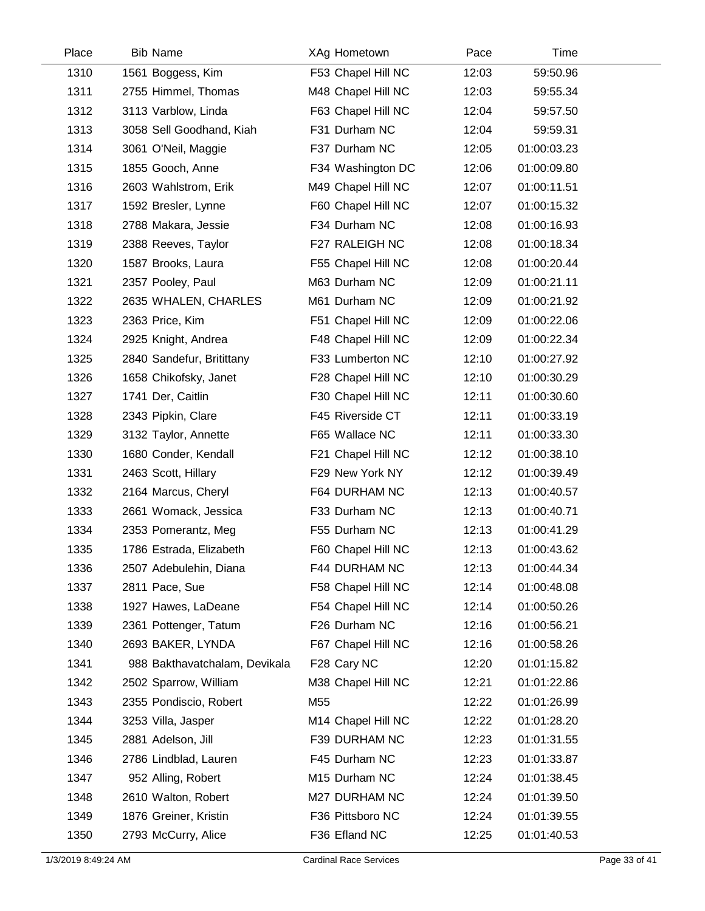| Place | Bib | Name | XAg | Hometown | Pace | Time |
|---|---|---|---|---|---|---|
| 1310 | 1561 | Boggess, Kim | F53 | Chapel Hill NC | 12:03 | 59:50.96 |
| 1311 | 2755 | Himmel, Thomas | M48 | Chapel Hill NC | 12:03 | 59:55.34 |
| 1312 | 3113 | Varblow, Linda | F63 | Chapel Hill NC | 12:04 | 59:57.50 |
| 1313 | 3058 | Sell Goodhand, Kiah | F31 | Durham NC | 12:04 | 59:59.31 |
| 1314 | 3061 | O'Neil, Maggie | F37 | Durham NC | 12:05 | 01:00:03.23 |
| 1315 | 1855 | Gooch, Anne | F34 | Washington DC | 12:06 | 01:00:09.80 |
| 1316 | 2603 | Wahlstrom, Erik | M49 | Chapel Hill NC | 12:07 | 01:00:11.51 |
| 1317 | 1592 | Bresler, Lynne | F60 | Chapel Hill NC | 12:07 | 01:00:15.32 |
| 1318 | 2788 | Makara, Jessie | F34 | Durham NC | 12:08 | 01:00:16.93 |
| 1319 | 2388 | Reeves, Taylor | F27 | RALEIGH NC | 12:08 | 01:00:18.34 |
| 1320 | 1587 | Brooks, Laura | F55 | Chapel Hill NC | 12:08 | 01:00:20.44 |
| 1321 | 2357 | Pooley, Paul | M63 | Durham NC | 12:09 | 01:00:21.11 |
| 1322 | 2635 | WHALEN, CHARLES | M61 | Durham NC | 12:09 | 01:00:21.92 |
| 1323 | 2363 | Price, Kim | F51 | Chapel Hill NC | 12:09 | 01:00:22.06 |
| 1324 | 2925 | Knight, Andrea | F48 | Chapel Hill NC | 12:09 | 01:00:22.34 |
| 1325 | 2840 | Sandefur, Britittany | F33 | Lumberton NC | 12:10 | 01:00:27.92 |
| 1326 | 1658 | Chikofsky, Janet | F28 | Chapel Hill NC | 12:10 | 01:00:30.29 |
| 1327 | 1741 | Der, Caitlin | F30 | Chapel Hill NC | 12:11 | 01:00:30.60 |
| 1328 | 2343 | Pipkin, Clare | F45 | Riverside CT | 12:11 | 01:00:33.19 |
| 1329 | 3132 | Taylor, Annette | F65 | Wallace NC | 12:11 | 01:00:33.30 |
| 1330 | 1680 | Conder, Kendall | F21 | Chapel Hill NC | 12:12 | 01:00:38.10 |
| 1331 | 2463 | Scott, Hillary | F29 | New York NY | 12:12 | 01:00:39.49 |
| 1332 | 2164 | Marcus, Cheryl | F64 | DURHAM NC | 12:13 | 01:00:40.57 |
| 1333 | 2661 | Womack, Jessica | F33 | Durham NC | 12:13 | 01:00:40.71 |
| 1334 | 2353 | Pomerantz, Meg | F55 | Durham NC | 12:13 | 01:00:41.29 |
| 1335 | 1786 | Estrada, Elizabeth | F60 | Chapel Hill NC | 12:13 | 01:00:43.62 |
| 1336 | 2507 | Adebulehin, Diana | F44 | DURHAM NC | 12:13 | 01:00:44.34 |
| 1337 | 2811 | Pace, Sue | F58 | Chapel Hill NC | 12:14 | 01:00:48.08 |
| 1338 | 1927 | Hawes, LaDeane | F54 | Chapel Hill NC | 12:14 | 01:00:50.26 |
| 1339 | 2361 | Pottenger, Tatum | F26 | Durham NC | 12:16 | 01:00:56.21 |
| 1340 | 2693 | BAKER, LYNDA | F67 | Chapel Hill NC | 12:16 | 01:00:58.26 |
| 1341 | 988 | Bakthavatchalam, Devikala | F28 | Cary NC | 12:20 | 01:01:15.82 |
| 1342 | 2502 | Sparrow, William | M38 | Chapel Hill NC | 12:21 | 01:01:22.86 |
| 1343 | 2355 | Pondiscio, Robert | M55 | | 12:22 | 01:01:26.99 |
| 1344 | 3253 | Villa, Jasper | M14 | Chapel Hill NC | 12:22 | 01:01:28.20 |
| 1345 | 2881 | Adelson, Jill | F39 | DURHAM NC | 12:23 | 01:01:31.55 |
| 1346 | 2786 | Lindblad, Lauren | F45 | Durham NC | 12:23 | 01:01:33.87 |
| 1347 | 952 | Alling, Robert | M15 | Durham NC | 12:24 | 01:01:38.45 |
| 1348 | 2610 | Walton, Robert | M27 | DURHAM NC | 12:24 | 01:01:39.50 |
| 1349 | 1876 | Greiner, Kristin | F36 | Pittsboro NC | 12:24 | 01:01:39.55 |
| 1350 | 2793 | McCurry, Alice | F36 | Efland NC | 12:25 | 01:01:40.53 |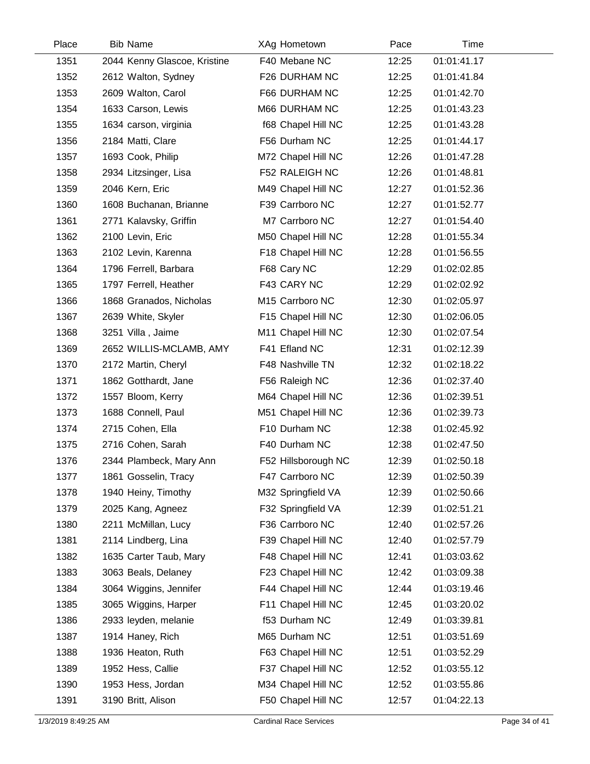| Place | Bib | Name | XAg | Hometown | Pace | Time |
|---|---|---|---|---|---|---|
| 1351 | 2044 | Kenny Glascoe, Kristine | F40 | Mebane NC | 12:25 | 01:01:41.17 |
| 1352 | 2612 | Walton, Sydney | F26 | DURHAM NC | 12:25 | 01:01:41.84 |
| 1353 | 2609 | Walton, Carol | F66 | DURHAM NC | 12:25 | 01:01:42.70 |
| 1354 | 1633 | Carson, Lewis | M66 | DURHAM NC | 12:25 | 01:01:43.23 |
| 1355 | 1634 | carson, virginia | f68 | Chapel Hill NC | 12:25 | 01:01:43.28 |
| 1356 | 2184 | Matti, Clare | F56 | Durham NC | 12:25 | 01:01:44.17 |
| 1357 | 1693 | Cook, Philip | M72 | Chapel Hill NC | 12:26 | 01:01:47.28 |
| 1358 | 2934 | Litzsinger, Lisa | F52 | RALEIGH NC | 12:26 | 01:01:48.81 |
| 1359 | 2046 | Kern, Eric | M49 | Chapel Hill NC | 12:27 | 01:01:52.36 |
| 1360 | 1608 | Buchanan, Brianne | F39 | Carrboro NC | 12:27 | 01:01:52.77 |
| 1361 | 2771 | Kalavsky, Griffin | M7 | Carrboro NC | 12:27 | 01:01:54.40 |
| 1362 | 2100 | Levin, Eric | M50 | Chapel Hill NC | 12:28 | 01:01:55.34 |
| 1363 | 2102 | Levin, Karenna | F18 | Chapel Hill NC | 12:28 | 01:01:56.55 |
| 1364 | 1796 | Ferrell, Barbara | F68 | Cary NC | 12:29 | 01:02:02.85 |
| 1365 | 1797 | Ferrell, Heather | F43 | CARY NC | 12:29 | 01:02:02.92 |
| 1366 | 1868 | Granados, Nicholas | M15 | Carrboro NC | 12:30 | 01:02:05.97 |
| 1367 | 2639 | White, Skyler | F15 | Chapel Hill NC | 12:30 | 01:02:06.05 |
| 1368 | 3251 | Villa , Jaime | M11 | Chapel Hill NC | 12:30 | 01:02:07.54 |
| 1369 | 2652 | WILLIS-MCLAMB, AMY | F41 | Efland NC | 12:31 | 01:02:12.39 |
| 1370 | 2172 | Martin, Cheryl | F48 | Nashville TN | 12:32 | 01:02:18.22 |
| 1371 | 1862 | Gotthardt, Jane | F56 | Raleigh NC | 12:36 | 01:02:37.40 |
| 1372 | 1557 | Bloom, Kerry | M64 | Chapel Hill NC | 12:36 | 01:02:39.51 |
| 1373 | 1688 | Connell, Paul | M51 | Chapel Hill NC | 12:36 | 01:02:39.73 |
| 1374 | 2715 | Cohen, Ella | F10 | Durham NC | 12:38 | 01:02:45.92 |
| 1375 | 2716 | Cohen, Sarah | F40 | Durham NC | 12:38 | 01:02:47.50 |
| 1376 | 2344 | Plambeck, Mary Ann | F52 | Hillsborough NC | 12:39 | 01:02:50.18 |
| 1377 | 1861 | Gosselin, Tracy | F47 | Carrboro NC | 12:39 | 01:02:50.39 |
| 1378 | 1940 | Heiny, Timothy | M32 | Springfield VA | 12:39 | 01:02:50.66 |
| 1379 | 2025 | Kang, Agneez | F32 | Springfield VA | 12:39 | 01:02:51.21 |
| 1380 | 2211 | McMillan, Lucy | F36 | Carrboro NC | 12:40 | 01:02:57.26 |
| 1381 | 2114 | Lindberg, Lina | F39 | Chapel Hill NC | 12:40 | 01:02:57.79 |
| 1382 | 1635 | Carter Taub, Mary | F48 | Chapel Hill NC | 12:41 | 01:03:03.62 |
| 1383 | 3063 | Beals, Delaney | F23 | Chapel Hill NC | 12:42 | 01:03:09.38 |
| 1384 | 3064 | Wiggins, Jennifer | F44 | Chapel Hill NC | 12:44 | 01:03:19.46 |
| 1385 | 3065 | Wiggins, Harper | F11 | Chapel Hill NC | 12:45 | 01:03:20.02 |
| 1386 | 2933 | leyden, melanie | f53 | Durham NC | 12:49 | 01:03:39.81 |
| 1387 | 1914 | Haney, Rich | M65 | Durham NC | 12:51 | 01:03:51.69 |
| 1388 | 1936 | Heaton, Ruth | F63 | Chapel Hill NC | 12:51 | 01:03:52.29 |
| 1389 | 1952 | Hess, Callie | F37 | Chapel Hill NC | 12:52 | 01:03:55.12 |
| 1390 | 1953 | Hess, Jordan | M34 | Chapel Hill NC | 12:52 | 01:03:55.86 |
| 1391 | 3190 | Britt, Alison | F50 | Chapel Hill NC | 12:57 | 01:04:22.13 |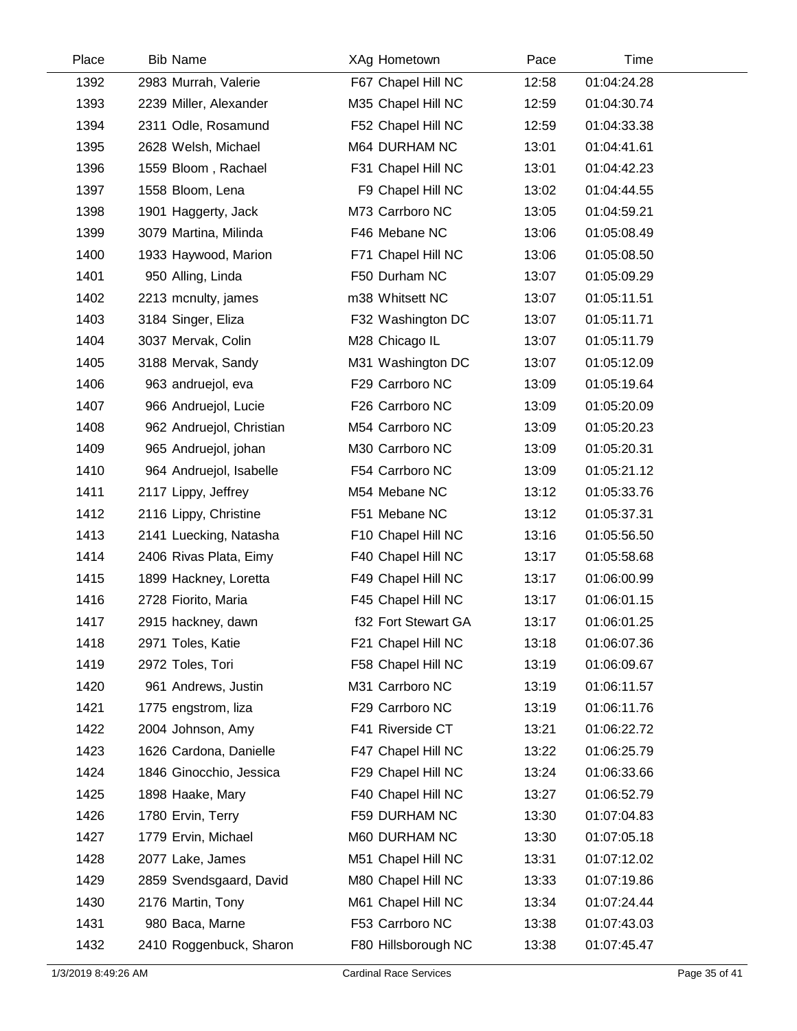| Place | Bib | Name | XAg | Hometown | Pace | Time |
|---|---|---|---|---|---|---|
| 1392 | 2983 | Murrah, Valerie | F67 | Chapel Hill NC | 12:58 | 01:04:24.28 |
| 1393 | 2239 | Miller, Alexander | M35 | Chapel Hill NC | 12:59 | 01:04:30.74 |
| 1394 | 2311 | Odle, Rosamund | F52 | Chapel Hill NC | 12:59 | 01:04:33.38 |
| 1395 | 2628 | Welsh, Michael | M64 | DURHAM NC | 13:01 | 01:04:41.61 |
| 1396 | 1559 | Bloom , Rachael | F31 | Chapel Hill NC | 13:01 | 01:04:42.23 |
| 1397 | 1558 | Bloom, Lena | F9 | Chapel Hill NC | 13:02 | 01:04:44.55 |
| 1398 | 1901 | Haggerty, Jack | M73 | Carrboro NC | 13:05 | 01:04:59.21 |
| 1399 | 3079 | Martina, Milinda | F46 | Mebane NC | 13:06 | 01:05:08.49 |
| 1400 | 1933 | Haywood, Marion | F71 | Chapel Hill NC | 13:06 | 01:05:08.50 |
| 1401 | 950 | Alling, Linda | F50 | Durham NC | 13:07 | 01:05:09.29 |
| 1402 | 2213 | mcnulty, james | m38 | Whitsett NC | 13:07 | 01:05:11.51 |
| 1403 | 3184 | Singer, Eliza | F32 | Washington DC | 13:07 | 01:05:11.71 |
| 1404 | 3037 | Mervak, Colin | M28 | Chicago IL | 13:07 | 01:05:11.79 |
| 1405 | 3188 | Mervak, Sandy | M31 | Washington DC | 13:07 | 01:05:12.09 |
| 1406 | 963 | andruejol, eva | F29 | Carrboro NC | 13:09 | 01:05:19.64 |
| 1407 | 966 | Andruejol, Lucie | F26 | Carrboro NC | 13:09 | 01:05:20.09 |
| 1408 | 962 | Andruejol, Christian | M54 | Carrboro NC | 13:09 | 01:05:20.23 |
| 1409 | 965 | Andruejol, johan | M30 | Carrboro NC | 13:09 | 01:05:20.31 |
| 1410 | 964 | Andruejol, Isabelle | F54 | Carrboro NC | 13:09 | 01:05:21.12 |
| 1411 | 2117 | Lippy, Jeffrey | M54 | Mebane NC | 13:12 | 01:05:33.76 |
| 1412 | 2116 | Lippy, Christine | F51 | Mebane NC | 13:12 | 01:05:37.31 |
| 1413 | 2141 | Luecking, Natasha | F10 | Chapel Hill NC | 13:16 | 01:05:56.50 |
| 1414 | 2406 | Rivas Plata, Eimy | F40 | Chapel Hill NC | 13:17 | 01:05:58.68 |
| 1415 | 1899 | Hackney, Loretta | F49 | Chapel Hill NC | 13:17 | 01:06:00.99 |
| 1416 | 2728 | Fiorito, Maria | F45 | Chapel Hill NC | 13:17 | 01:06:01.15 |
| 1417 | 2915 | hackney, dawn | f32 | Fort Stewart GA | 13:17 | 01:06:01.25 |
| 1418 | 2971 | Toles, Katie | F21 | Chapel Hill NC | 13:18 | 01:06:07.36 |
| 1419 | 2972 | Toles, Tori | F58 | Chapel Hill NC | 13:19 | 01:06:09.67 |
| 1420 | 961 | Andrews, Justin | M31 | Carrboro NC | 13:19 | 01:06:11.57 |
| 1421 | 1775 | engstrom, liza | F29 | Carrboro NC | 13:19 | 01:06:11.76 |
| 1422 | 2004 | Johnson, Amy | F41 | Riverside CT | 13:21 | 01:06:22.72 |
| 1423 | 1626 | Cardona, Danielle | F47 | Chapel Hill NC | 13:22 | 01:06:25.79 |
| 1424 | 1846 | Ginocchio, Jessica | F29 | Chapel Hill NC | 13:24 | 01:06:33.66 |
| 1425 | 1898 | Haake, Mary | F40 | Chapel Hill NC | 13:27 | 01:06:52.79 |
| 1426 | 1780 | Ervin, Terry | F59 | DURHAM NC | 13:30 | 01:07:04.83 |
| 1427 | 1779 | Ervin, Michael | M60 | DURHAM NC | 13:30 | 01:07:05.18 |
| 1428 | 2077 | Lake, James | M51 | Chapel Hill NC | 13:31 | 01:07:12.02 |
| 1429 | 2859 | Svendsgaard, David | M80 | Chapel Hill NC | 13:33 | 01:07:19.86 |
| 1430 | 2176 | Martin, Tony | M61 | Chapel Hill NC | 13:34 | 01:07:24.44 |
| 1431 | 980 | Baca, Marne | F53 | Carrboro NC | 13:38 | 01:07:43.03 |
| 1432 | 2410 | Roggenbuck, Sharon | F80 | Hillsborough NC | 13:38 | 01:07:45.47 |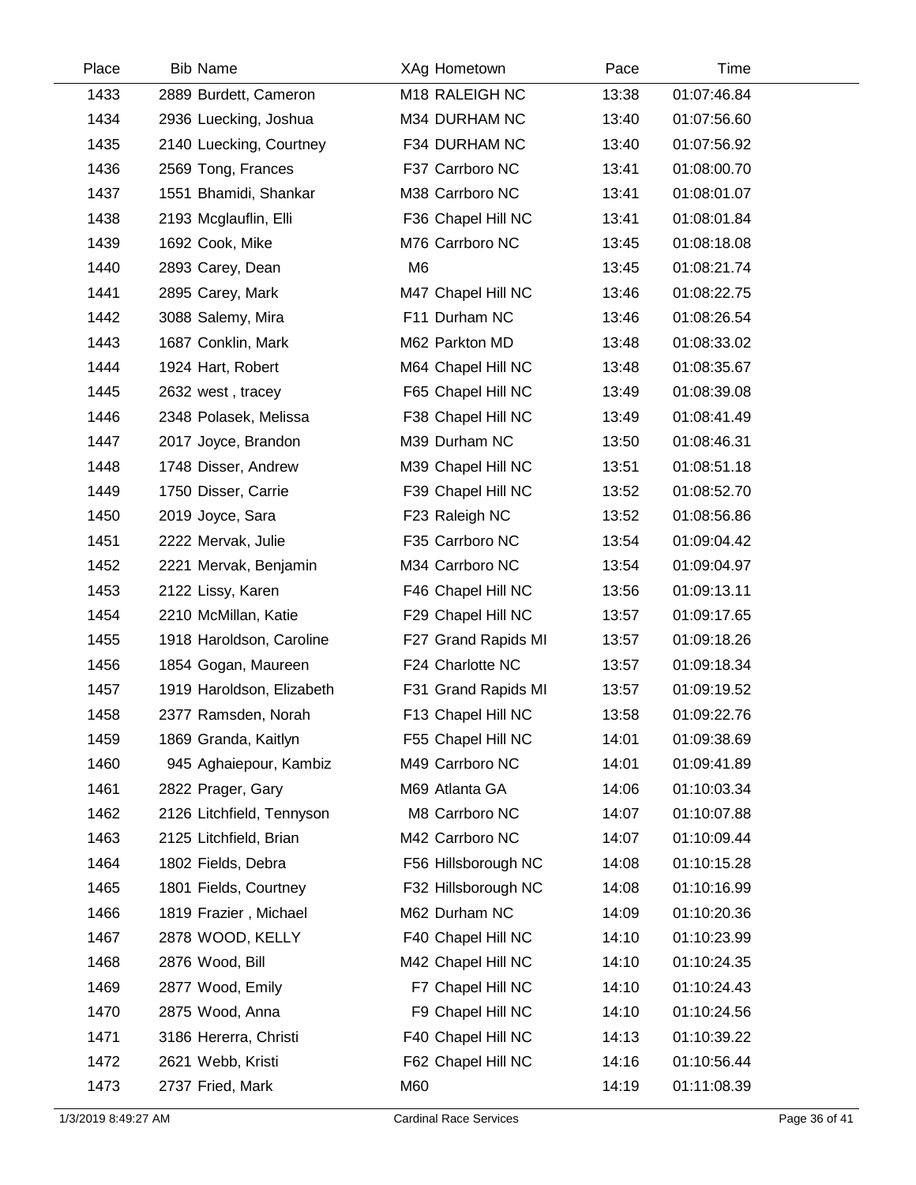| Place | Bib | Name | XAg | Hometown | Pace | Time |
|---|---|---|---|---|---|---|
| 1433 | 2889 | Burdett, Cameron | M18 | RALEIGH NC | 13:38 | 01:07:46.84 |
| 1434 | 2936 | Luecking, Joshua | M34 | DURHAM NC | 13:40 | 01:07:56.60 |
| 1435 | 2140 | Luecking, Courtney | F34 | DURHAM NC | 13:40 | 01:07:56.92 |
| 1436 | 2569 | Tong, Frances | F37 | Carrboro NC | 13:41 | 01:08:00.70 |
| 1437 | 1551 | Bhamidi, Shankar | M38 | Carrboro NC | 13:41 | 01:08:01.07 |
| 1438 | 2193 | Mcglauflin, Elli | F36 | Chapel Hill NC | 13:41 | 01:08:01.84 |
| 1439 | 1692 | Cook, Mike | M76 | Carrboro NC | 13:45 | 01:08:18.08 |
| 1440 | 2893 | Carey, Dean | M6 | | 13:45 | 01:08:21.74 |
| 1441 | 2895 | Carey, Mark | M47 | Chapel Hill NC | 13:46 | 01:08:22.75 |
| 1442 | 3088 | Salemy, Mira | F11 | Durham NC | 13:46 | 01:08:26.54 |
| 1443 | 1687 | Conklin, Mark | M62 | Parkton MD | 13:48 | 01:08:33.02 |
| 1444 | 1924 | Hart, Robert | M64 | Chapel Hill NC | 13:48 | 01:08:35.67 |
| 1445 | 2632 | west , tracey | F65 | Chapel Hill NC | 13:49 | 01:08:39.08 |
| 1446 | 2348 | Polasek, Melissa | F38 | Chapel Hill NC | 13:49 | 01:08:41.49 |
| 1447 | 2017 | Joyce, Brandon | M39 | Durham NC | 13:50 | 01:08:46.31 |
| 1448 | 1748 | Disser, Andrew | M39 | Chapel Hill NC | 13:51 | 01:08:51.18 |
| 1449 | 1750 | Disser, Carrie | F39 | Chapel Hill NC | 13:52 | 01:08:52.70 |
| 1450 | 2019 | Joyce, Sara | F23 | Raleigh NC | 13:52 | 01:08:56.86 |
| 1451 | 2222 | Mervak, Julie | F35 | Carrboro NC | 13:54 | 01:09:04.42 |
| 1452 | 2221 | Mervak, Benjamin | M34 | Carrboro NC | 13:54 | 01:09:04.97 |
| 1453 | 2122 | Lissy, Karen | F46 | Chapel Hill NC | 13:56 | 01:09:13.11 |
| 1454 | 2210 | McMillan, Katie | F29 | Chapel Hill NC | 13:57 | 01:09:17.65 |
| 1455 | 1918 | Haroldson, Caroline | F27 | Grand Rapids MI | 13:57 | 01:09:18.26 |
| 1456 | 1854 | Gogan, Maureen | F24 | Charlotte NC | 13:57 | 01:09:18.34 |
| 1457 | 1919 | Haroldson, Elizabeth | F31 | Grand Rapids MI | 13:57 | 01:09:19.52 |
| 1458 | 2377 | Ramsden, Norah | F13 | Chapel Hill NC | 13:58 | 01:09:22.76 |
| 1459 | 1869 | Granda, Kaitlyn | F55 | Chapel Hill NC | 14:01 | 01:09:38.69 |
| 1460 | 945 | Aghaiepour, Kambiz | M49 | Carrboro NC | 14:01 | 01:09:41.89 |
| 1461 | 2822 | Prager, Gary | M69 | Atlanta GA | 14:06 | 01:10:03.34 |
| 1462 | 2126 | Litchfield, Tennyson | M8 | Carrboro NC | 14:07 | 01:10:07.88 |
| 1463 | 2125 | Litchfield, Brian | M42 | Carrboro NC | 14:07 | 01:10:09.44 |
| 1464 | 1802 | Fields, Debra | F56 | Hillsborough NC | 14:08 | 01:10:15.28 |
| 1465 | 1801 | Fields, Courtney | F32 | Hillsborough NC | 14:08 | 01:10:16.99 |
| 1466 | 1819 | Frazier , Michael | M62 | Durham NC | 14:09 | 01:10:20.36 |
| 1467 | 2878 | WOOD, KELLY | F40 | Chapel Hill NC | 14:10 | 01:10:23.99 |
| 1468 | 2876 | Wood, Bill | M42 | Chapel Hill NC | 14:10 | 01:10:24.35 |
| 1469 | 2877 | Wood, Emily | F7 | Chapel Hill NC | 14:10 | 01:10:24.43 |
| 1470 | 2875 | Wood, Anna | F9 | Chapel Hill NC | 14:10 | 01:10:24.56 |
| 1471 | 3186 | Hererra, Christi | F40 | Chapel Hill NC | 14:13 | 01:10:39.22 |
| 1472 | 2621 | Webb, Kristi | F62 | Chapel Hill NC | 14:16 | 01:10:56.44 |
| 1473 | 2737 | Fried, Mark | M60 | | 14:19 | 01:11:08.39 |

1/3/2019 8:49:27 AM    Cardinal Race Services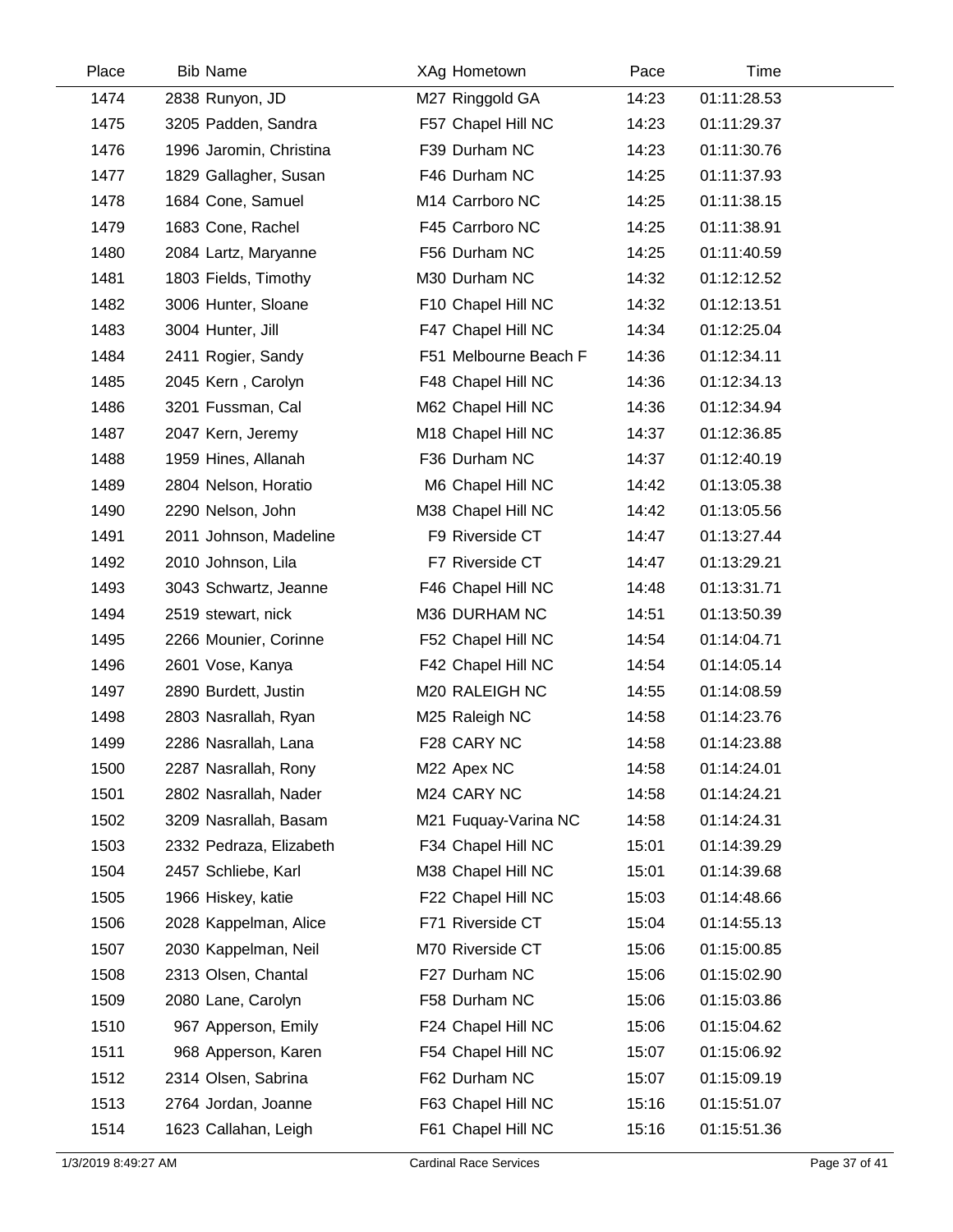| Place | Bib | Name | XAg | Hometown | Pace | Time |
|---|---|---|---|---|---|---|
| 1474 | 2838 | Runyon, JD | M27 | Ringgold GA | 14:23 | 01:11:28.53 |
| 1475 | 3205 | Padden, Sandra | F57 | Chapel Hill NC | 14:23 | 01:11:29.37 |
| 1476 | 1996 | Jaromin, Christina | F39 | Durham NC | 14:23 | 01:11:30.76 |
| 1477 | 1829 | Gallagher, Susan | F46 | Durham NC | 14:25 | 01:11:37.93 |
| 1478 | 1684 | Cone, Samuel | M14 | Carrboro NC | 14:25 | 01:11:38.15 |
| 1479 | 1683 | Cone, Rachel | F45 | Carrboro NC | 14:25 | 01:11:38.91 |
| 1480 | 2084 | Lartz, Maryanne | F56 | Durham NC | 14:25 | 01:11:40.59 |
| 1481 | 1803 | Fields, Timothy | M30 | Durham NC | 14:32 | 01:12:12.52 |
| 1482 | 3006 | Hunter, Sloane | F10 | Chapel Hill NC | 14:32 | 01:12:13.51 |
| 1483 | 3004 | Hunter, Jill | F47 | Chapel Hill NC | 14:34 | 01:12:25.04 |
| 1484 | 2411 | Rogier, Sandy | F51 | Melbourne Beach F | 14:36 | 01:12:34.11 |
| 1485 | 2045 | Kern , Carolyn | F48 | Chapel Hill NC | 14:36 | 01:12:34.13 |
| 1486 | 3201 | Fussman, Cal | M62 | Chapel Hill NC | 14:36 | 01:12:34.94 |
| 1487 | 2047 | Kern, Jeremy | M18 | Chapel Hill NC | 14:37 | 01:12:36.85 |
| 1488 | 1959 | Hines, Allanah | F36 | Durham NC | 14:37 | 01:12:40.19 |
| 1489 | 2804 | Nelson, Horatio | M6 | Chapel Hill NC | 14:42 | 01:13:05.38 |
| 1490 | 2290 | Nelson, John | M38 | Chapel Hill NC | 14:42 | 01:13:05.56 |
| 1491 | 2011 | Johnson, Madeline | F9 | Riverside CT | 14:47 | 01:13:27.44 |
| 1492 | 2010 | Johnson, Lila | F7 | Riverside CT | 14:47 | 01:13:29.21 |
| 1493 | 3043 | Schwartz, Jeanne | F46 | Chapel Hill NC | 14:48 | 01:13:31.71 |
| 1494 | 2519 | stewart, nick | M36 | DURHAM NC | 14:51 | 01:13:50.39 |
| 1495 | 2266 | Mounier, Corinne | F52 | Chapel Hill NC | 14:54 | 01:14:04.71 |
| 1496 | 2601 | Vose, Kanya | F42 | Chapel Hill NC | 14:54 | 01:14:05.14 |
| 1497 | 2890 | Burdett, Justin | M20 | RALEIGH NC | 14:55 | 01:14:08.59 |
| 1498 | 2803 | Nasrallah, Ryan | M25 | Raleigh NC | 14:58 | 01:14:23.76 |
| 1499 | 2286 | Nasrallah, Lana | F28 | CARY NC | 14:58 | 01:14:23.88 |
| 1500 | 2287 | Nasrallah, Rony | M22 | Apex NC | 14:58 | 01:14:24.01 |
| 1501 | 2802 | Nasrallah, Nader | M24 | CARY NC | 14:58 | 01:14:24.21 |
| 1502 | 3209 | Nasrallah, Basam | M21 | Fuquay-Varina NC | 14:58 | 01:14:24.31 |
| 1503 | 2332 | Pedraza, Elizabeth | F34 | Chapel Hill NC | 15:01 | 01:14:39.29 |
| 1504 | 2457 | Schliebe, Karl | M38 | Chapel Hill NC | 15:01 | 01:14:39.68 |
| 1505 | 1966 | Hiskey, katie | F22 | Chapel Hill NC | 15:03 | 01:14:48.66 |
| 1506 | 2028 | Kappelman, Alice | F71 | Riverside CT | 15:04 | 01:14:55.13 |
| 1507 | 2030 | Kappelman, Neil | M70 | Riverside CT | 15:06 | 01:15:00.85 |
| 1508 | 2313 | Olsen, Chantal | F27 | Durham NC | 15:06 | 01:15:02.90 |
| 1509 | 2080 | Lane, Carolyn | F58 | Durham NC | 15:06 | 01:15:03.86 |
| 1510 | 967 | Apperson, Emily | F24 | Chapel Hill NC | 15:06 | 01:15:04.62 |
| 1511 | 968 | Apperson, Karen | F54 | Chapel Hill NC | 15:07 | 01:15:06.92 |
| 1512 | 2314 | Olsen, Sabrina | F62 | Durham NC | 15:07 | 01:15:09.19 |
| 1513 | 2764 | Jordan, Joanne | F63 | Chapel Hill NC | 15:16 | 01:15:51.07 |
| 1514 | 1623 | Callahan, Leigh | F61 | Chapel Hill NC | 15:16 | 01:15:51.36 |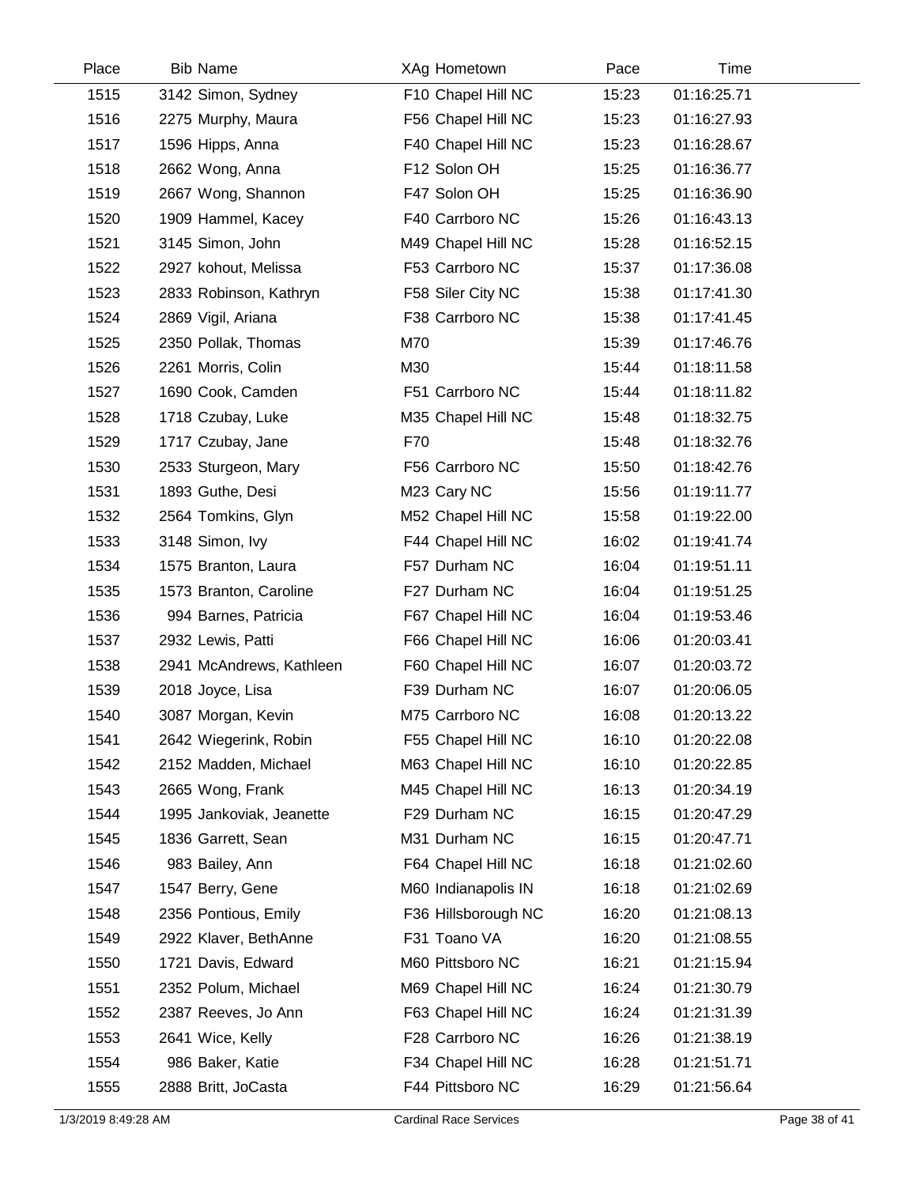| Place | Bib | Name | XAg | Hometown | Pace | Time |
|---|---|---|---|---|---|---|
| 1515 | 3142 | Simon, Sydney | F10 | Chapel Hill NC | 15:23 | 01:16:25.71 |
| 1516 | 2275 | Murphy, Maura | F56 | Chapel Hill NC | 15:23 | 01:16:27.93 |
| 1517 | 1596 | Hipps, Anna | F40 | Chapel Hill NC | 15:23 | 01:16:28.67 |
| 1518 | 2662 | Wong, Anna | F12 | Solon OH | 15:25 | 01:16:36.77 |
| 1519 | 2667 | Wong, Shannon | F47 | Solon OH | 15:25 | 01:16:36.90 |
| 1520 | 1909 | Hammel, Kacey | F40 | Carrboro NC | 15:26 | 01:16:43.13 |
| 1521 | 3145 | Simon, John | M49 | Chapel Hill NC | 15:28 | 01:16:52.15 |
| 1522 | 2927 | kohout, Melissa | F53 | Carrboro NC | 15:37 | 01:17:36.08 |
| 1523 | 2833 | Robinson, Kathryn | F58 | Siler City NC | 15:38 | 01:17:41.30 |
| 1524 | 2869 | Vigil, Ariana | F38 | Carrboro NC | 15:38 | 01:17:41.45 |
| 1525 | 2350 | Pollak, Thomas | M70 | | 15:39 | 01:17:46.76 |
| 1526 | 2261 | Morris, Colin | M30 | | 15:44 | 01:18:11.58 |
| 1527 | 1690 | Cook, Camden | F51 | Carrboro NC | 15:44 | 01:18:11.82 |
| 1528 | 1718 | Czubay, Luke | M35 | Chapel Hill NC | 15:48 | 01:18:32.75 |
| 1529 | 1717 | Czubay, Jane | F70 | | 15:48 | 01:18:32.76 |
| 1530 | 2533 | Sturgeon, Mary | F56 | Carrboro NC | 15:50 | 01:18:42.76 |
| 1531 | 1893 | Guthe, Desi | M23 | Cary NC | 15:56 | 01:19:11.77 |
| 1532 | 2564 | Tomkins, Glyn | M52 | Chapel Hill NC | 15:58 | 01:19:22.00 |
| 1533 | 3148 | Simon, Ivy | F44 | Chapel Hill NC | 16:02 | 01:19:41.74 |
| 1534 | 1575 | Branton, Laura | F57 | Durham NC | 16:04 | 01:19:51.11 |
| 1535 | 1573 | Branton, Caroline | F27 | Durham NC | 16:04 | 01:19:51.25 |
| 1536 | 994 | Barnes, Patricia | F67 | Chapel Hill NC | 16:04 | 01:19:53.46 |
| 1537 | 2932 | Lewis, Patti | F66 | Chapel Hill NC | 16:06 | 01:20:03.41 |
| 1538 | 2941 | McAndrews, Kathleen | F60 | Chapel Hill NC | 16:07 | 01:20:03.72 |
| 1539 | 2018 | Joyce, Lisa | F39 | Durham NC | 16:07 | 01:20:06.05 |
| 1540 | 3087 | Morgan, Kevin | M75 | Carrboro NC | 16:08 | 01:20:13.22 |
| 1541 | 2642 | Wiegerink, Robin | F55 | Chapel Hill NC | 16:10 | 01:20:22.08 |
| 1542 | 2152 | Madden, Michael | M63 | Chapel Hill NC | 16:10 | 01:20:22.85 |
| 1543 | 2665 | Wong, Frank | M45 | Chapel Hill NC | 16:13 | 01:20:34.19 |
| 1544 | 1995 | Jankoviak, Jeanette | F29 | Durham NC | 16:15 | 01:20:47.29 |
| 1545 | 1836 | Garrett, Sean | M31 | Durham NC | 16:15 | 01:20:47.71 |
| 1546 | 983 | Bailey, Ann | F64 | Chapel Hill NC | 16:18 | 01:21:02.60 |
| 1547 | 1547 | Berry, Gene | M60 | Indianapolis IN | 16:18 | 01:21:02.69 |
| 1548 | 2356 | Pontious, Emily | F36 | Hillsborough NC | 16:20 | 01:21:08.13 |
| 1549 | 2922 | Klaver, BethAnne | F31 | Toano VA | 16:20 | 01:21:08.55 |
| 1550 | 1721 | Davis, Edward | M60 | Pittsboro NC | 16:21 | 01:21:15.94 |
| 1551 | 2352 | Polum, Michael | M69 | Chapel Hill NC | 16:24 | 01:21:30.79 |
| 1552 | 2387 | Reeves, Jo Ann | F63 | Chapel Hill NC | 16:24 | 01:21:31.39 |
| 1553 | 2641 | Wice, Kelly | F28 | Carrboro NC | 16:26 | 01:21:38.19 |
| 1554 | 986 | Baker, Katie | F34 | Chapel Hill NC | 16:28 | 01:21:51.71 |
| 1555 | 2888 | Britt, JoCasta | F44 | Pittsboro NC | 16:29 | 01:21:56.64 |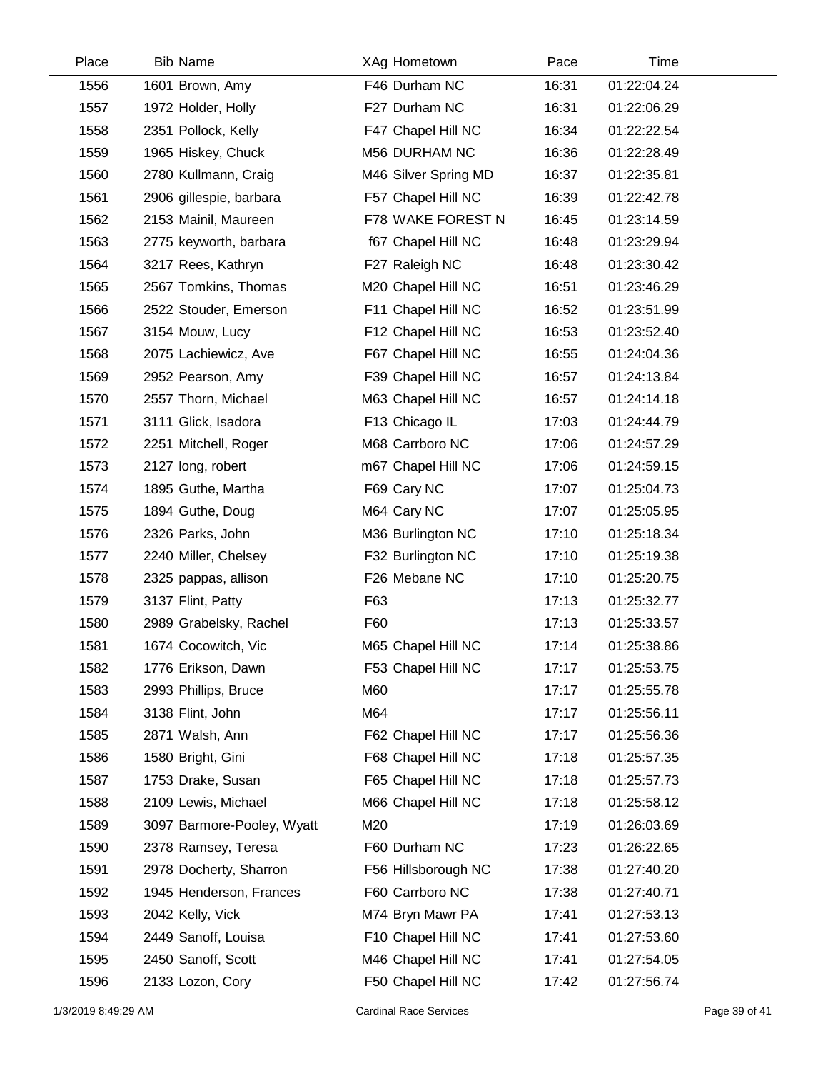| Place | Bib | Name | XAg | Hometown | Pace | Time |
|---|---|---|---|---|---|---|
| 1556 | 1601 | Brown, Amy | F46 | Durham NC | 16:31 | 01:22:04.24 |
| 1557 | 1972 | Holder, Holly | F27 | Durham NC | 16:31 | 01:22:06.29 |
| 1558 | 2351 | Pollock, Kelly | F47 | Chapel Hill NC | 16:34 | 01:22:22.54 |
| 1559 | 1965 | Hiskey, Chuck | M56 | DURHAM NC | 16:36 | 01:22:28.49 |
| 1560 | 2780 | Kullmann, Craig | M46 | Silver Spring MD | 16:37 | 01:22:35.81 |
| 1561 | 2906 | gillespie, barbara | F57 | Chapel Hill NC | 16:39 | 01:22:42.78 |
| 1562 | 2153 | Mainil, Maureen | F78 | WAKE FOREST N | 16:45 | 01:23:14.59 |
| 1563 | 2775 | keyworth, barbara | f67 | Chapel Hill NC | 16:48 | 01:23:29.94 |
| 1564 | 3217 | Rees, Kathryn | F27 | Raleigh NC | 16:48 | 01:23:30.42 |
| 1565 | 2567 | Tomkins, Thomas | M20 | Chapel Hill NC | 16:51 | 01:23:46.29 |
| 1566 | 2522 | Stouder, Emerson | F11 | Chapel Hill NC | 16:52 | 01:23:51.99 |
| 1567 | 3154 | Mouw, Lucy | F12 | Chapel Hill NC | 16:53 | 01:23:52.40 |
| 1568 | 2075 | Lachiewicz, Ave | F67 | Chapel Hill NC | 16:55 | 01:24:04.36 |
| 1569 | 2952 | Pearson, Amy | F39 | Chapel Hill NC | 16:57 | 01:24:13.84 |
| 1570 | 2557 | Thorn, Michael | M63 | Chapel Hill NC | 16:57 | 01:24:14.18 |
| 1571 | 3111 | Glick, Isadora | F13 | Chicago IL | 17:03 | 01:24:44.79 |
| 1572 | 2251 | Mitchell, Roger | M68 | Carrboro NC | 17:06 | 01:24:57.29 |
| 1573 | 2127 | long, robert | m67 | Chapel Hill NC | 17:06 | 01:24:59.15 |
| 1574 | 1895 | Guthe, Martha | F69 | Cary NC | 17:07 | 01:25:04.73 |
| 1575 | 1894 | Guthe, Doug | M64 | Cary NC | 17:07 | 01:25:05.95 |
| 1576 | 2326 | Parks, John | M36 | Burlington NC | 17:10 | 01:25:18.34 |
| 1577 | 2240 | Miller, Chelsey | F32 | Burlington NC | 17:10 | 01:25:19.38 |
| 1578 | 2325 | pappas, allison | F26 | Mebane NC | 17:10 | 01:25:20.75 |
| 1579 | 3137 | Flint, Patty | F63 | | 17:13 | 01:25:32.77 |
| 1580 | 2989 | Grabelsky, Rachel | F60 | | 17:13 | 01:25:33.57 |
| 1581 | 1674 | Cocowitch, Vic | M65 | Chapel Hill NC | 17:14 | 01:25:38.86 |
| 1582 | 1776 | Erikson, Dawn | F53 | Chapel Hill NC | 17:17 | 01:25:53.75 |
| 1583 | 2993 | Phillips, Bruce | M60 | | 17:17 | 01:25:55.78 |
| 1584 | 3138 | Flint, John | M64 | | 17:17 | 01:25:56.11 |
| 1585 | 2871 | Walsh, Ann | F62 | Chapel Hill NC | 17:17 | 01:25:56.36 |
| 1586 | 1580 | Bright, Gini | F68 | Chapel Hill NC | 17:18 | 01:25:57.35 |
| 1587 | 1753 | Drake, Susan | F65 | Chapel Hill NC | 17:18 | 01:25:57.73 |
| 1588 | 2109 | Lewis, Michael | M66 | Chapel Hill NC | 17:18 | 01:25:58.12 |
| 1589 | 3097 | Barmore-Pooley, Wyatt | M20 | | 17:19 | 01:26:03.69 |
| 1590 | 2378 | Ramsey, Teresa | F60 | Durham NC | 17:23 | 01:26:22.65 |
| 1591 | 2978 | Docherty, Sharron | F56 | Hillsborough NC | 17:38 | 01:27:40.20 |
| 1592 | 1945 | Henderson, Frances | F60 | Carrboro NC | 17:38 | 01:27:40.71 |
| 1593 | 2042 | Kelly, Vick | M74 | Bryn Mawr PA | 17:41 | 01:27:53.13 |
| 1594 | 2449 | Sanoff, Louisa | F10 | Chapel Hill NC | 17:41 | 01:27:53.60 |
| 1595 | 2450 | Sanoff, Scott | M46 | Chapel Hill NC | 17:41 | 01:27:54.05 |
| 1596 | 2133 | Lozon, Cory | F50 | Chapel Hill NC | 17:42 | 01:27:56.74 |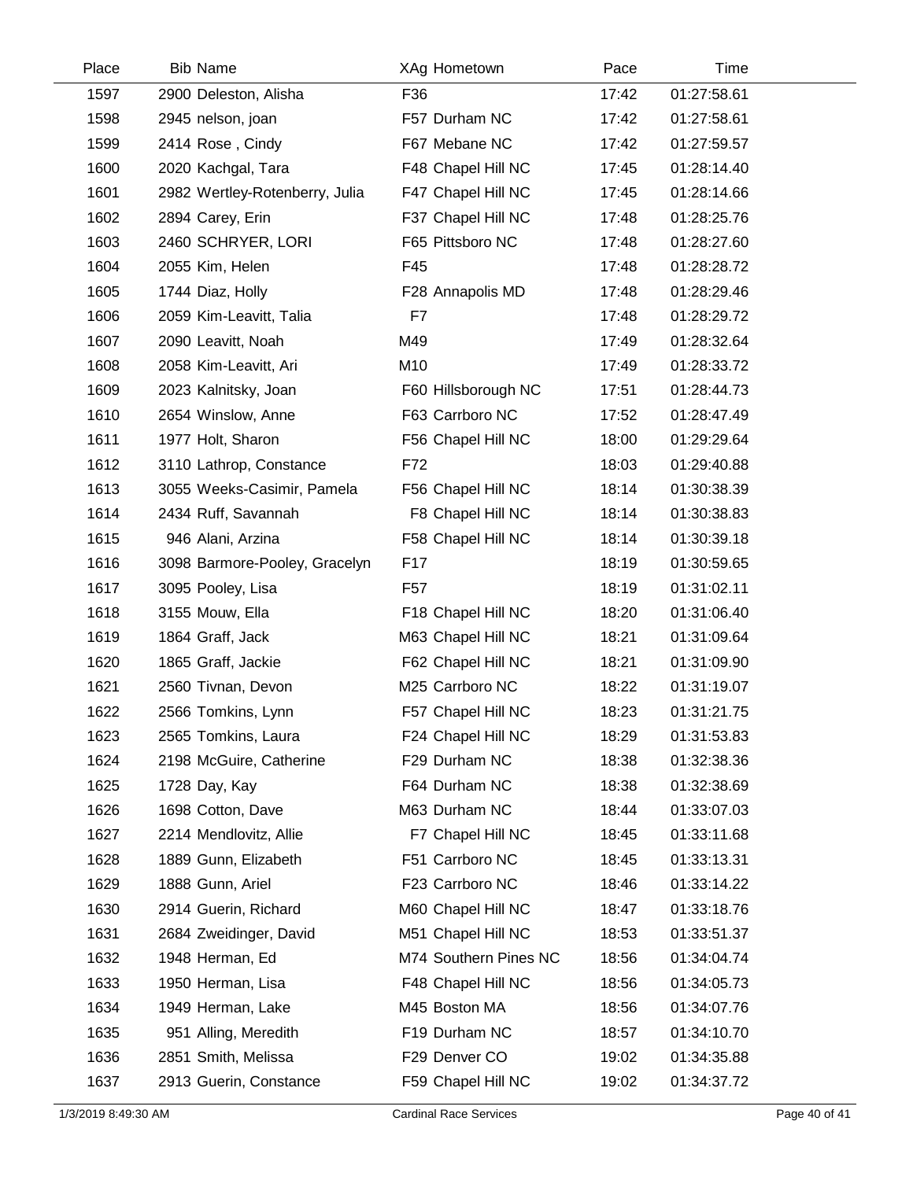| Place | Bib | Name | XAg | Hometown | Pace | Time |
|---|---|---|---|---|---|---|
| 1597 | 2900 | Deleston, Alisha | F36 | | 17:42 | 01:27:58.61 |
| 1598 | 2945 | nelson, joan | F57 | Durham NC | 17:42 | 01:27:58.61 |
| 1599 | 2414 | Rose , Cindy | F67 | Mebane NC | 17:42 | 01:27:59.57 |
| 1600 | 2020 | Kachgal, Tara | F48 | Chapel Hill NC | 17:45 | 01:28:14.40 |
| 1601 | 2982 | Wertley-Rotenberry, Julia | F47 | Chapel Hill NC | 17:45 | 01:28:14.66 |
| 1602 | 2894 | Carey, Erin | F37 | Chapel Hill NC | 17:48 | 01:28:25.76 |
| 1603 | 2460 | SCHRYER, LORI | F65 | Pittsboro NC | 17:48 | 01:28:27.60 |
| 1604 | 2055 | Kim, Helen | F45 | | 17:48 | 01:28:28.72 |
| 1605 | 1744 | Diaz, Holly | F28 | Annapolis MD | 17:48 | 01:28:29.46 |
| 1606 | 2059 | Kim-Leavitt, Talia | F7 | | 17:48 | 01:28:29.72 |
| 1607 | 2090 | Leavitt, Noah | M49 | | 17:49 | 01:28:32.64 |
| 1608 | 2058 | Kim-Leavitt, Ari | M10 | | 17:49 | 01:28:33.72 |
| 1609 | 2023 | Kalnitsky, Joan | F60 | Hillsborough NC | 17:51 | 01:28:44.73 |
| 1610 | 2654 | Winslow, Anne | F63 | Carrboro NC | 17:52 | 01:28:47.49 |
| 1611 | 1977 | Holt, Sharon | F56 | Chapel Hill NC | 18:00 | 01:29:29.64 |
| 1612 | 3110 | Lathrop, Constance | F72 | | 18:03 | 01:29:40.88 |
| 1613 | 3055 | Weeks-Casimir, Pamela | F56 | Chapel Hill NC | 18:14 | 01:30:38.39 |
| 1614 | 2434 | Ruff, Savannah | F8 | Chapel Hill NC | 18:14 | 01:30:38.83 |
| 1615 | 946 | Alani, Arzina | F58 | Chapel Hill NC | 18:14 | 01:30:39.18 |
| 1616 | 3098 | Barmore-Pooley, Gracelyn | F17 | | 18:19 | 01:30:59.65 |
| 1617 | 3095 | Pooley, Lisa | F57 | | 18:19 | 01:31:02.11 |
| 1618 | 3155 | Mouw, Ella | F18 | Chapel Hill NC | 18:20 | 01:31:06.40 |
| 1619 | 1864 | Graff, Jack | M63 | Chapel Hill NC | 18:21 | 01:31:09.64 |
| 1620 | 1865 | Graff, Jackie | F62 | Chapel Hill NC | 18:21 | 01:31:09.90 |
| 1621 | 2560 | Tivnan, Devon | M25 | Carrboro NC | 18:22 | 01:31:19.07 |
| 1622 | 2566 | Tomkins, Lynn | F57 | Chapel Hill NC | 18:23 | 01:31:21.75 |
| 1623 | 2565 | Tomkins, Laura | F24 | Chapel Hill NC | 18:29 | 01:31:53.83 |
| 1624 | 2198 | McGuire, Catherine | F29 | Durham NC | 18:38 | 01:32:38.36 |
| 1625 | 1728 | Day, Kay | F64 | Durham NC | 18:38 | 01:32:38.69 |
| 1626 | 1698 | Cotton, Dave | M63 | Durham NC | 18:44 | 01:33:07.03 |
| 1627 | 2214 | Mendlovitz, Allie | F7 | Chapel Hill NC | 18:45 | 01:33:11.68 |
| 1628 | 1889 | Gunn, Elizabeth | F51 | Carrboro NC | 18:45 | 01:33:13.31 |
| 1629 | 1888 | Gunn, Ariel | F23 | Carrboro NC | 18:46 | 01:33:14.22 |
| 1630 | 2914 | Guerin, Richard | M60 | Chapel Hill NC | 18:47 | 01:33:18.76 |
| 1631 | 2684 | Zweidinger, David | M51 | Chapel Hill NC | 18:53 | 01:33:51.37 |
| 1632 | 1948 | Herman, Ed | M74 | Southern Pines NC | 18:56 | 01:34:04.74 |
| 1633 | 1950 | Herman, Lisa | F48 | Chapel Hill NC | 18:56 | 01:34:05.73 |
| 1634 | 1949 | Herman, Lake | M45 | Boston MA | 18:56 | 01:34:07.76 |
| 1635 | 951 | Alling, Meredith | F19 | Durham NC | 18:57 | 01:34:10.70 |
| 1636 | 2851 | Smith, Melissa | F29 | Denver CO | 19:02 | 01:34:35.88 |
| 1637 | 2913 | Guerin, Constance | F59 | Chapel Hill NC | 19:02 | 01:34:37.72 |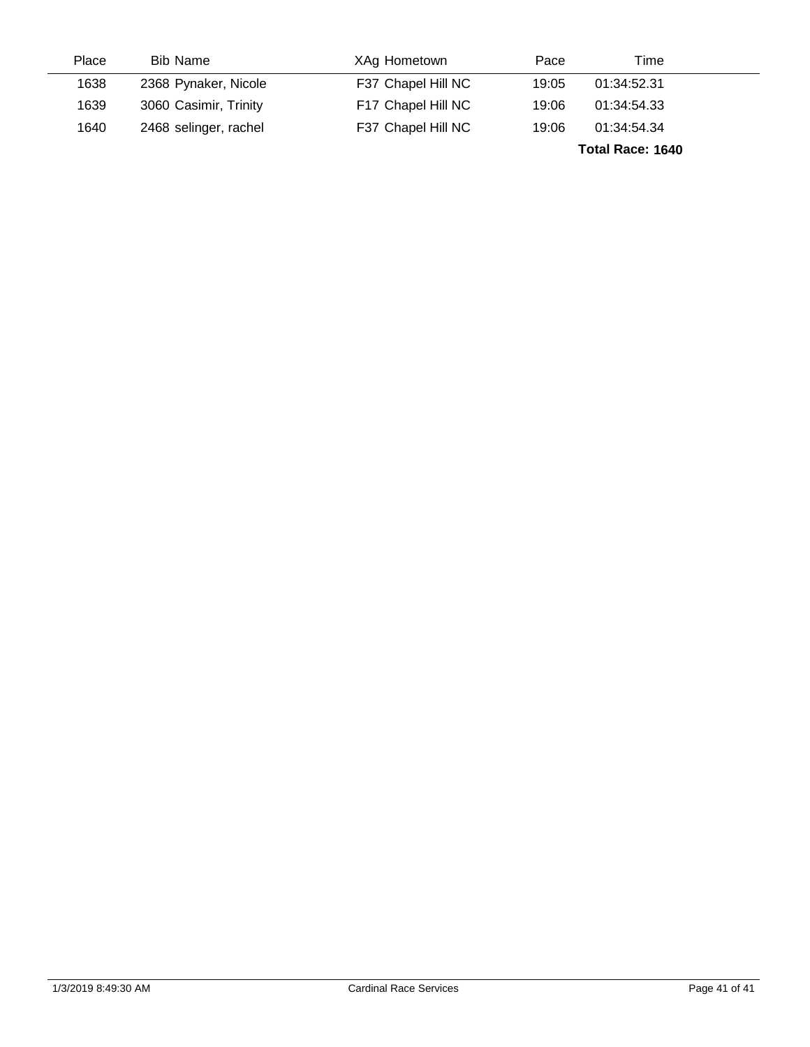| Place | Bib | Name | XAg | Hometown | Pace | Time |
|---|---|---|---|---|---|---|
| 1638 | 2368 | Pynaker, Nicole | F37 | Chapel Hill NC | 19:05 | 01:34:52.31 |
| 1639 | 3060 | Casimir, Trinity | F17 | Chapel Hill NC | 19:06 | 01:34:54.33 |
| 1640 | 2468 | selinger, rachel | F37 | Chapel Hill NC | 19:06 | 01:34:54.34 |

**Total Race: 1640**